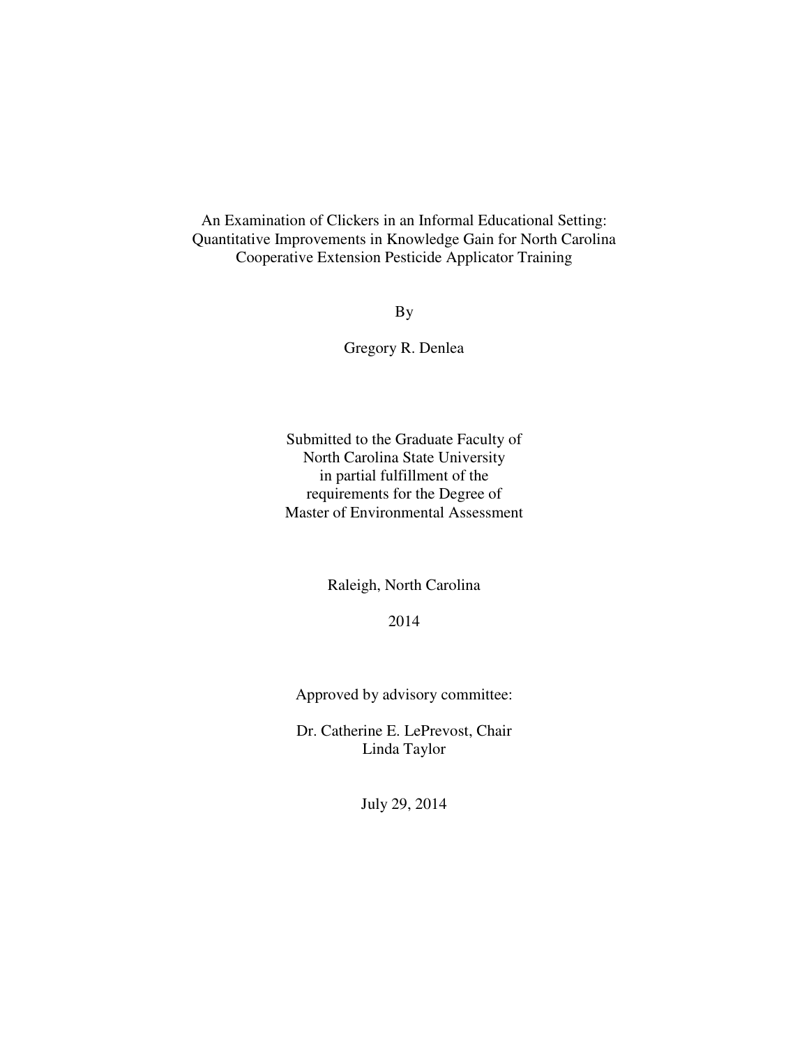# An Examination of Clickers in an Informal Educational Setting: Quantitative Improvements in Knowledge Gain for North Carolina Cooperative Extension Pesticide Applicator Training

By

Gregory R. Denlea

Submitted to the Graduate Faculty of
North Carolina State University
in partial fulfillment of the
requirements for the Degree of
Master of Environmental Assessment

Raleigh, North Carolina

2014

Approved by advisory committee:

Dr. Catherine E. LePrevost, Chair
Linda Taylor

July 29, 2014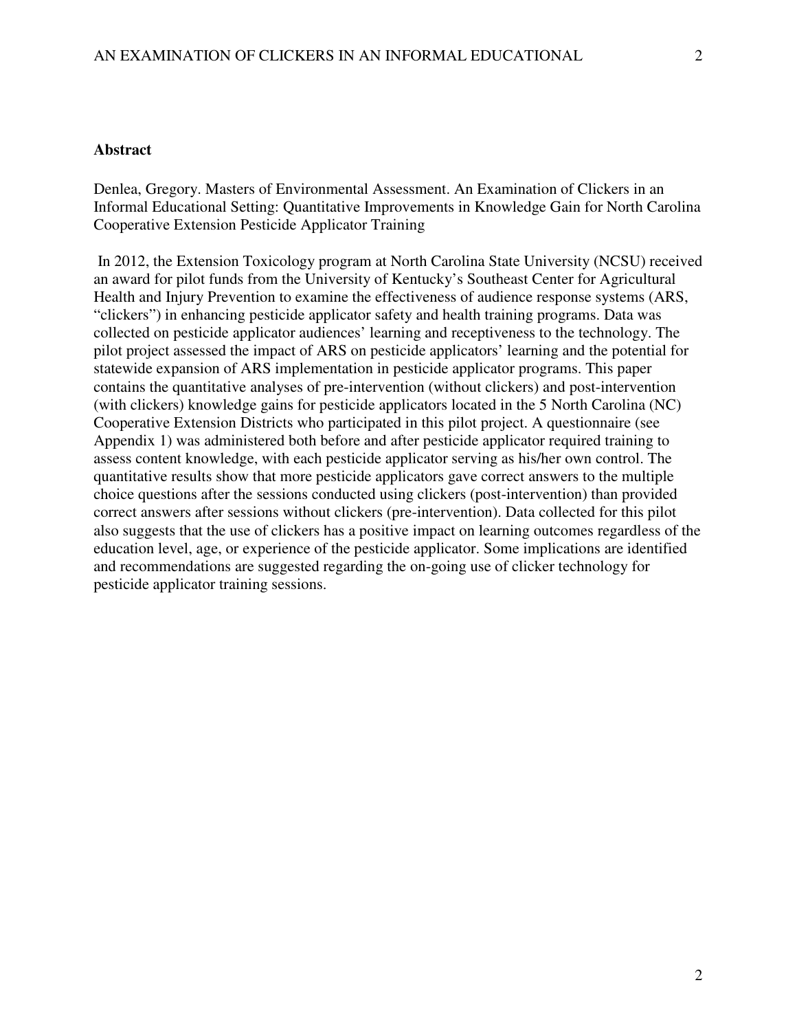## Abstract

Denlea, Gregory. Masters of Environmental Assessment. An Examination of Clickers in an Informal Educational Setting: Quantitative Improvements in Knowledge Gain for North Carolina Cooperative Extension Pesticide Applicator Training

In 2012, the Extension Toxicology program at North Carolina State University (NCSU) received an award for pilot funds from the University of Kentucky's Southeast Center for Agricultural Health and Injury Prevention to examine the effectiveness of audience response systems (ARS, "clickers") in enhancing pesticide applicator safety and health training programs. Data was collected on pesticide applicator audiences' learning and receptiveness to the technology. The pilot project assessed the impact of ARS on pesticide applicators' learning and the potential for statewide expansion of ARS implementation in pesticide applicator programs. This paper contains the quantitative analyses of pre-intervention (without clickers) and post-intervention (with clickers) knowledge gains for pesticide applicators located in the 5 North Carolina (NC) Cooperative Extension Districts who participated in this pilot project. A questionnaire (see Appendix 1) was administered both before and after pesticide applicator required training to assess content knowledge, with each pesticide applicator serving as his/her own control. The quantitative results show that more pesticide applicators gave correct answers to the multiple choice questions after the sessions conducted using clickers (post-intervention) than provided correct answers after sessions without clickers (pre-intervention). Data collected for this pilot also suggests that the use of clickers has a positive impact on learning outcomes regardless of the education level, age, or experience of the pesticide applicator. Some implications are identified and recommendations are suggested regarding the on-going use of clicker technology for pesticide applicator training sessions.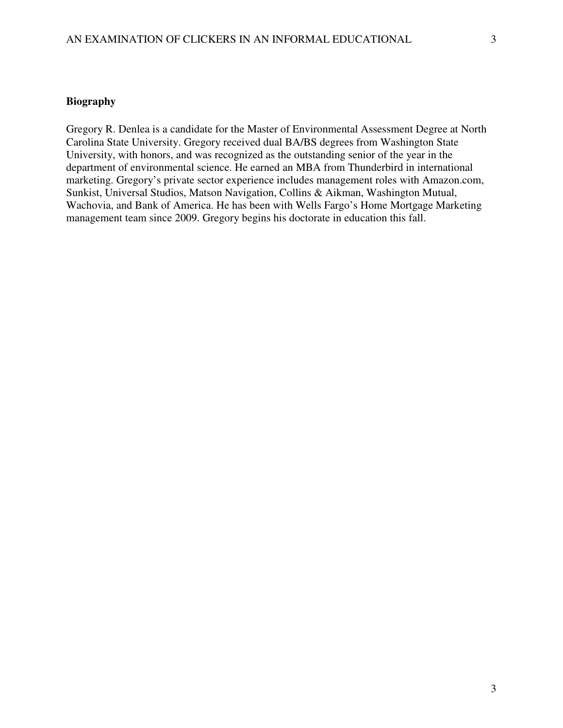**Biography**

Gregory R. Denlea is a candidate for the Master of Environmental Assessment Degree at North Carolina State University. Gregory received dual BA/BS degrees from Washington State University, with honors, and was recognized as the outstanding senior of the year in the department of environmental science. He earned an MBA from Thunderbird in international marketing. Gregory's private sector experience includes management roles with Amazon.com, Sunkist, Universal Studios, Matson Navigation, Collins & Aikman, Washington Mutual, Wachovia, and Bank of America. He has been with Wells Fargo's Home Mortgage Marketing management team since 2009. Gregory begins his doctorate in education this fall.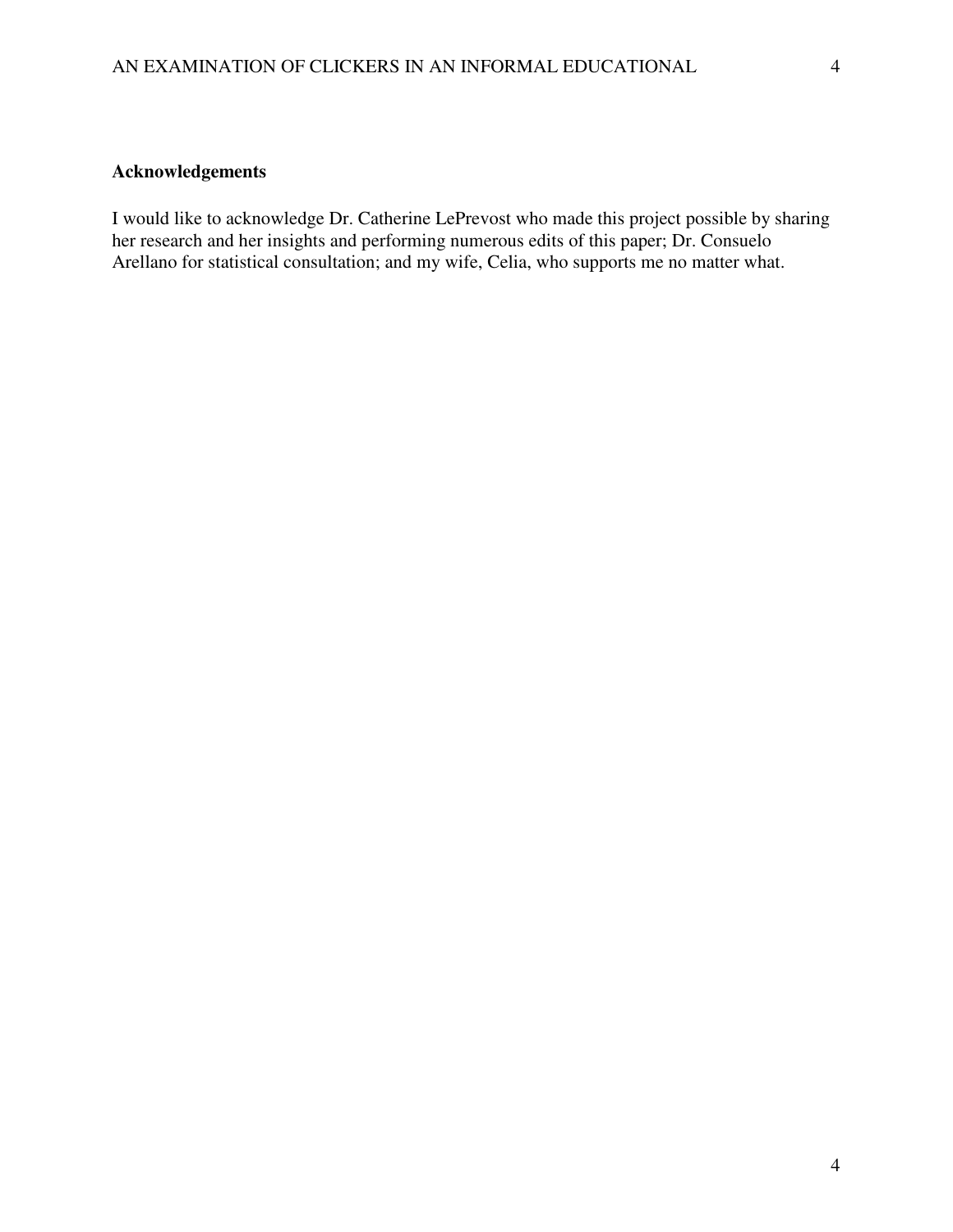## Acknowledgements

I would like to acknowledge Dr. Catherine LePrevost who made this project possible by sharing her research and her insights and performing numerous edits of this paper; Dr. Consuelo Arellano for statistical consultation; and my wife, Celia, who supports me no matter what.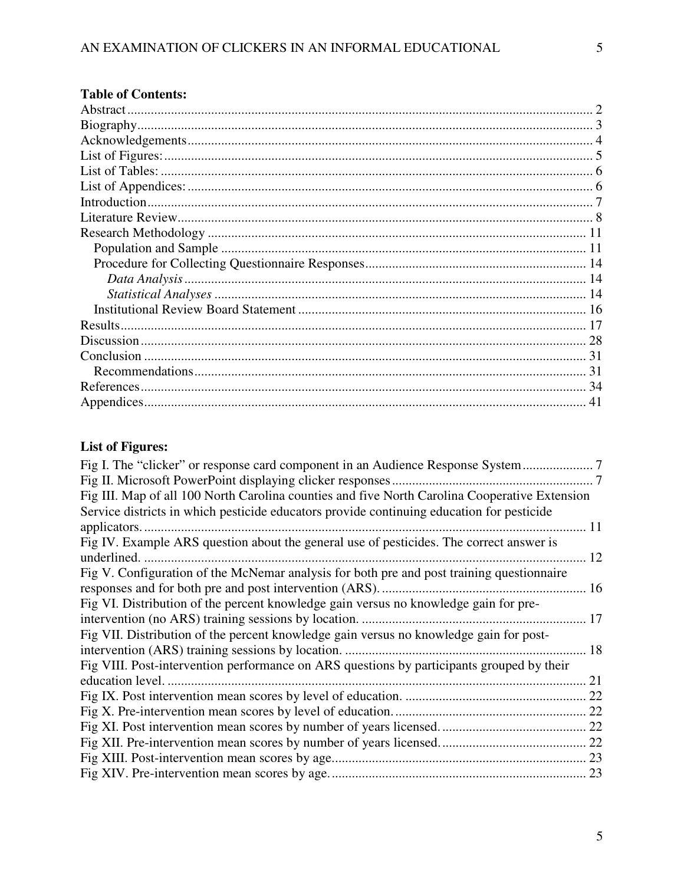**Table of Contents:**

Abstract ........................................................................................................................................ 2
Biography ...................................................................................................................................... 3
Acknowledgements ....................................................................................................................... 4
List of Figures: .............................................................................................................................. 5
List of Tables: ............................................................................................................................... 6
List of Appendices: ....................................................................................................................... 6
Introduction ................................................................................................................................... 7
Literature Review .......................................................................................................................... 8
Research Methodology ............................................................................................................... 11
  Population and Sample ............................................................................................................ 11
  Procedure for Collecting Questionnaire Responses ................................................................. 14
    *Data Analysis* ...................................................................................................................... 14
    *Statistical Analyses* ............................................................................................................. 14
  Institutional Review Board Statement ..................................................................................... 16
Results ......................................................................................................................................... 17
Discussion ................................................................................................................................... 28
Conclusion .................................................................................................................................. 31
  Recommendations ................................................................................................................... 31
References ................................................................................................................................... 34
Appendices .................................................................................................................................. 41

**List of Figures:**

Fig I. The "clicker" or response card component in an Audience Response System ..................... 7
Fig II. Microsoft PowerPoint displaying clicker responses ............................................................ 7
Fig III. Map of all 100 North Carolina counties and five North Carolina Cooperative Extension Service districts in which pesticide educators provide continuing education for pesticide applicators. .................................................................................................................................. 11
Fig IV. Example ARS question about the general use of pesticides. The correct answer is underlined. ................................................................................................................................... 12
Fig V. Configuration of the McNemar analysis for both pre and post training questionnaire responses and for both pre and post intervention (ARS). ............................................................ 16
Fig VI. Distribution of the percent knowledge gain versus no knowledge gain for pre-intervention (no ARS) training sessions by location. ................................................................... 17
Fig VII. Distribution of the percent knowledge gain versus no knowledge gain for post-intervention (ARS) training sessions by location. ....................................................................... 18
Fig VIII. Post-intervention performance on ARS questions by participants grouped by their education level. ............................................................................................................................ 21
Fig IX. Post intervention mean scores by level of education. ...................................................... 22
Fig X. Pre-intervention mean scores by level of education. ......................................................... 22
Fig XI. Post intervention mean scores by number of years licensed. ........................................... 22
Fig XII. Pre-intervention mean scores by number of years licensed. ........................................... 22
Fig XIII. Post-intervention mean scores by age. ........................................................................... 23
Fig XIV. Pre-intervention mean scores by age. ............................................................................ 23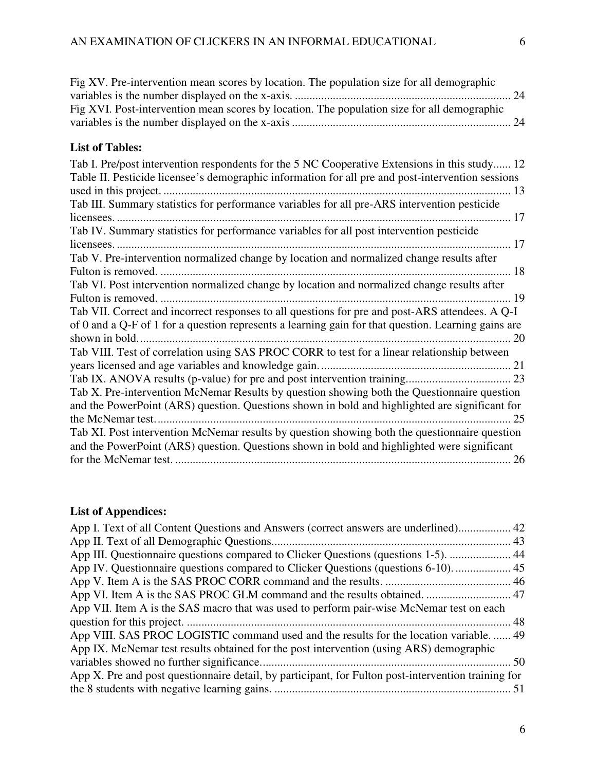Fig XV. Pre-intervention mean scores by location. The population size for all demographic variables is the number displayed on the x-axis. .......................................................................... 24

Fig XVI. Post-intervention mean scores by location. The population size for all demographic variables is the number displayed on the x-axis .......................................................................... 24

**List of Tables:**

Tab I. Pre/post intervention respondents for the 5 NC Cooperative Extensions in this study...... 12

Table II. Pesticide licensee's demographic information for all pre and post-intervention sessions used in this project. ....................................................................................................................... 13

Tab III. Summary statistics for performance variables for all pre-ARS intervention pesticide licensees. ....................................................................................................................................... 17

Tab IV. Summary statistics for performance variables for all post intervention pesticide licensees. ....................................................................................................................................... 17

Tab V. Pre-intervention normalized change by location and normalized change results after Fulton is removed. ........................................................................................................................ 18

Tab VI. Post intervention normalized change by location and normalized change results after Fulton is removed. ........................................................................................................................ 19

Tab VII. Correct and incorrect responses to all questions for pre and post-ARS attendees. A Q-I of 0 and a Q-F of 1 for a question represents a learning gain for that question. Learning gains are shown in bold. .............................................................................................................................. 20

Tab VIII. Test of correlation using SAS PROC CORR to test for a linear relationship between years licensed and age variables and knowledge gain. ................................................................ 21

Tab IX. ANOVA results (p-value) for pre and post intervention training.................................... 23

Tab X. Pre-intervention McNemar Results by question showing both the Questionnaire question and the PowerPoint (ARS) question. Questions shown in bold and highlighted are significant for the McNemar test. .......................................................................................................................... 25

Tab XI. Post intervention McNemar results by question showing both the questionnaire question and the PowerPoint (ARS) question. Questions shown in bold and highlighted were significant for the McNemar test. ..................................................................................................................... 26

**List of Appendices:**

App I. Text of all Content Questions and Answers (correct answers are underlined).................. 42

App II. Text of all Demographic Questions.................................................................................. 43

App III. Questionnaire questions compared to Clicker Questions (questions 1-5). ..................... 44

App IV. Questionnaire questions compared to Clicker Questions (questions 6-10). ................... 45

App V. Item A is the SAS PROC CORR command and the results. ........................................... 46

App VI. Item A is the SAS PROC GLM command and the results obtained. ............................. 47

App VII. Item A is the SAS macro that was used to perform pair-wise McNemar test on each question for this project. ............................................................................................................... 48

App VIII. SAS PROC LOGISTIC command used and the results for the location variable. ...... 49

App IX. McNemar test results obtained for the post intervention (using ARS) demographic variables showed no further significance..................................................................................... 50

App X. Pre and post questionnaire detail, by participant, for Fulton post-intervention training for the 8 students with negative learning gains. ................................................................................. 51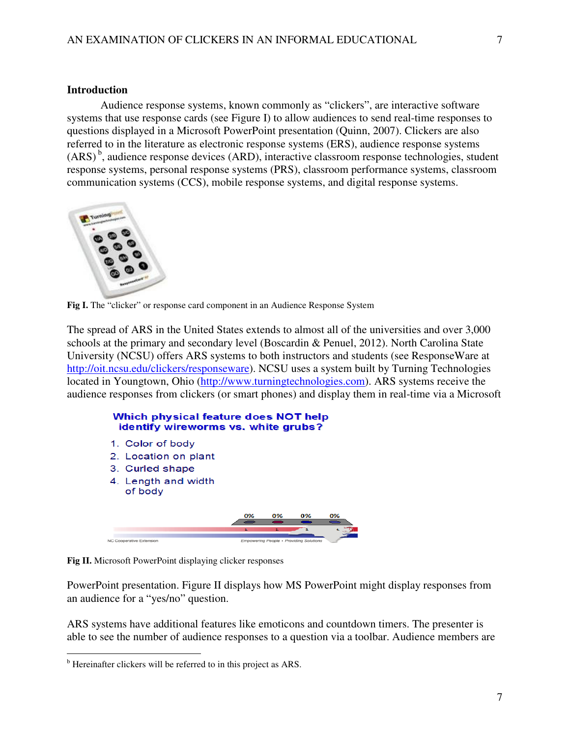## Introduction

Audience response systems, known commonly as "clickers", are interactive software systems that use response cards (see Figure I) to allow audiences to send real-time responses to questions displayed in a Microsoft PowerPoint presentation (Quinn, 2007). Clickers are also referred to in the literature as electronic response systems (ERS), audience response systems (ARS) [b], audience response devices (ARD), interactive classroom response technologies, student response systems, personal response systems (PRS), classroom performance systems, classroom communication systems (CCS), mobile response systems, and digital response systems.

**Fig I.** The "clicker" or response card component in an Audience Response System

The spread of ARS in the United States extends to almost all of the universities and over 3,000 schools at the primary and secondary level (Boscardin & Penuel, 2012). North Carolina State University (NCSU) offers ARS systems to both instructors and students (see ResponseWare at http://oit.ncsu.edu/clickers/responseware). NCSU uses a system built by Turning Technologies located in Youngtown, Ohio (http://www.turningtechnologies.com). ARS systems receive the audience responses from clickers (or smart phones) and display them in real-time via a Microsoft

**Fig II.** Microsoft PowerPoint displaying clicker responses

PowerPoint presentation. Figure II displays how MS PowerPoint might display responses from an audience for a "yes/no" question.

ARS systems have additional features like emoticons and countdown timers. The presenter is able to see the number of audience responses to a question via a toolbar. Audience members are

---

[b] Hereinafter clickers will be referred to in this project as ARS.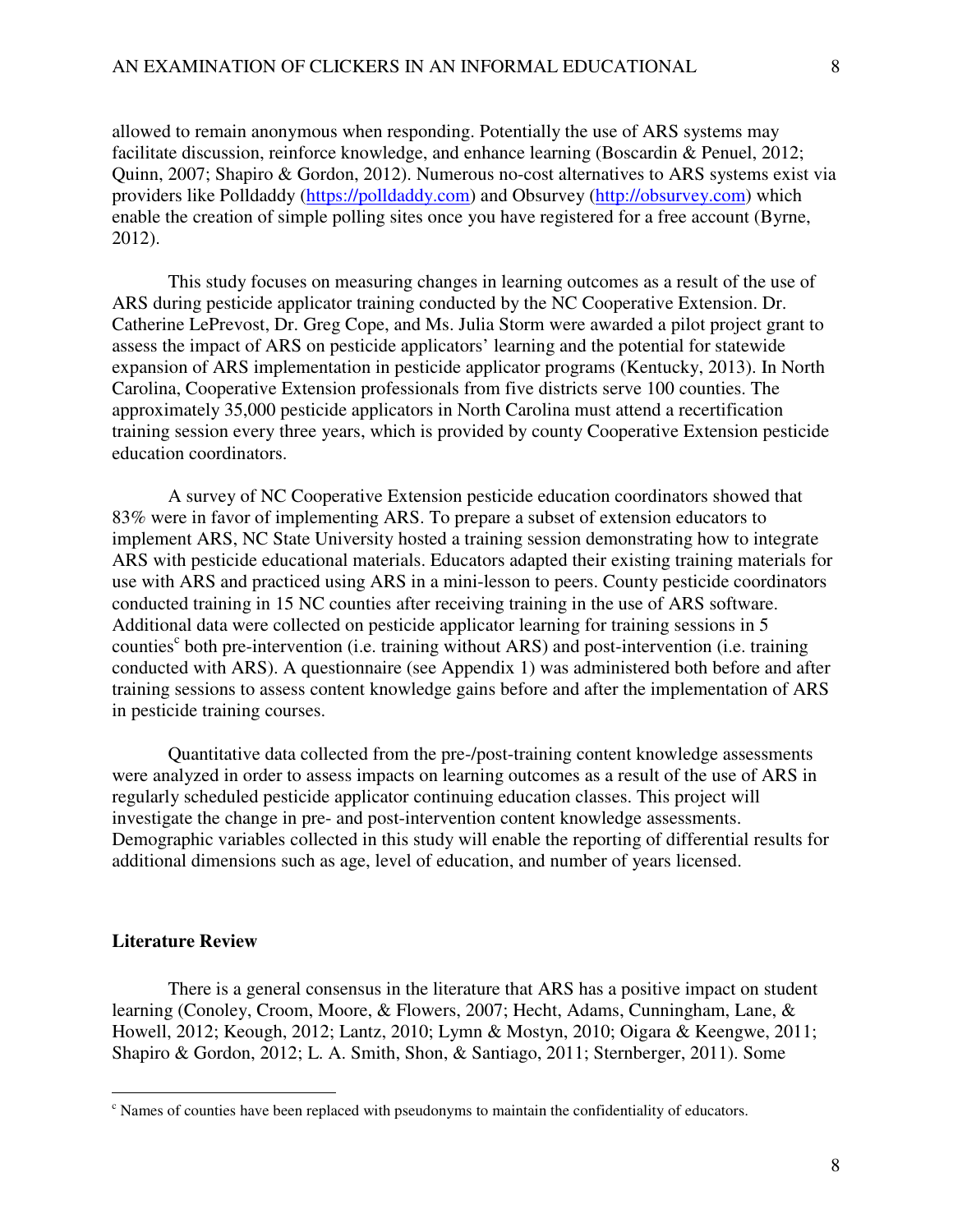allowed to remain anonymous when responding. Potentially the use of ARS systems may facilitate discussion, reinforce knowledge, and enhance learning (Boscardin & Penuel, 2012; Quinn, 2007; Shapiro & Gordon, 2012). Numerous no-cost alternatives to ARS systems exist via providers like Polldaddy (https://polldaddy.com) and Obsurvey (http://obsurvey.com) which enable the creation of simple polling sites once you have registered for a free account (Byrne, 2012).

This study focuses on measuring changes in learning outcomes as a result of the use of ARS during pesticide applicator training conducted by the NC Cooperative Extension. Dr. Catherine LePrevost, Dr. Greg Cope, and Ms. Julia Storm were awarded a pilot project grant to assess the impact of ARS on pesticide applicators' learning and the potential for statewide expansion of ARS implementation in pesticide applicator programs (Kentucky, 2013). In North Carolina, Cooperative Extension professionals from five districts serve 100 counties. The approximately 35,000 pesticide applicators in North Carolina must attend a recertification training session every three years, which is provided by county Cooperative Extension pesticide education coordinators.

A survey of NC Cooperative Extension pesticide education coordinators showed that 83% were in favor of implementing ARS. To prepare a subset of extension educators to implement ARS, NC State University hosted a training session demonstrating how to integrate ARS with pesticide educational materials. Educators adapted their existing training materials for use with ARS and practiced using ARS in a mini-lesson to peers. County pesticide coordinators conducted training in 15 NC counties after receiving training in the use of ARS software. Additional data were collected on pesticide applicator learning for training sessions in 5 counties[c] both pre-intervention (i.e. training without ARS) and post-intervention (i.e. training conducted with ARS). A questionnaire (see Appendix 1) was administered both before and after training sessions to assess content knowledge gains before and after the implementation of ARS in pesticide training courses.

Quantitative data collected from the pre-/post-training content knowledge assessments were analyzed in order to assess impacts on learning outcomes as a result of the use of ARS in regularly scheduled pesticide applicator continuing education classes. This project will investigate the change in pre- and post-intervention content knowledge assessments. Demographic variables collected in this study will enable the reporting of differential results for additional dimensions such as age, level of education, and number of years licensed.

## Literature Review

There is a general consensus in the literature that ARS has a positive impact on student learning (Conoley, Croom, Moore, & Flowers, 2007; Hecht, Adams, Cunningham, Lane, & Howell, 2012; Keough, 2012; Lantz, 2010; Lymn & Mostyn, 2010; Oigara & Keengwe, 2011; Shapiro & Gordon, 2012; L. A. Smith, Shon, & Santiago, 2011; Sternberger, 2011). Some

---

[c] Names of counties have been replaced with pseudonyms to maintain the confidentiality of educators.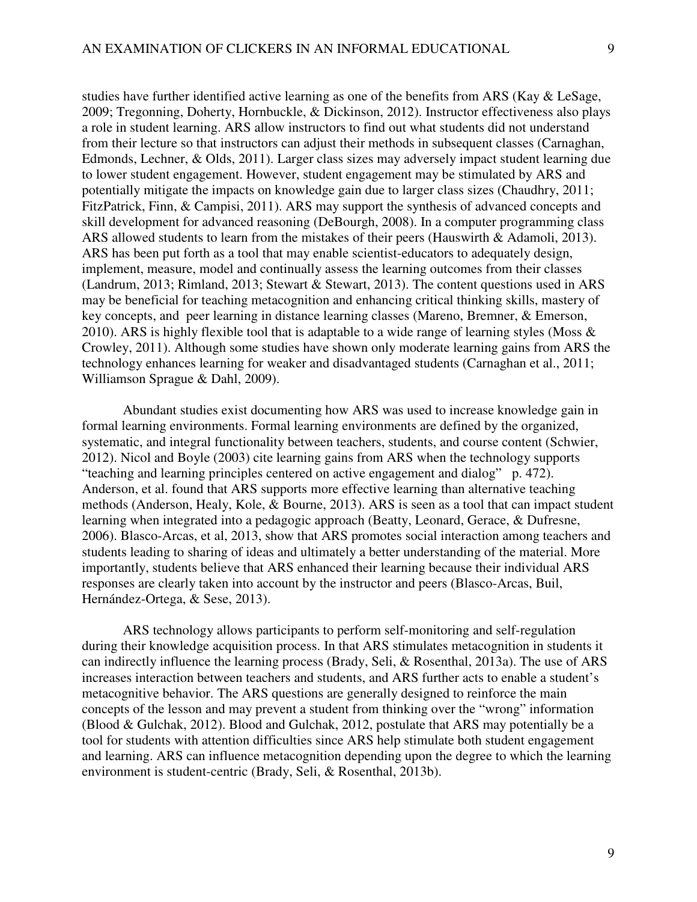studies have further identified active learning as one of the benefits from ARS (Kay & LeSage, 2009; Tregonning, Doherty, Hornbuckle, & Dickinson, 2012). Instructor effectiveness also plays a role in student learning. ARS allow instructors to find out what students did not understand from their lecture so that instructors can adjust their methods in subsequent classes (Carnaghan, Edmonds, Lechner, & Olds, 2011). Larger class sizes may adversely impact student learning due to lower student engagement. However, student engagement may be stimulated by ARS and potentially mitigate the impacts on knowledge gain due to larger class sizes (Chaudhry, 2011; FitzPatrick, Finn, & Campisi, 2011). ARS may support the synthesis of advanced concepts and skill development for advanced reasoning (DeBourgh, 2008). In a computer programming class ARS allowed students to learn from the mistakes of their peers (Hauswirth & Adamoli, 2013). ARS has been put forth as a tool that may enable scientist-educators to adequately design, implement, measure, model and continually assess the learning outcomes from their classes (Landrum, 2013; Rimland, 2013; Stewart & Stewart, 2013). The content questions used in ARS may be beneficial for teaching metacognition and enhancing critical thinking skills, mastery of key concepts, and peer learning in distance learning classes (Mareno, Bremner, & Emerson, 2010). ARS is highly flexible tool that is adaptable to a wide range of learning styles (Moss & Crowley, 2011). Although some studies have shown only moderate learning gains from ARS the technology enhances learning for weaker and disadvantaged students (Carnaghan et al., 2011; Williamson Sprague & Dahl, 2009).

Abundant studies exist documenting how ARS was used to increase knowledge gain in formal learning environments. Formal learning environments are defined by the organized, systematic, and integral functionality between teachers, students, and course content (Schwier, 2012). Nicol and Boyle (2003) cite learning gains from ARS when the technology supports "teaching and learning principles centered on active engagement and dialog" p. 472). Anderson, et al. found that ARS supports more effective learning than alternative teaching methods (Anderson, Healy, Kole, & Bourne, 2013). ARS is seen as a tool that can impact student learning when integrated into a pedagogic approach (Beatty, Leonard, Gerace, & Dufresne, 2006). Blasco-Arcas, et al, 2013, show that ARS promotes social interaction among teachers and students leading to sharing of ideas and ultimately a better understanding of the material. More importantly, students believe that ARS enhanced their learning because their individual ARS responses are clearly taken into account by the instructor and peers (Blasco-Arcas, Buil, Hernández-Ortega, & Sese, 2013).

ARS technology allows participants to perform self-monitoring and self-regulation during their knowledge acquisition process. In that ARS stimulates metacognition in students it can indirectly influence the learning process (Brady, Seli, & Rosenthal, 2013a). The use of ARS increases interaction between teachers and students, and ARS further acts to enable a student's metacognitive behavior. The ARS questions are generally designed to reinforce the main concepts of the lesson and may prevent a student from thinking over the "wrong" information (Blood & Gulchak, 2012). Blood and Gulchak, 2012, postulate that ARS may potentially be a tool for students with attention difficulties since ARS help stimulate both student engagement and learning. ARS can influence metacognition depending upon the degree to which the learning environment is student-centric (Brady, Seli, & Rosenthal, 2013b).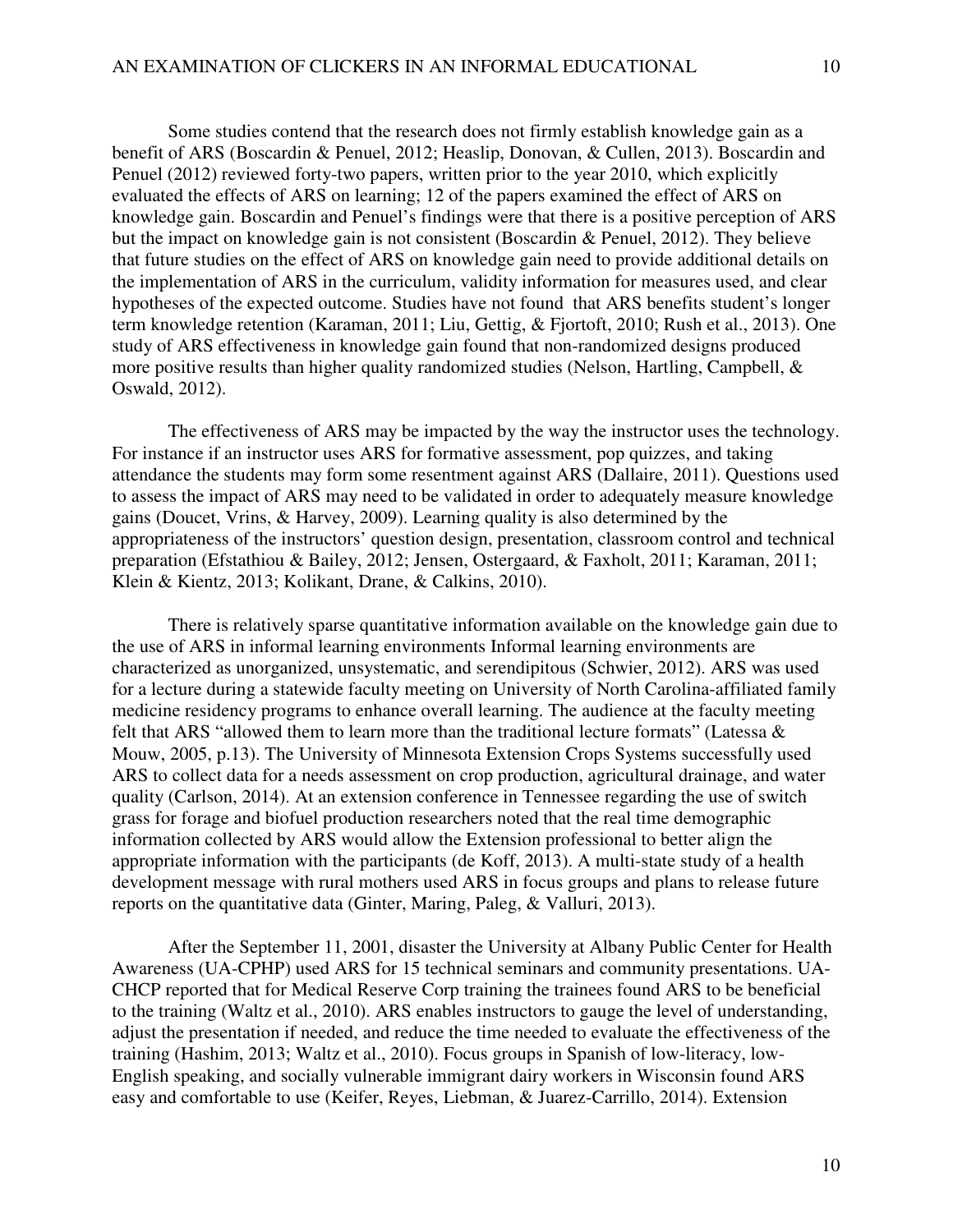Some studies contend that the research does not firmly establish knowledge gain as a benefit of ARS (Boscardin & Penuel, 2012; Heaslip, Donovan, & Cullen, 2013). Boscardin and Penuel (2012) reviewed forty-two papers, written prior to the year 2010, which explicitly evaluated the effects of ARS on learning; 12 of the papers examined the effect of ARS on knowledge gain. Boscardin and Penuel's findings were that there is a positive perception of ARS but the impact on knowledge gain is not consistent (Boscardin & Penuel, 2012). They believe that future studies on the effect of ARS on knowledge gain need to provide additional details on the implementation of ARS in the curriculum, validity information for measures used, and clear hypotheses of the expected outcome. Studies have not found that ARS benefits student's longer term knowledge retention (Karaman, 2011; Liu, Gettig, & Fjortoft, 2010; Rush et al., 2013). One study of ARS effectiveness in knowledge gain found that non-randomized designs produced more positive results than higher quality randomized studies (Nelson, Hartling, Campbell, & Oswald, 2012).

The effectiveness of ARS may be impacted by the way the instructor uses the technology. For instance if an instructor uses ARS for formative assessment, pop quizzes, and taking attendance the students may form some resentment against ARS (Dallaire, 2011). Questions used to assess the impact of ARS may need to be validated in order to adequately measure knowledge gains (Doucet, Vrins, & Harvey, 2009). Learning quality is also determined by the appropriateness of the instructors' question design, presentation, classroom control and technical preparation (Efstathiou & Bailey, 2012; Jensen, Ostergaard, & Faxholt, 2011; Karaman, 2011; Klein & Kientz, 2013; Kolikant, Drane, & Calkins, 2010).

There is relatively sparse quantitative information available on the knowledge gain due to the use of ARS in informal learning environments Informal learning environments are characterized as unorganized, unsystematic, and serendipitous (Schwier, 2012). ARS was used for a lecture during a statewide faculty meeting on University of North Carolina-affiliated family medicine residency programs to enhance overall learning. The audience at the faculty meeting felt that ARS "allowed them to learn more than the traditional lecture formats" (Latessa & Mouw, 2005, p.13). The University of Minnesota Extension Crops Systems successfully used ARS to collect data for a needs assessment on crop production, agricultural drainage, and water quality (Carlson, 2014). At an extension conference in Tennessee regarding the use of switch grass for forage and biofuel production researchers noted that the real time demographic information collected by ARS would allow the Extension professional to better align the appropriate information with the participants (de Koff, 2013). A multi-state study of a health development message with rural mothers used ARS in focus groups and plans to release future reports on the quantitative data (Ginter, Maring, Paleg, & Valluri, 2013).

After the September 11, 2001, disaster the University at Albany Public Center for Health Awareness (UA-CPHP) used ARS for 15 technical seminars and community presentations. UA-CHCP reported that for Medical Reserve Corp training the trainees found ARS to be beneficial to the training (Waltz et al., 2010). ARS enables instructors to gauge the level of understanding, adjust the presentation if needed, and reduce the time needed to evaluate the effectiveness of the training (Hashim, 2013; Waltz et al., 2010). Focus groups in Spanish of low-literacy, low-English speaking, and socially vulnerable immigrant dairy workers in Wisconsin found ARS easy and comfortable to use (Keifer, Reyes, Liebman, & Juarez-Carrillo, 2014). Extension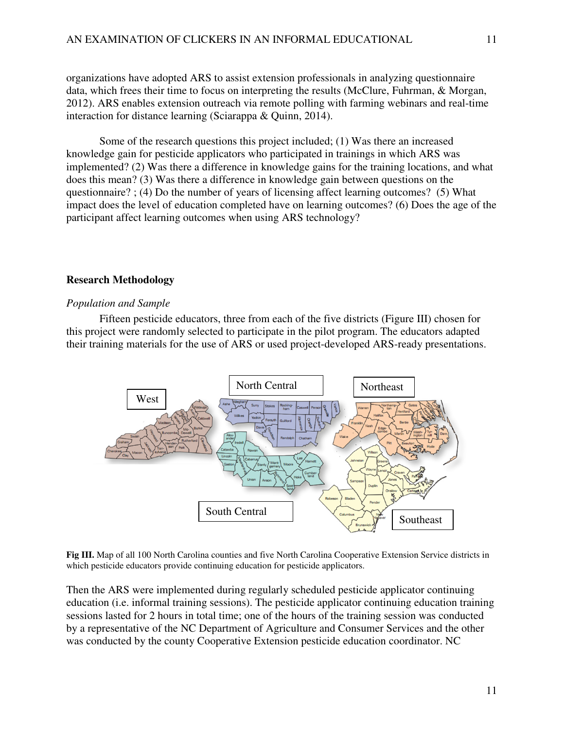organizations have adopted ARS to assist extension professionals in analyzing questionnaire data, which frees their time to focus on interpreting the results (McClure, Fuhrman, & Morgan, 2012). ARS enables extension outreach via remote polling with farming webinars and real-time interaction for distance learning (Sciarappa & Quinn, 2014).

Some of the research questions this project included; (1) Was there an increased knowledge gain for pesticide applicators who participated in trainings in which ARS was implemented? (2) Was there a difference in knowledge gains for the training locations, and what does this mean? (3) Was there a difference in knowledge gain between questions on the questionnaire? ; (4) Do the number of years of licensing affect learning outcomes? (5) What impact does the level of education completed have on learning outcomes? (6) Does the age of the participant affect learning outcomes when using ARS technology?

## Research Methodology

### *Population and Sample*

Fifteen pesticide educators, three from each of the five districts (Figure III) chosen for this project were randomly selected to participate in the pilot program. The educators adapted their training materials for the use of ARS or used project-developed ARS-ready presentations.

**Fig III.** Map of all 100 North Carolina counties and five North Carolina Cooperative Extension Service districts in which pesticide educators provide continuing education for pesticide applicators.

Then the ARS were implemented during regularly scheduled pesticide applicator continuing education (i.e. informal training sessions). The pesticide applicator continuing education training sessions lasted for 2 hours in total time; one of the hours of the training session was conducted by a representative of the NC Department of Agriculture and Consumer Services and the other was conducted by the county Cooperative Extension pesticide education coordinator. NC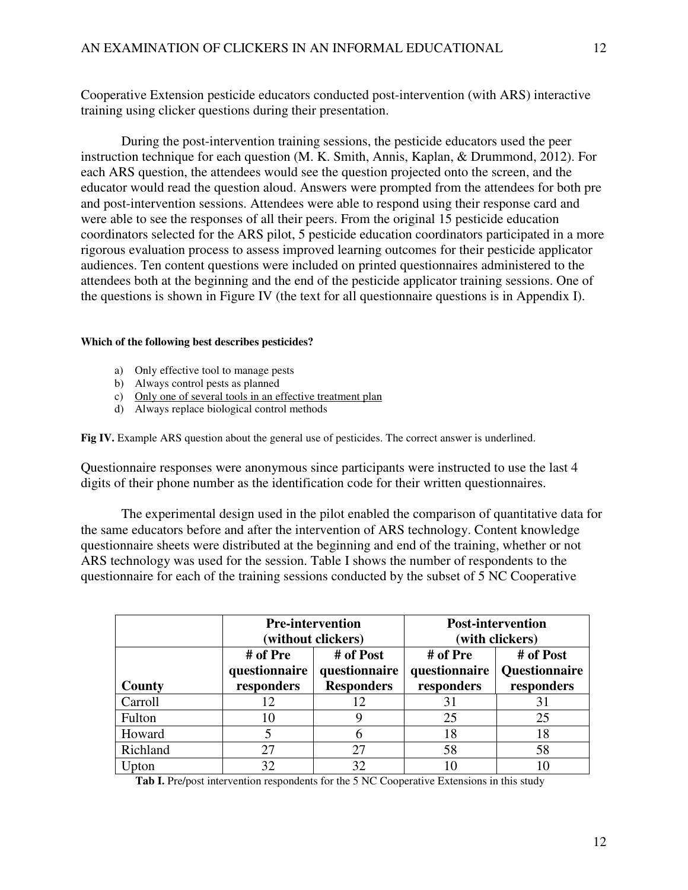Cooperative Extension pesticide educators conducted post-intervention (with ARS) interactive training using clicker questions during their presentation.

During the post-intervention training sessions, the pesticide educators used the peer instruction technique for each question (M. K. Smith, Annis, Kaplan, & Drummond, 2012). For each ARS question, the attendees would see the question projected onto the screen, and the educator would read the question aloud. Answers were prompted from the attendees for both pre and post-intervention sessions. Attendees were able to respond using their response card and were able to see the responses of all their peers. From the original 15 pesticide education coordinators selected for the ARS pilot, 5 pesticide education coordinators participated in a more rigorous evaluation process to assess improved learning outcomes for their pesticide applicator audiences. Ten content questions were included on printed questionnaires administered to the attendees both at the beginning and the end of the pesticide applicator training sessions. One of the questions is shown in Figure IV (the text for all questionnaire questions is in Appendix I).

**Which of the following best describes pesticides?**

a) Only effective tool to manage pests
b) Always control pests as planned
c) <u>Only one of several tools in an effective treatment plan</u>
d) Always replace biological control methods

**Fig IV.** Example ARS question about the general use of pesticides. The correct answer is underlined.

Questionnaire responses were anonymous since participants were instructed to use the last 4 digits of their phone number as the identification code for their written questionnaires.

The experimental design used in the pilot enabled the comparison of quantitative data for the same educators before and after the intervention of ARS technology. Content knowledge questionnaire sheets were distributed at the beginning and end of the training, whether or not ARS technology was used for the session. Table I shows the number of respondents to the questionnaire for each of the training sessions conducted by the subset of 5 NC Cooperative

| | **Pre-intervention (without clickers)** | | **Post-intervention (with clickers)** | |
|---|---|---|---|---|
| **County** | **# of Pre questionnaire responders** | **# of Post questionnaire Responders** | **# of Pre questionnaire responders** | **# of Post Questionnaire responders** |
| Carroll | 12 | 12 | 31 | 31 |
| Fulton | 10 | 9 | 25 | 25 |
| Howard | 5 | 6 | 18 | 18 |
| Richland | 27 | 27 | 58 | 58 |
| Upton | 32 | 32 | 10 | 10 |

**Tab I.** Pre/post intervention respondents for the 5 NC Cooperative Extensions in this study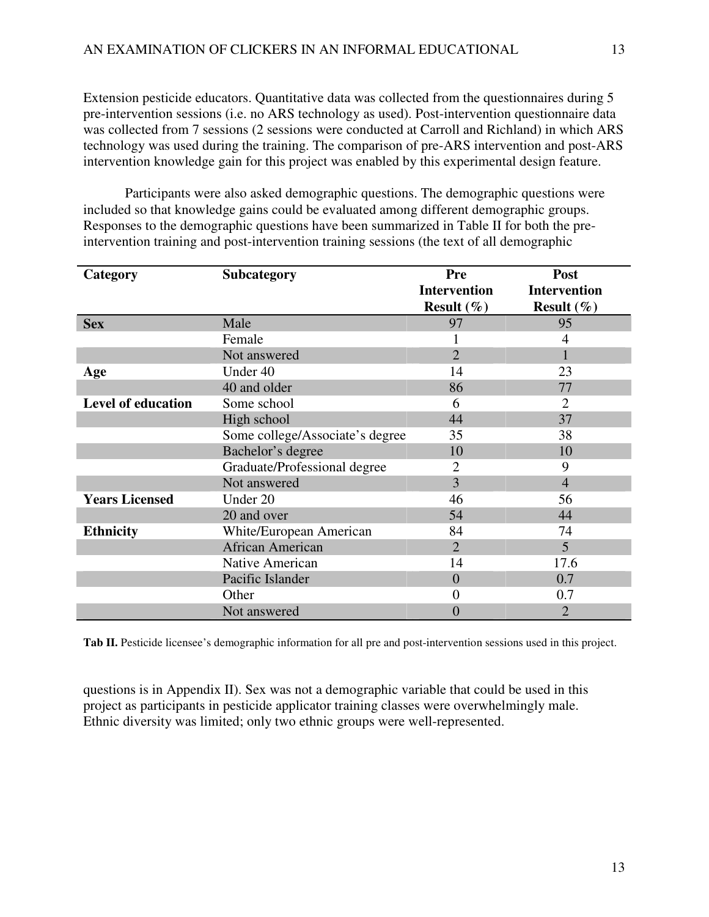Extension pesticide educators. Quantitative data was collected from the questionnaires during 5 pre-intervention sessions (i.e. no ARS technology as used). Post-intervention questionnaire data was collected from 7 sessions (2 sessions were conducted at Carroll and Richland) in which ARS technology was used during the training. The comparison of pre-ARS intervention and post-ARS intervention knowledge gain for this project was enabled by this experimental design feature.

Participants were also asked demographic questions. The demographic questions were included so that knowledge gains could be evaluated among different demographic groups. Responses to the demographic questions have been summarized in Table II for both the pre-intervention training and post-intervention training sessions (the text of all demographic questions is in Appendix II). Sex was not a demographic variable that could be used in this project as participants in pesticide applicator training classes were overwhelmingly male. Ethnic diversity was limited; only two ethnic groups were well-represented.

| **Category** | **Subcategory** | **Pre Intervention Result (%)** | **Post Intervention Result (%)** |
|---|---|---|---|
| **Sex** | Male | 97 | 95 |
| | Female | 1 | 4 |
| | Not answered | 2 | 1 |
| **Age** | Under 40 | 14 | 23 |
| | 40 and older | 86 | 77 |
| **Level of education** | Some school | 6 | 2 |
| | High school | 44 | 37 |
| | Some college/Associate's degree | 35 | 38 |
| | Bachelor's degree | 10 | 10 |
| | Graduate/Professional degree | 2 | 9 |
| | Not answered | 3 | 4 |
| **Years Licensed** | Under 20 | 46 | 56 |
| | 20 and over | 54 | 44 |
| **Ethnicity** | White/European American | 84 | 74 |
| | African American | 2 | 5 |
| | Native American | 14 | 17.6 |
| | Pacific Islander | 0 | 0.7 |
| | Other | 0 | 0.7 |
| | Not answered | 0 | 2 |

**Tab II.** Pesticide licensee's demographic information for all pre and post-intervention sessions used in this project.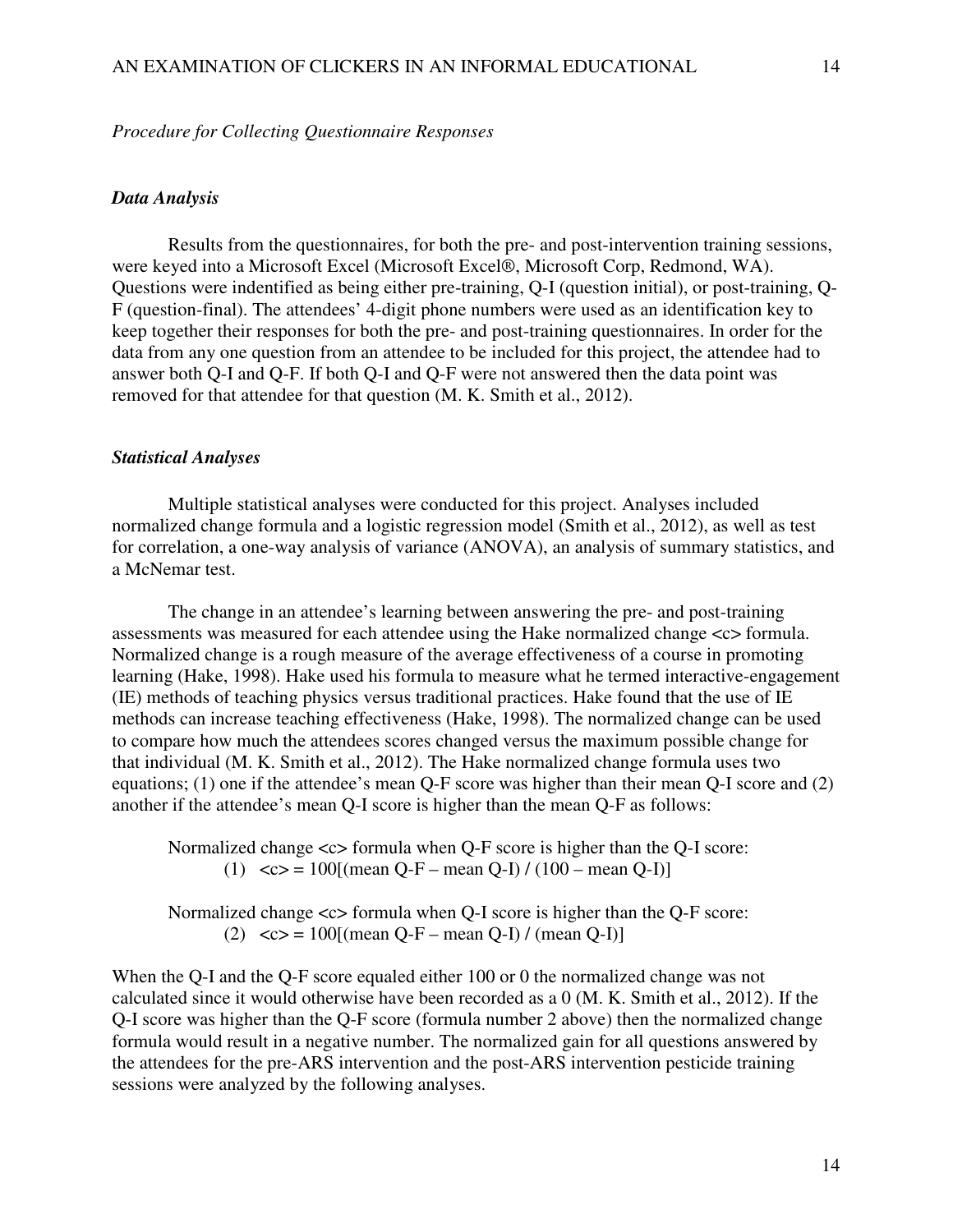*Procedure for Collecting Questionnaire Responses*

### *Data Analysis*

Results from the questionnaires, for both the pre- and post-intervention training sessions, were keyed into a Microsoft Excel (Microsoft Excel®, Microsoft Corp, Redmond, WA). Questions were indentified as being either pre-training, Q-I (question initial), or post-training, Q-F (question-final). The attendees' 4-digit phone numbers were used as an identification key to keep together their responses for both the pre- and post-training questionnaires. In order for the data from any one question from an attendee to be included for this project, the attendee had to answer both Q-I and Q-F. If both Q-I and Q-F were not answered then the data point was removed for that attendee for that question (M. K. Smith et al., 2012).

### *Statistical Analyses*

Multiple statistical analyses were conducted for this project. Analyses included normalized change formula and a logistic regression model (Smith et al., 2012), as well as test for correlation, a one-way analysis of variance (ANOVA), an analysis of summary statistics, and a McNemar test.

The change in an attendee's learning between answering the pre- and post-training assessments was measured for each attendee using the Hake normalized change <c> formula. Normalized change is a rough measure of the average effectiveness of a course in promoting learning (Hake, 1998). Hake used his formula to measure what he termed interactive-engagement (IE) methods of teaching physics versus traditional practices. Hake found that the use of IE methods can increase teaching effectiveness (Hake, 1998). The normalized change can be used to compare how much the attendees scores changed versus the maximum possible change for that individual (M. K. Smith et al., 2012). The Hake normalized change formula uses two equations; (1) one if the attendee's mean Q-F score was higher than their mean Q-I score and (2) another if the attendee's mean Q-I score is higher than the mean Q-F as follows:

Normalized change <c> formula when Q-F score is higher than the Q-I score:

$$(1) \quad \langle c \rangle = 100[(\text{mean Q-F} - \text{mean Q-I}) / (100 - \text{mean Q-I})]$$

Normalized change <c> formula when Q-I score is higher than the Q-F score:

$$(2) \quad \langle c \rangle = 100[(\text{mean Q-F} - \text{mean Q-I}) / (\text{mean Q-I})]$$

When the Q-I and the Q-F score equaled either 100 or 0 the normalized change was not calculated since it would otherwise have been recorded as a 0 (M. K. Smith et al., 2012). If the Q-I score was higher than the Q-F score (formula number 2 above) then the normalized change formula would result in a negative number. The normalized gain for all questions answered by the attendees for the pre-ARS intervention and the post-ARS intervention pesticide training sessions were analyzed by the following analyses.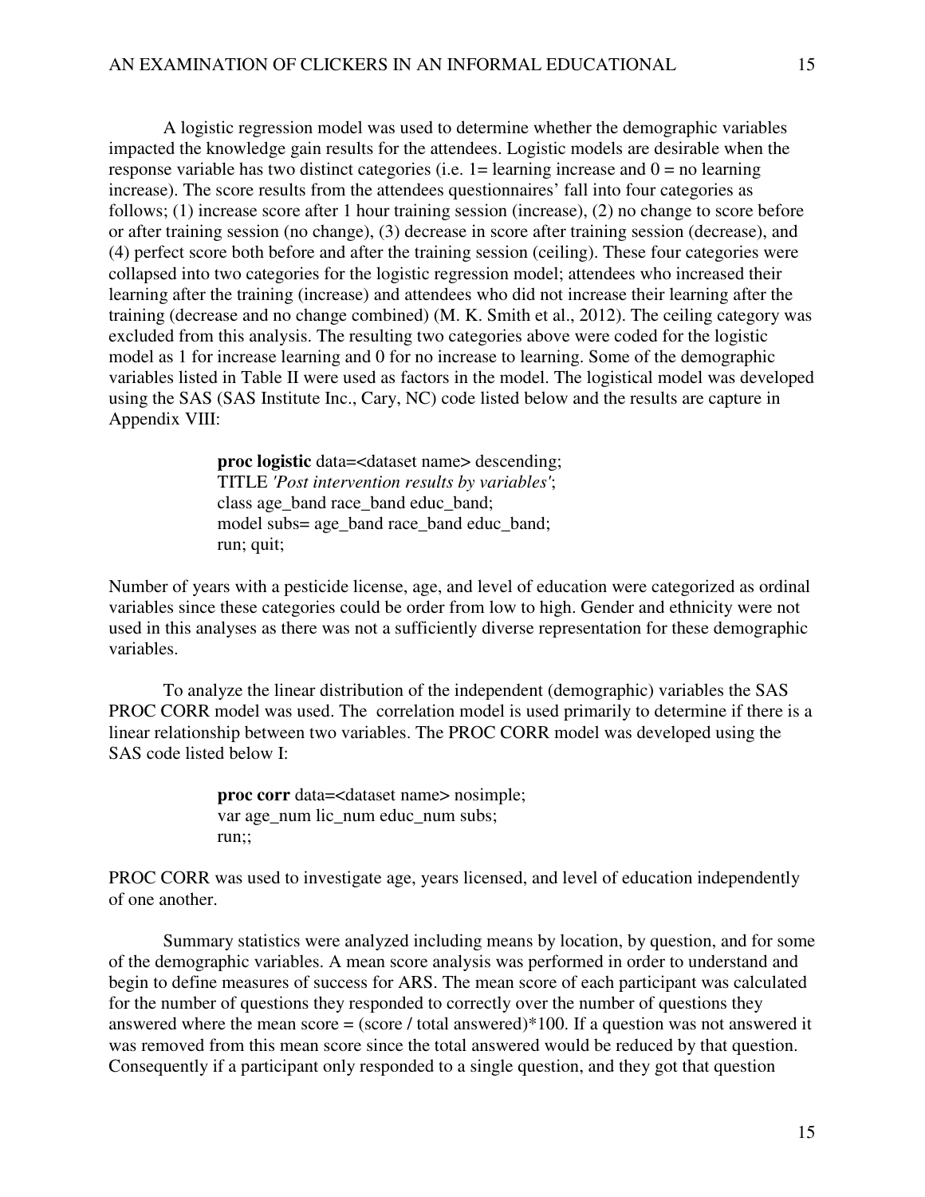A logistic regression model was used to determine whether the demographic variables impacted the knowledge gain results for the attendees. Logistic models are desirable when the response variable has two distinct categories (i.e. 1= learning increase and 0 = no learning increase). The score results from the attendees questionnaires' fall into four categories as follows; (1) increase score after 1 hour training session (increase), (2) no change to score before or after training session (no change), (3) decrease in score after training session (decrease), and (4) perfect score both before and after the training session (ceiling). These four categories were collapsed into two categories for the logistic regression model; attendees who increased their learning after the training (increase) and attendees who did not increase their learning after the training (decrease and no change combined) (M. K. Smith et al., 2012). The ceiling category was excluded from this analysis. The resulting two categories above were coded for the logistic model as 1 for increase learning and 0 for no increase to learning. Some of the demographic variables listed in Table II were used as factors in the model. The logistical model was developed using the SAS (SAS Institute Inc., Cary, NC) code listed below and the results are capture in Appendix VIII:

```
proc logistic data=<dataset name> descending;
TITLE 'Post intervention results by variables';
class age_band race_band educ_band;
model subs= age_band race_band educ_band;
run; quit;
```

Number of years with a pesticide license, age, and level of education were categorized as ordinal variables since these categories could be order from low to high. Gender and ethnicity were not used in this analyses as there was not a sufficiently diverse representation for these demographic variables.

To analyze the linear distribution of the independent (demographic) variables the SAS PROC CORR model was used. The correlation model is used primarily to determine if there is a linear relationship between two variables. The PROC CORR model was developed using the SAS code listed below I:

```
proc corr data=<dataset name> nosimple;
var age_num lic_num educ_num subs;
run;;
```

PROC CORR was used to investigate age, years licensed, and level of education independently of one another.

Summary statistics were analyzed including means by location, by question, and for some of the demographic variables. A mean score analysis was performed in order to understand and begin to define measures of success for ARS. The mean score of each participant was calculated for the number of questions they responded to correctly over the number of questions they answered where the mean score = (score / total answered)*100. If a question was not answered it was removed from this mean score since the total answered would be reduced by that question. Consequently if a participant only responded to a single question, and they got that question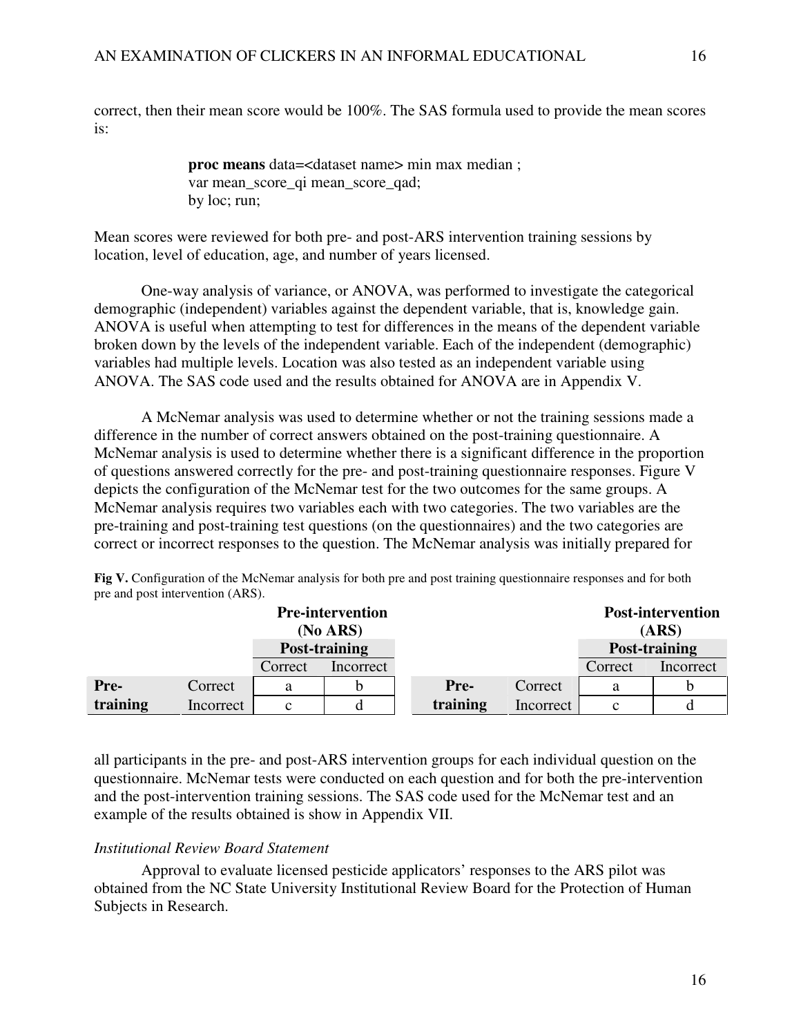correct, then their mean score would be 100%. The SAS formula used to provide the mean scores is:

```
proc means data=<dataset name> min max median ;
var mean_score_qi mean_score_qad;
by loc; run;
```

Mean scores were reviewed for both pre- and post-ARS intervention training sessions by location, level of education, age, and number of years licensed.

One-way analysis of variance, or ANOVA, was performed to investigate the categorical demographic (independent) variables against the dependent variable, that is, knowledge gain. ANOVA is useful when attempting to test for differences in the means of the dependent variable broken down by the levels of the independent variable. Each of the independent (demographic) variables had multiple levels. Location was also tested as an independent variable using ANOVA. The SAS code used and the results obtained for ANOVA are in Appendix V.

A McNemar analysis was used to determine whether or not the training sessions made a difference in the number of correct answers obtained on the post-training questionnaire. A McNemar analysis is used to determine whether there is a significant difference in the proportion of questions answered correctly for the pre- and post-training questionnaire responses. Figure V depicts the configuration of the McNemar test for the two outcomes for the same groups. A McNemar analysis requires two variables each with two categories. The two variables are the pre-training and post-training test questions (on the questionnaires) and the two categories are correct or incorrect responses to the question. The McNemar analysis was initially prepared for all participants in the pre- and post-ARS intervention groups for each individual question on the questionnaire. McNemar tests were conducted on each question and for both the pre-intervention and the post-intervention training sessions. The SAS code used for the McNemar test and an example of the results obtained is show in Appendix VII.

**Fig V.** Configuration of the McNemar analysis for both pre and post training questionnaire responses and for both pre and post intervention (ARS).

| | | **Pre-intervention (No ARS)** | | | | **Post-intervention (ARS)** | |
|---|---|---|---|---|---|---|---|
| | | **Post-training** | | | | **Post-training** | |
| | | Correct | Incorrect | | | Correct | Incorrect |
| **Pre-training** | Correct | a | b | **Pre-training** | Correct | a | b |
| | Incorrect | c | d | | Incorrect | c | d |

*Institutional Review Board Statement*

Approval to evaluate licensed pesticide applicators' responses to the ARS pilot was obtained from the NC State University Institutional Review Board for the Protection of Human Subjects in Research.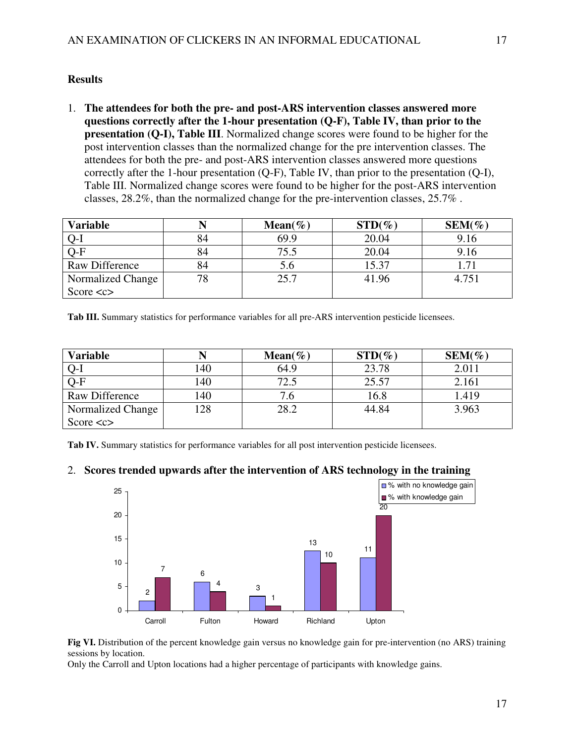## Results

1. **The attendees for both the pre- and post-ARS intervention classes answered more questions correctly after the 1-hour presentation (Q-F), Table IV, than prior to the presentation (Q-I), Table III**. Normalized change scores were found to be higher for the post intervention classes than the normalized change for the pre intervention classes. The attendees for both the pre- and post-ARS intervention classes answered more questions correctly after the 1-hour presentation (Q-F), Table IV, than prior to the presentation (Q-I), Table III. Normalized change scores were found to be higher for the post-ARS intervention classes, 28.2%, than the normalized change for the pre-intervention classes, 25.7% .

| Variable | N | Mean(%) | STD(%) | SEM(%) |
|---|---|---|---|---|
| Q-I | 84 | 69.9 | 20.04 | 9.16 |
| Q-F | 84 | 75.5 | 20.04 | 9.16 |
| Raw Difference | 84 | 5.6 | 15.37 | 1.71 |
| Normalized Change Score <c> | 78 | 25.7 | 41.96 | 4.751 |

**Tab III.** Summary statistics for performance variables for all pre-ARS intervention pesticide licensees.

| Variable | N | Mean(%) | STD(%) | SEM(%) |
|---|---|---|---|---|
| Q-I | 140 | 64.9 | 23.78 | 2.011 |
| Q-F | 140 | 72.5 | 25.57 | 2.161 |
| Raw Difference | 140 | 7.6 | 16.8 | 1.419 |
| Normalized Change Score <c> | 128 | 28.2 | 44.84 | 3.963 |

**Tab IV.** Summary statistics for performance variables for all post intervention pesticide licensees.

2. **Scores trended upwards after the intervention of ARS technology in the training**

| Location | % with no knowledge gain | % with knowledge gain |
|---|---|---|
| Carroll | 2 | 7 |
| Fulton | 6 | 4 |
| Howard | 3 | 1 |
| Richland | 13 | 10 |
| Upton | 11 | 20 |

**Fig VI.** Distribution of the percent knowledge gain versus no knowledge gain for pre-intervention (no ARS) training sessions by location.

Only the Carroll and Upton locations had a higher percentage of participants with knowledge gains.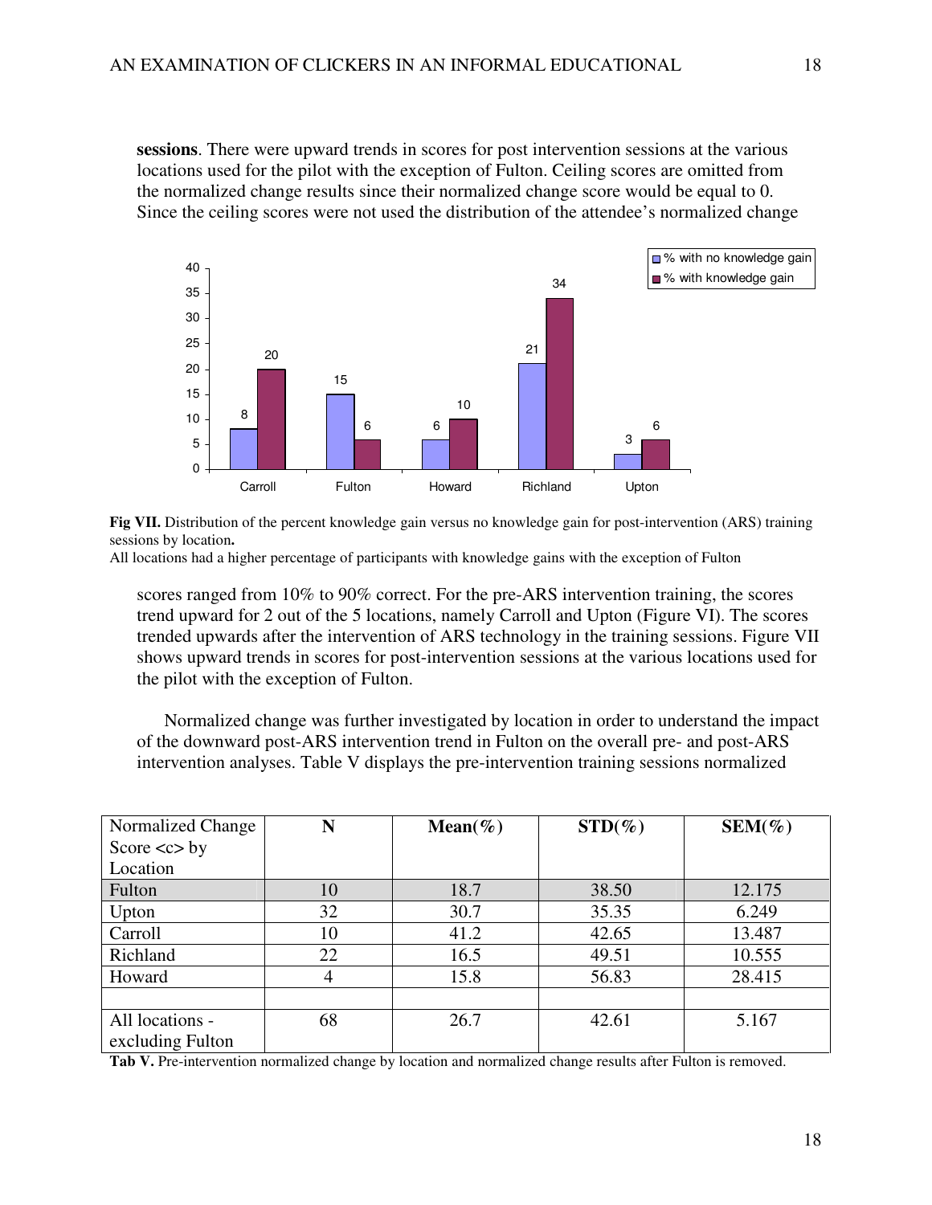**sessions**. There were upward trends in scores for post intervention sessions at the various locations used for the pilot with the exception of Fulton. Ceiling scores are omitted from the normalized change results since their normalized change score would be equal to 0. Since the ceiling scores were not used the distribution of the attendee's normalized change

**Fig VII.** Distribution of the percent knowledge gain versus no knowledge gain for post-intervention (ARS) training sessions by location**.**
All locations had a higher percentage of participants with knowledge gains with the exception of Fulton

scores ranged from 10% to 90% correct. For the pre-ARS intervention training, the scores trend upward for 2 out of the 5 locations, namely Carroll and Upton (Figure VI). The scores trended upwards after the intervention of ARS technology in the training sessions. Figure VII shows upward trends in scores for post-intervention sessions at the various locations used for the pilot with the exception of Fulton.

Normalized change was further investigated by location in order to understand the impact of the downward post-ARS intervention trend in Fulton on the overall pre- and post-ARS intervention analyses. Table V displays the pre-intervention training sessions normalized

| Normalized Change Score <c> by Location | N | Mean(%) | STD(%) | SEM(%) |
|---|---|---|---|---|
| Fulton | 10 | 18.7 | 38.50 | 12.175 |
| Upton | 32 | 30.7 | 35.35 | 6.249 |
| Carroll | 10 | 41.2 | 42.65 | 13.487 |
| Richland | 22 | 16.5 | 49.51 | 10.555 |
| Howard | 4 | 15.8 | 56.83 | 28.415 |
| | | | | |
| All locations - excluding Fulton | 68 | 26.7 | 42.61 | 5.167 |

**Tab V.** Pre-intervention normalized change by location and normalized change results after Fulton is removed.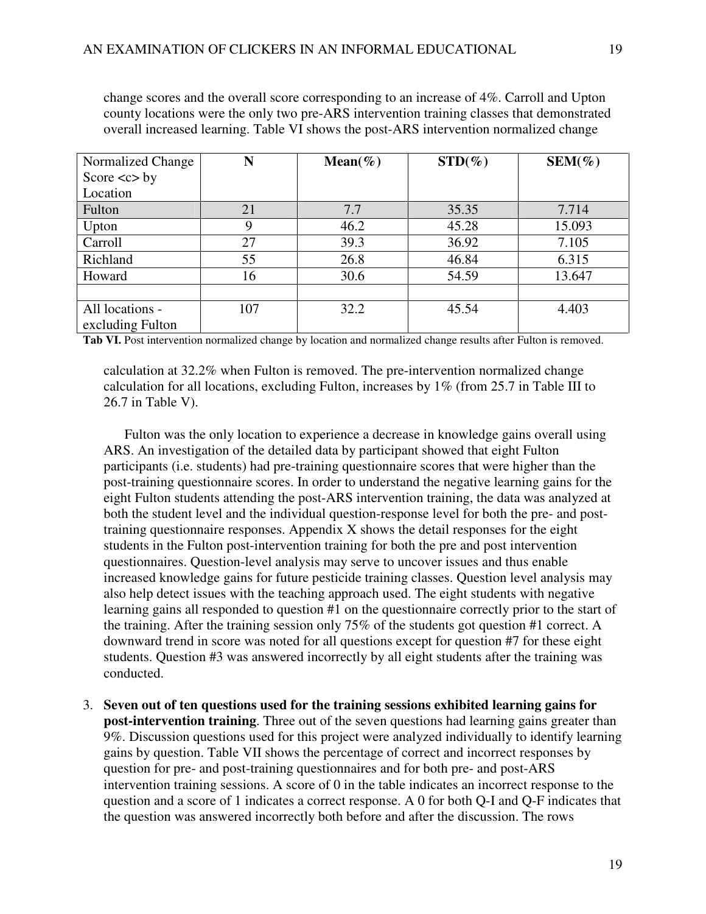change scores and the overall score corresponding to an increase of 4%. Carroll and Upton county locations were the only two pre-ARS intervention training classes that demonstrated overall increased learning. Table VI shows the post-ARS intervention normalized change

| Normalized Change Score <c> by Location | N | Mean(%) | STD(%) | SEM(%) |
|---|---|---|---|---|
| Fulton | 21 | 7.7 | 35.35 | 7.714 |
| Upton | 9 | 46.2 | 45.28 | 15.093 |
| Carroll | 27 | 39.3 | 36.92 | 7.105 |
| Richland | 55 | 26.8 | 46.84 | 6.315 |
| Howard | 16 | 30.6 | 54.59 | 13.647 |
| | | | | |
| All locations - excluding Fulton | 107 | 32.2 | 45.54 | 4.403 |

**Tab VI.** Post intervention normalized change by location and normalized change results after Fulton is removed.

calculation at 32.2% when Fulton is removed. The pre-intervention normalized change calculation for all locations, excluding Fulton, increases by 1% (from 25.7 in Table III to 26.7 in Table V).

Fulton was the only location to experience a decrease in knowledge gains overall using ARS. An investigation of the detailed data by participant showed that eight Fulton participants (i.e. students) had pre-training questionnaire scores that were higher than the post-training questionnaire scores. In order to understand the negative learning gains for the eight Fulton students attending the post-ARS intervention training, the data was analyzed at both the student level and the individual question-response level for both the pre- and post-training questionnaire responses. Appendix X shows the detail responses for the eight students in the Fulton post-intervention training for both the pre and post intervention questionnaires. Question-level analysis may serve to uncover issues and thus enable increased knowledge gains for future pesticide training classes. Question level analysis may also help detect issues with the teaching approach used. The eight students with negative learning gains all responded to question #1 on the questionnaire correctly prior to the start of the training. After the training session only 75% of the students got question #1 correct. A downward trend in score was noted for all questions except for question #7 for these eight students. Question #3 was answered incorrectly by all eight students after the training was conducted.

3. **Seven out of ten questions used for the training sessions exhibited learning gains for post-intervention training**. Three out of the seven questions had learning gains greater than 9%. Discussion questions used for this project were analyzed individually to identify learning gains by question. Table VII shows the percentage of correct and incorrect responses by question for pre- and post-training questionnaires and for both pre- and post-ARS intervention training sessions. A score of 0 in the table indicates an incorrect response to the question and a score of 1 indicates a correct response. A 0 for both Q-I and Q-F indicates that the question was answered incorrectly both before and after the discussion. The rows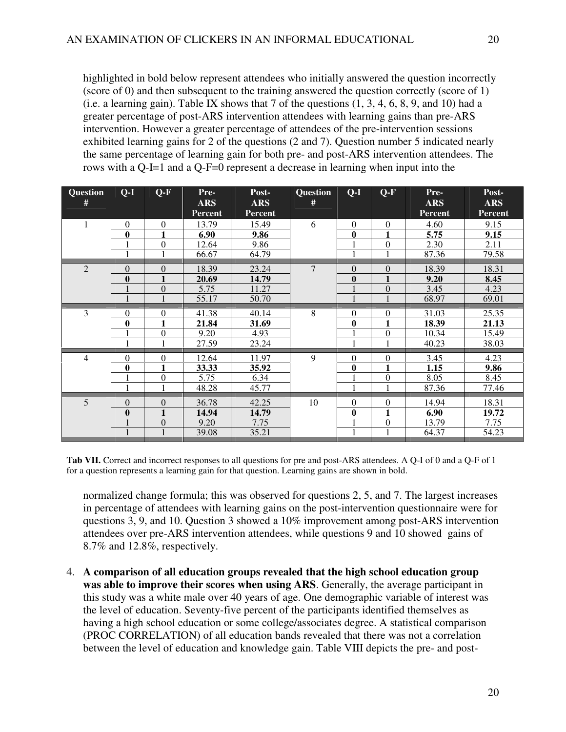highlighted in bold below represent attendees who initially answered the question incorrectly (score of 0) and then subsequent to the training answered the question correctly (score of 1) (i.e. a learning gain). Table IX shows that 7 of the questions (1, 3, 4, 6, 8, 9, and 10) had a greater percentage of post-ARS intervention attendees with learning gains than pre-ARS intervention. However a greater percentage of attendees of the pre-intervention sessions exhibited learning gains for 2 of the questions (2 and 7). Question number 5 indicated nearly the same percentage of learning gain for both pre- and post-ARS intervention attendees. The rows with a Q-I=1 and a Q-F=0 represent a decrease in learning when input into the

| Question # | Q-I | Q-F | Pre-ARS Percent | Post-ARS Percent | Question # | Q-I | Q-F | Pre-ARS Percent | Post-ARS Percent |
|---|---|---|---|---|---|---|---|---|---|
| 1 | 0 | 0 | 13.79 | 15.49 | 6 | 0 | 0 | 4.60 | 9.15 |
| | **0** | **1** | **6.90** | **9.86** | | **0** | **1** | **5.75** | **9.15** |
| | 1 | 0 | 12.64 | 9.86 | | 1 | 0 | 2.30 | 2.11 |
| | 1 | 1 | 66.67 | 64.79 | | 1 | 1 | 87.36 | 79.58 |
| 2 | 0 | 0 | 18.39 | 23.24 | 7 | 0 | 0 | 18.39 | 18.31 |
| | **0** | **1** | **20.69** | **14.79** | | **0** | **1** | **9.20** | **8.45** |
| | 1 | 0 | 5.75 | 11.27 | | 1 | 0 | 3.45 | 4.23 |
| | 1 | 1 | 55.17 | 50.70 | | 1 | 1 | 68.97 | 69.01 |
| 3 | 0 | 0 | 41.38 | 40.14 | 8 | 0 | 0 | 31.03 | 25.35 |
| | **0** | **1** | **21.84** | **31.69** | | **0** | **1** | **18.39** | **21.13** |
| | 1 | 0 | 9.20 | 4.93 | | 1 | 0 | 10.34 | 15.49 |
| | 1 | 1 | 27.59 | 23.24 | | 1 | 1 | 40.23 | 38.03 |
| 4 | 0 | 0 | 12.64 | 11.97 | 9 | 0 | 0 | 3.45 | 4.23 |
| | **0** | **1** | **33.33** | **35.92** | | **0** | **1** | **1.15** | **9.86** |
| | 1 | 0 | 5.75 | 6.34 | | 1 | 0 | 8.05 | 8.45 |
| | 1 | 1 | 48.28 | 45.77 | | 1 | 1 | 87.36 | 77.46 |
| 5 | 0 | 0 | 36.78 | 42.25 | 10 | 0 | 0 | 14.94 | 18.31 |
| | **0** | **1** | **14.94** | **14.79** | | **0** | **1** | **6.90** | **19.72** |
| | 1 | 0 | 9.20 | 7.75 | | 1 | 0 | 13.79 | 7.75 |
| | 1 | 1 | 39.08 | 35.21 | | 1 | 1 | 64.37 | 54.23 |

**Tab VII.** Correct and incorrect responses to all questions for pre and post-ARS attendees. A Q-I of 0 and a Q-F of 1 for a question represents a learning gain for that question. Learning gains are shown in bold.

normalized change formula; this was observed for questions 2, 5, and 7. The largest increases in percentage of attendees with learning gains on the post-intervention questionnaire were for questions 3, 9, and 10. Question 3 showed a 10% improvement among post-ARS intervention attendees over pre-ARS intervention attendees, while questions 9 and 10 showed gains of 8.7% and 12.8%, respectively.

4. **A comparison of all education groups revealed that the high school education group was able to improve their scores when using ARS**. Generally, the average participant in this study was a white male over 40 years of age. One demographic variable of interest was the level of education. Seventy-five percent of the participants identified themselves as having a high school education or some college/associates degree. A statistical comparison (PROC CORRELATION) of all education bands revealed that there was not a correlation between the level of education and knowledge gain. Table VIII depicts the pre- and post-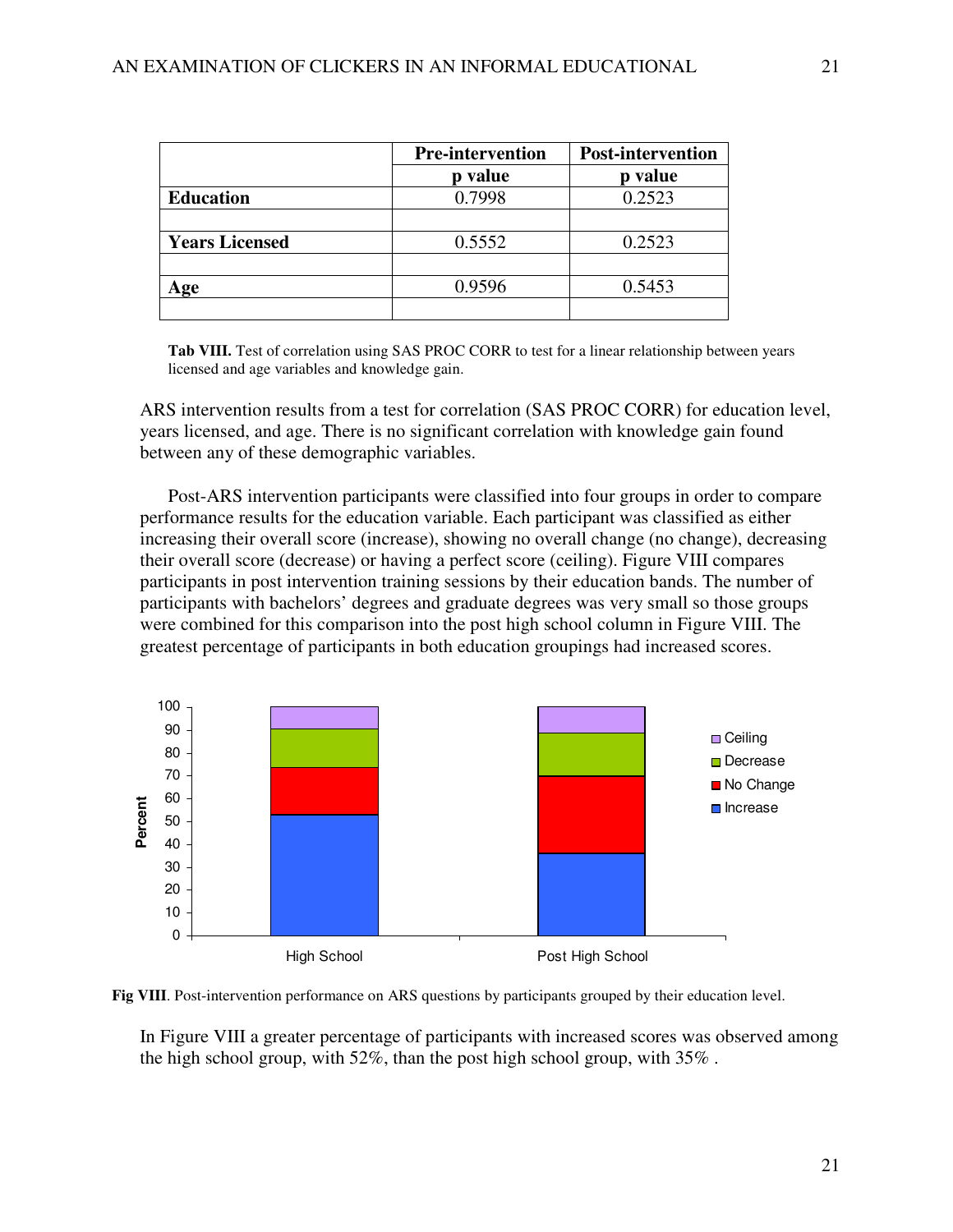| | Pre-intervention | Post-intervention |
|---|---|---|
| | **p value** | **p value** |
| **Education** | 0.7998 | 0.2523 |
| | | |
| **Years Licensed** | 0.5552 | 0.2523 |
| | | |
| **Age** | 0.9596 | 0.5453 |
| | | |

**Tab VIII.** Test of correlation using SAS PROC CORR to test for a linear relationship between years licensed and age variables and knowledge gain.

ARS intervention results from a test for correlation (SAS PROC CORR) for education level, years licensed, and age. There is no significant correlation with knowledge gain found between any of these demographic variables.

Post-ARS intervention participants were classified into four groups in order to compare performance results for the education variable. Each participant was classified as either increasing their overall score (increase), showing no overall change (no change), decreasing their overall score (decrease) or having a perfect score (ceiling). Figure VIII compares participants in post intervention training sessions by their education bands. The number of participants with bachelors' degrees and graduate degrees was very small so those groups were combined for this comparison into the post high school column in Figure VIII. The greatest percentage of participants in both education groupings had increased scores.

**Fig VIII**. Post-intervention performance on ARS questions by participants grouped by their education level.

In Figure VIII a greater percentage of participants with increased scores was observed among the high school group, with 52%, than the post high school group, with 35% .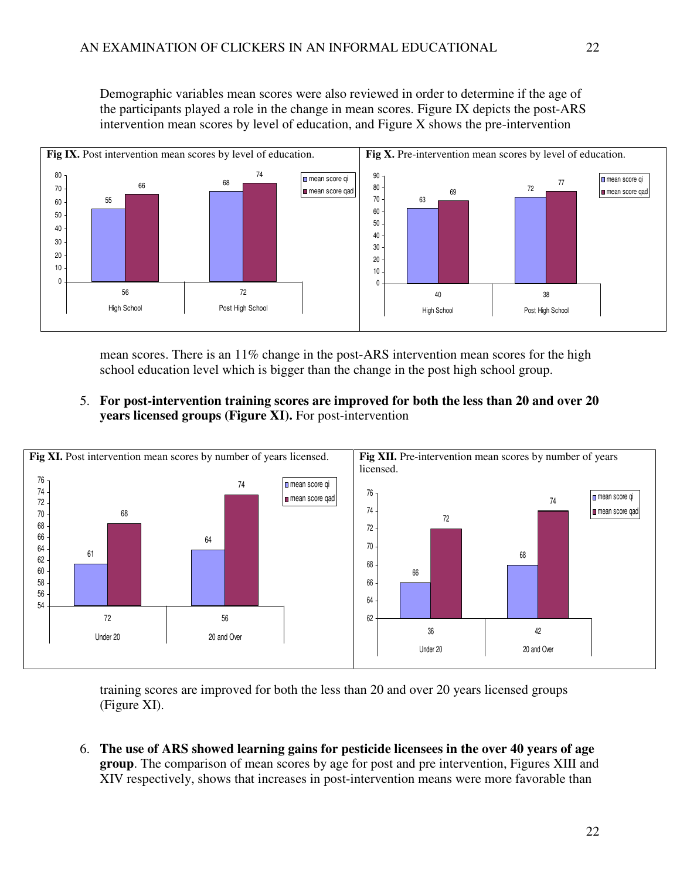Demographic variables mean scores were also reviewed in order to determine if the age of the participants played a role in the change in mean scores. Figure IX depicts the post-ARS intervention mean scores by level of education, and Figure X shows the pre-intervention

**Fig IX.** Post intervention mean scores by level of education.

| | High School | Post High School |
|---|---|---|
| N | 56 | 72 |
| mean score qi | 55 | 68 |
| mean score qad | 66 | 74 |

**Fig X.** Pre-intervention mean scores by level of education.

| | High School | Post High School |
|---|---|---|
| N | 40 | 38 |
| mean score qi | 63 | 72 |
| mean score qad | 69 | 77 |

mean scores. There is an 11% change in the post-ARS intervention mean scores for the high school education level which is bigger than the change in the post high school group.

5. **For post-intervention training scores are improved for both the less than 20 and over 20 years licensed groups (Figure XI).** For post-intervention

**Fig XI.** Post intervention mean scores by number of years licensed.

| | Under 20 | 20 and Over |
|---|---|---|
| N | 72 | 56 |
| mean score qi | 61 | 64 |
| mean score qad | 68 | 74 |

**Fig XII.** Pre-intervention mean scores by number of years licensed.

| | Under 20 | 20 and Over |
|---|---|---|
| N | 36 | 42 |
| mean score qi | 66 | 68 |
| mean score qad | 72 | 74 |

training scores are improved for both the less than 20 and over 20 years licensed groups (Figure XI).

6. **The use of ARS showed learning gains for pesticide licensees in the over 40 years of age group**. The comparison of mean scores by age for post and pre intervention, Figures XIII and XIV respectively, shows that increases in post-intervention means were more favorable than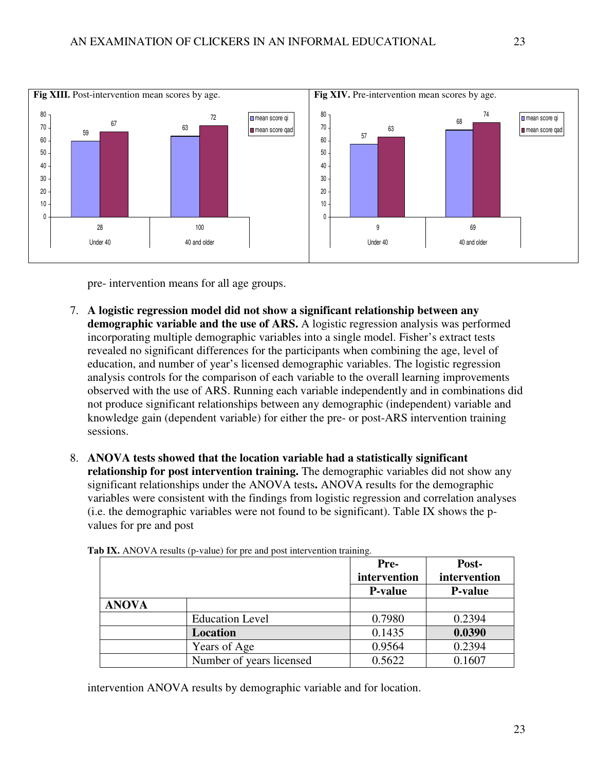**Fig XIII.** Post-intervention mean scores by age.

**Fig XIV.** Pre-intervention mean scores by age.

pre- intervention means for all age groups.

7. **A logistic regression model did not show a significant relationship between any demographic variable and the use of ARS.** A logistic regression analysis was performed incorporating multiple demographic variables into a single model. Fisher's extract tests revealed no significant differences for the participants when combining the age, level of education, and number of year's licensed demographic variables. The logistic regression analysis controls for the comparison of each variable to the overall learning improvements observed with the use of ARS. Running each variable independently and in combinations did not produce significant relationships between any demographic (independent) variable and knowledge gain (dependent variable) for either the pre- or post-ARS intervention training sessions.

8. **ANOVA tests showed that the location variable had a statistically significant relationship for post intervention training.** The demographic variables did not show any significant relationships under the ANOVA tests**.** ANOVA results for the demographic variables were consistent with the findings from logistic regression and correlation analyses (i.e. the demographic variables were not found to be significant). Table IX shows the p-values for pre and post

**Tab IX.** ANOVA results (p-value) for pre and post intervention training.

| | | Pre-intervention P-value | Post-intervention P-value |
|---|---|---|---|
| **ANOVA** | | | |
| | Education Level | 0.7980 | 0.2394 |
| | **Location** | 0.1435 | **0.0390** |
| | Years of Age | 0.9564 | 0.2394 |
| | Number of years licensed | 0.5622 | 0.1607 |

intervention ANOVA results by demographic variable and for location.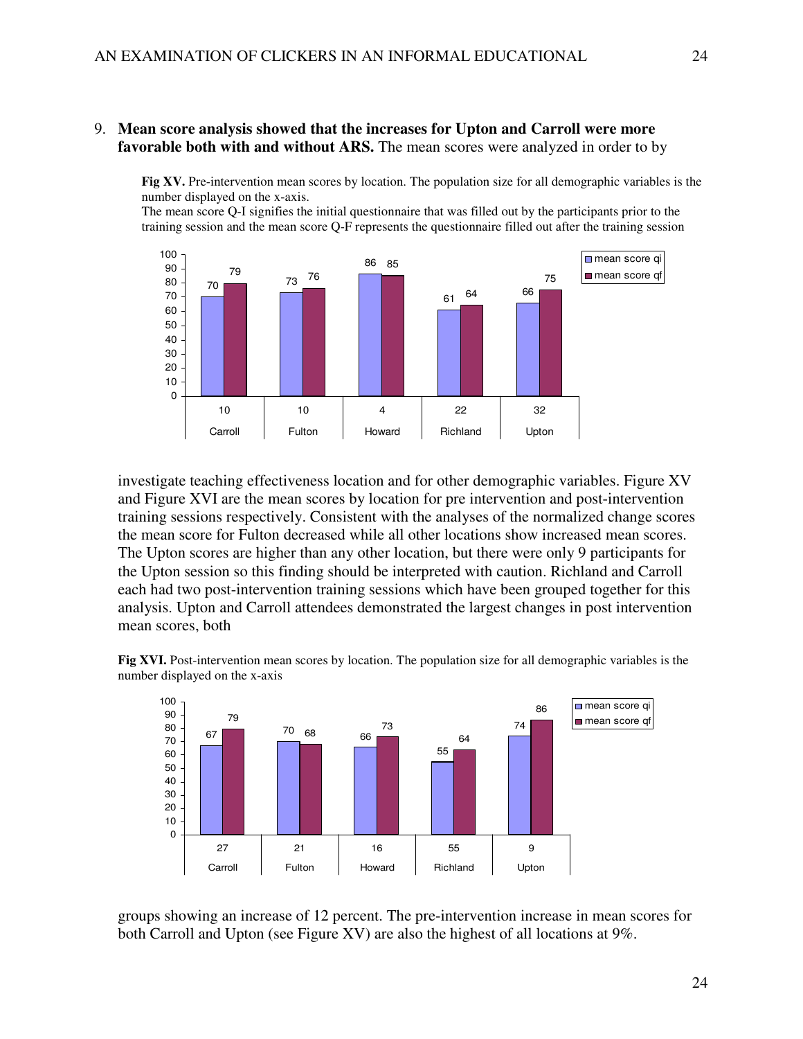9. **Mean score analysis showed that the increases for Upton and Carroll were more favorable both with and without ARS.** The mean scores were analyzed in order to by

**Fig XV.** Pre-intervention mean scores by location. The population size for all demographic variables is the number displayed on the x-axis.
The mean score Q-I signifies the initial questionnaire that was filled out by the participants prior to the training session and the mean score Q-F represents the questionnaire filled out after the training session

| Location | n | mean score qi | mean score qf |
|---|---|---|---|
| Carroll | 10 | 70 | 79 |
| Fulton | 10 | 73 | 76 |
| Howard | 4 | 86 | 85 |
| Richland | 22 | 61 | 64 |
| Upton | 32 | 66 | 75 |

investigate teaching effectiveness location and for other demographic variables. Figure XV and Figure XVI are the mean scores by location for pre intervention and post-intervention training sessions respectively. Consistent with the analyses of the normalized change scores the mean score for Fulton decreased while all other locations show increased mean scores. The Upton scores are higher than any other location, but there were only 9 participants for the Upton session so this finding should be interpreted with caution. Richland and Carroll each had two post-intervention training sessions which have been grouped together for this analysis. Upton and Carroll attendees demonstrated the largest changes in post intervention mean scores, both

**Fig XVI.** Post-intervention mean scores by location. The population size for all demographic variables is the number displayed on the x-axis

| Location | n | mean score qi | mean score qf |
|---|---|---|---|
| Carroll | 27 | 67 | 79 |
| Fulton | 21 | 70 | 68 |
| Howard | 16 | 66 | 73 |
| Richland | 55 | 55 | 64 |
| Upton | 9 | 74 | 86 |

groups showing an increase of 12 percent. The pre-intervention increase in mean scores for both Carroll and Upton (see Figure XV) are also the highest of all locations at 9%.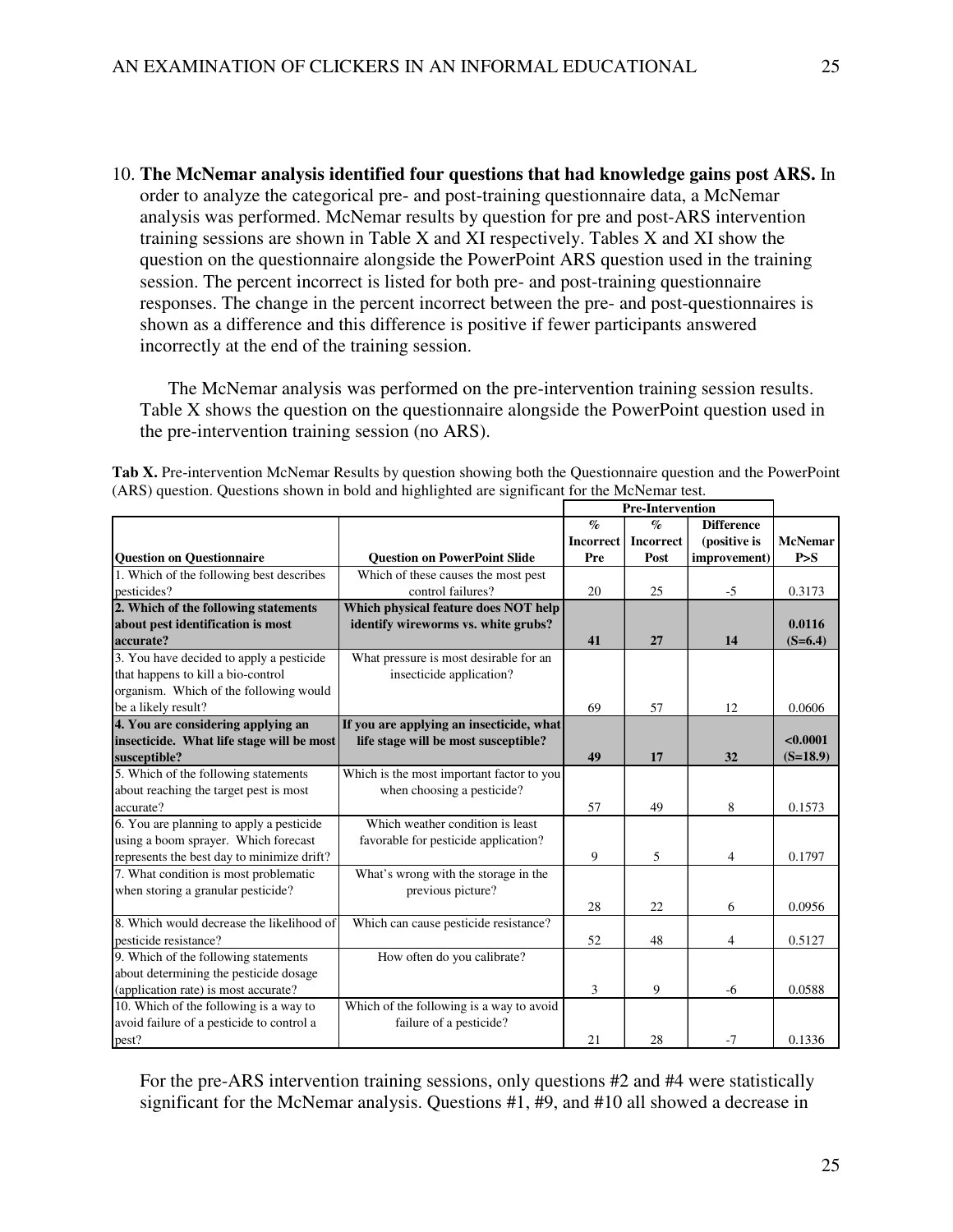10. **The McNemar analysis identified four questions that had knowledge gains post ARS.** In order to analyze the categorical pre- and post-training questionnaire data, a McNemar analysis was performed. McNemar results by question for pre and post-ARS intervention training sessions are shown in Table X and XI respectively. Tables X and XI show the question on the questionnaire alongside the PowerPoint ARS question used in the training session. The percent incorrect is listed for both pre- and post-training questionnaire responses. The change in the percent incorrect between the pre- and post-questionnaires is shown as a difference and this difference is positive if fewer participants answered incorrectly at the end of the training session.

The McNemar analysis was performed on the pre-intervention training session results. Table X shows the question on the questionnaire alongside the PowerPoint question used in the pre-intervention training session (no ARS).

**Tab X.** Pre-intervention McNemar Results by question showing both the Questionnaire question and the PowerPoint (ARS) question. Questions shown in bold and highlighted are significant for the McNemar test.

| | | Pre-Intervention | | | |
|---|---|---|---|---|---|
| **Question on Questionnaire** | **Question on PowerPoint Slide** | **% Incorrect Pre** | **% Incorrect Post** | **Difference (positive is improvement)** | **McNemar P>S** |
| 1. Which of the following best describes pesticides? | Which of these causes the most pest control failures? | 20 | 25 | -5 | 0.3173 |
| **2. Which of the following statements about pest identification is most accurate?** | **Which physical feature does NOT help identify wireworms vs. white grubs?** | **41** | **27** | **14** | **0.0116 (S=6.4)** |
| 3. You have decided to apply a pesticide that happens to kill a bio-control organism. Which of the following would be a likely result? | What pressure is most desirable for an insecticide application? | 69 | 57 | 12 | 0.0606 |
| **4. You are considering applying an insecticide. What life stage will be most susceptible?** | **If you are applying an insecticide, what life stage will be most susceptible?** | **49** | **17** | **32** | **<0.0001 (S=18.9)** |
| 5. Which of the following statements about reaching the target pest is most accurate? | Which is the most important factor to you when choosing a pesticide? | 57 | 49 | 8 | 0.1573 |
| 6. You are planning to apply a pesticide using a boom sprayer. Which forecast represents the best day to minimize drift? | Which weather condition is least favorable for pesticide application? | 9 | 5 | 4 | 0.1797 |
| 7. What condition is most problematic when storing a granular pesticide? | What's wrong with the storage in the previous picture? | 28 | 22 | 6 | 0.0956 |
| 8. Which would decrease the likelihood of pesticide resistance? | Which can cause pesticide resistance? | 52 | 48 | 4 | 0.5127 |
| 9. Which of the following statements about determining the pesticide dosage (application rate) is most accurate? | How often do you calibrate? | 3 | 9 | -6 | 0.0588 |
| 10. Which of the following is a way to avoid failure of a pesticide to control a pest? | Which of the following is a way to avoid failure of a pesticide? | 21 | 28 | -7 | 0.1336 |

For the pre-ARS intervention training sessions, only questions #2 and #4 were statistically significant for the McNemar analysis. Questions #1, #9, and #10 all showed a decrease in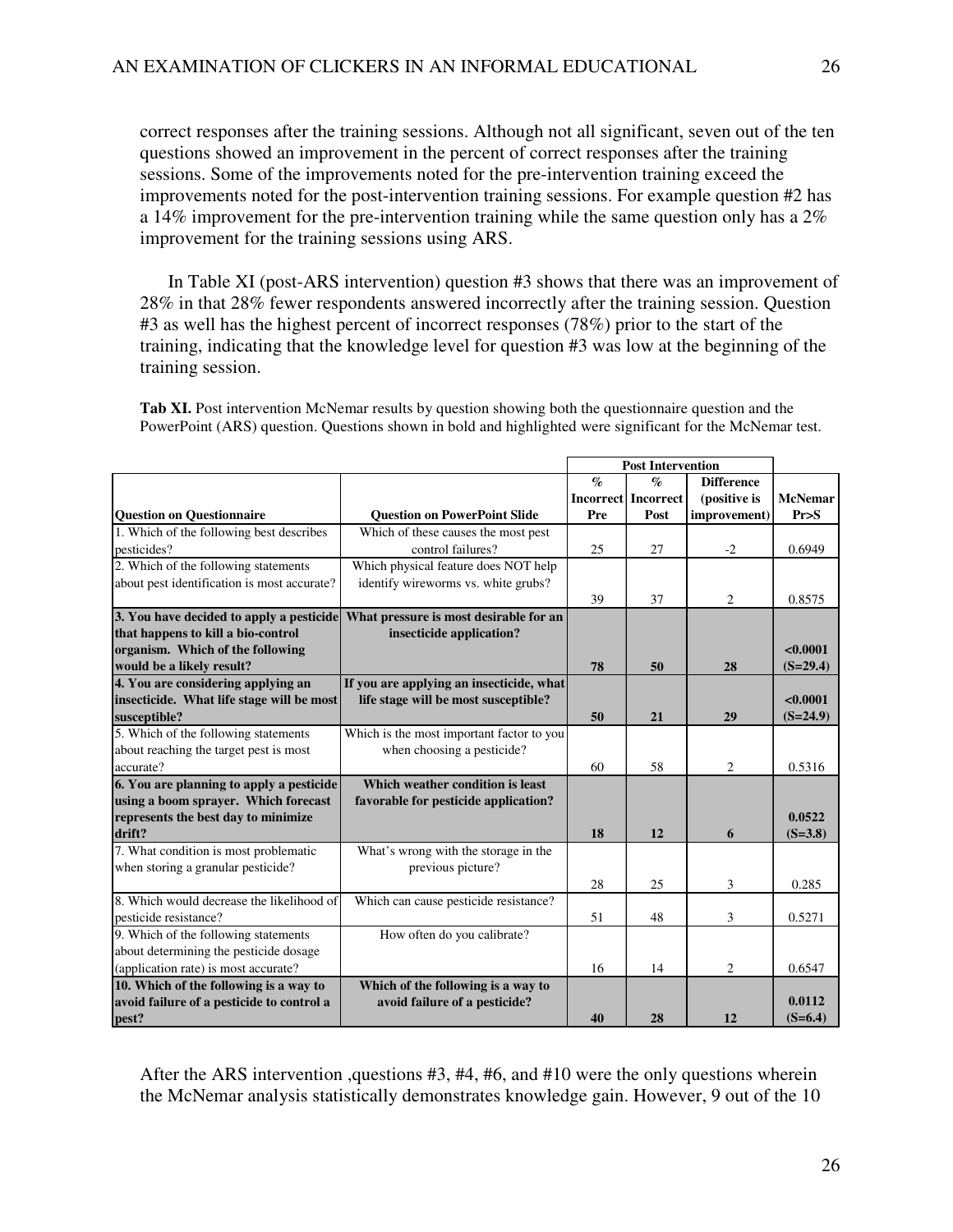correct responses after the training sessions. Although not all significant, seven out of the ten questions showed an improvement in the percent of correct responses after the training sessions. Some of the improvements noted for the pre-intervention training exceed the improvements noted for the post-intervention training sessions. For example question #2 has a 14% improvement for the pre-intervention training while the same question only has a 2% improvement for the training sessions using ARS.

In Table XI (post-ARS intervention) question #3 shows that there was an improvement of 28% in that 28% fewer respondents answered incorrectly after the training session. Question #3 as well has the highest percent of incorrect responses (78%) prior to the start of the training, indicating that the knowledge level for question #3 was low at the beginning of the training session.

**Tab XI.** Post intervention McNemar results by question showing both the questionnaire question and the PowerPoint (ARS) question. Questions shown in bold and highlighted were significant for the McNemar test.

| | | Post Intervention | | | |
|---|---|---|---|---|---|
| **Question on Questionnaire** | **Question on PowerPoint Slide** | **% Incorrect Pre** | **% Incorrect Post** | **Difference (positive is improvement)** | **McNemar Pr>S** |
| 1. Which of the following best describes pesticides? | Which of these causes the most pest control failures? | 25 | 27 | -2 | 0.6949 |
| 2. Which of the following statements about pest identification is most accurate? | Which physical feature does NOT help identify wireworms vs. white grubs? | 39 | 37 | 2 | 0.8575 |
| **3. You have decided to apply a pesticide that happens to kill a bio-control organism. Which of the following would be a likely result?** | **What pressure is most desirable for an insecticide application?** | **78** | **50** | **28** | **<0.0001 (S=29.4)** |
| **4. You are considering applying an insecticide. What life stage will be most susceptible?** | **If you are applying an insecticide, what life stage will be most susceptible?** | **50** | **21** | **29** | **<0.0001 (S=24.9)** |
| 5. Which of the following statements about reaching the target pest is most accurate? | Which is the most important factor to you when choosing a pesticide? | 60 | 58 | 2 | 0.5316 |
| **6. You are planning to apply a pesticide using a boom sprayer. Which forecast represents the best day to minimize drift?** | **Which weather condition is least favorable for pesticide application?** | **18** | **12** | **6** | **0.0522 (S=3.8)** |
| 7. What condition is most problematic when storing a granular pesticide? | What's wrong with the storage in the previous picture? | 28 | 25 | 3 | 0.285 |
| 8. Which would decrease the likelihood of pesticide resistance? | Which can cause pesticide resistance? | 51 | 48 | 3 | 0.5271 |
| 9. Which of the following statements about determining the pesticide dosage (application rate) is most accurate? | How often do you calibrate? | 16 | 14 | 2 | 0.6547 |
| **10. Which of the following is a way to avoid failure of a pesticide to control a pest?** | **Which of the following is a way to avoid failure of a pesticide?** | **40** | **28** | **12** | **0.0112 (S=6.4)** |

After the ARS intervention ,questions #3, #4, #6, and #10 were the only questions wherein the McNemar analysis statistically demonstrates knowledge gain. However, 9 out of the 10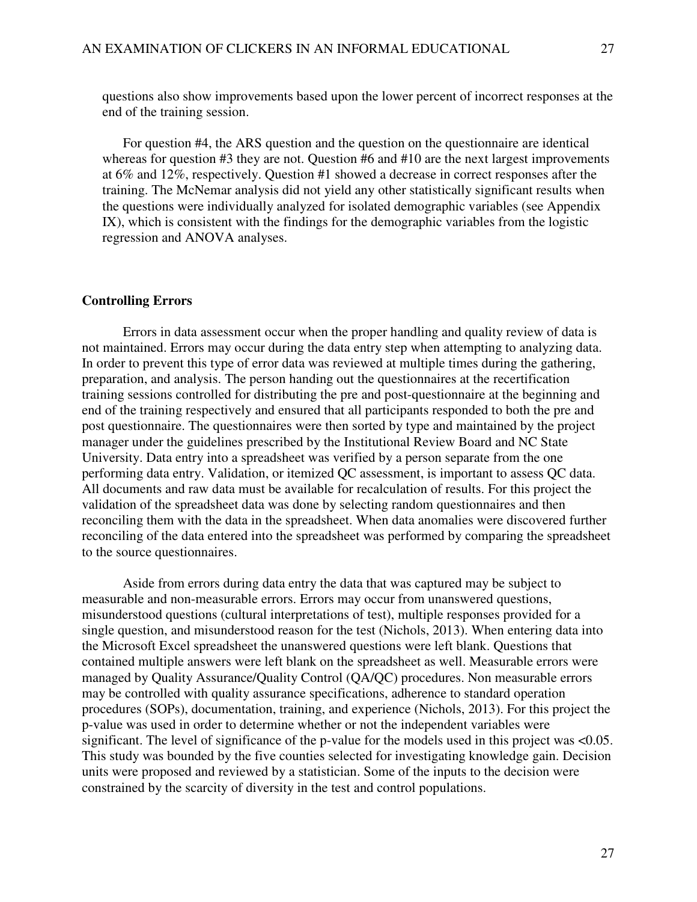questions also show improvements based upon the lower percent of incorrect responses at the end of the training session.

For question #4, the ARS question and the question on the questionnaire are identical whereas for question #3 they are not. Question #6 and #10 are the next largest improvements at 6% and 12%, respectively. Question #1 showed a decrease in correct responses after the training. The McNemar analysis did not yield any other statistically significant results when the questions were individually analyzed for isolated demographic variables (see Appendix IX), which is consistent with the findings for the demographic variables from the logistic regression and ANOVA analyses.

**Controlling Errors**

Errors in data assessment occur when the proper handling and quality review of data is not maintained. Errors may occur during the data entry step when attempting to analyzing data. In order to prevent this type of error data was reviewed at multiple times during the gathering, preparation, and analysis. The person handing out the questionnaires at the recertification training sessions controlled for distributing the pre and post-questionnaire at the beginning and end of the training respectively and ensured that all participants responded to both the pre and post questionnaire. The questionnaires were then sorted by type and maintained by the project manager under the guidelines prescribed by the Institutional Review Board and NC State University. Data entry into a spreadsheet was verified by a person separate from the one performing data entry. Validation, or itemized QC assessment, is important to assess QC data. All documents and raw data must be available for recalculation of results. For this project the validation of the spreadsheet data was done by selecting random questionnaires and then reconciling them with the data in the spreadsheet. When data anomalies were discovered further reconciling of the data entered into the spreadsheet was performed by comparing the spreadsheet to the source questionnaires.

Aside from errors during data entry the data that was captured may be subject to measurable and non-measurable errors. Errors may occur from unanswered questions, misunderstood questions (cultural interpretations of test), multiple responses provided for a single question, and misunderstood reason for the test (Nichols, 2013). When entering data into the Microsoft Excel spreadsheet the unanswered questions were left blank. Questions that contained multiple answers were left blank on the spreadsheet as well. Measurable errors were managed by Quality Assurance/Quality Control (QA/QC) procedures. Non measurable errors may be controlled with quality assurance specifications, adherence to standard operation procedures (SOPs), documentation, training, and experience (Nichols, 2013). For this project the p-value was used in order to determine whether or not the independent variables were significant. The level of significance of the p-value for the models used in this project was $<0.05$. This study was bounded by the five counties selected for investigating knowledge gain. Decision units were proposed and reviewed by a statistician. Some of the inputs to the decision were constrained by the scarcity of diversity in the test and control populations.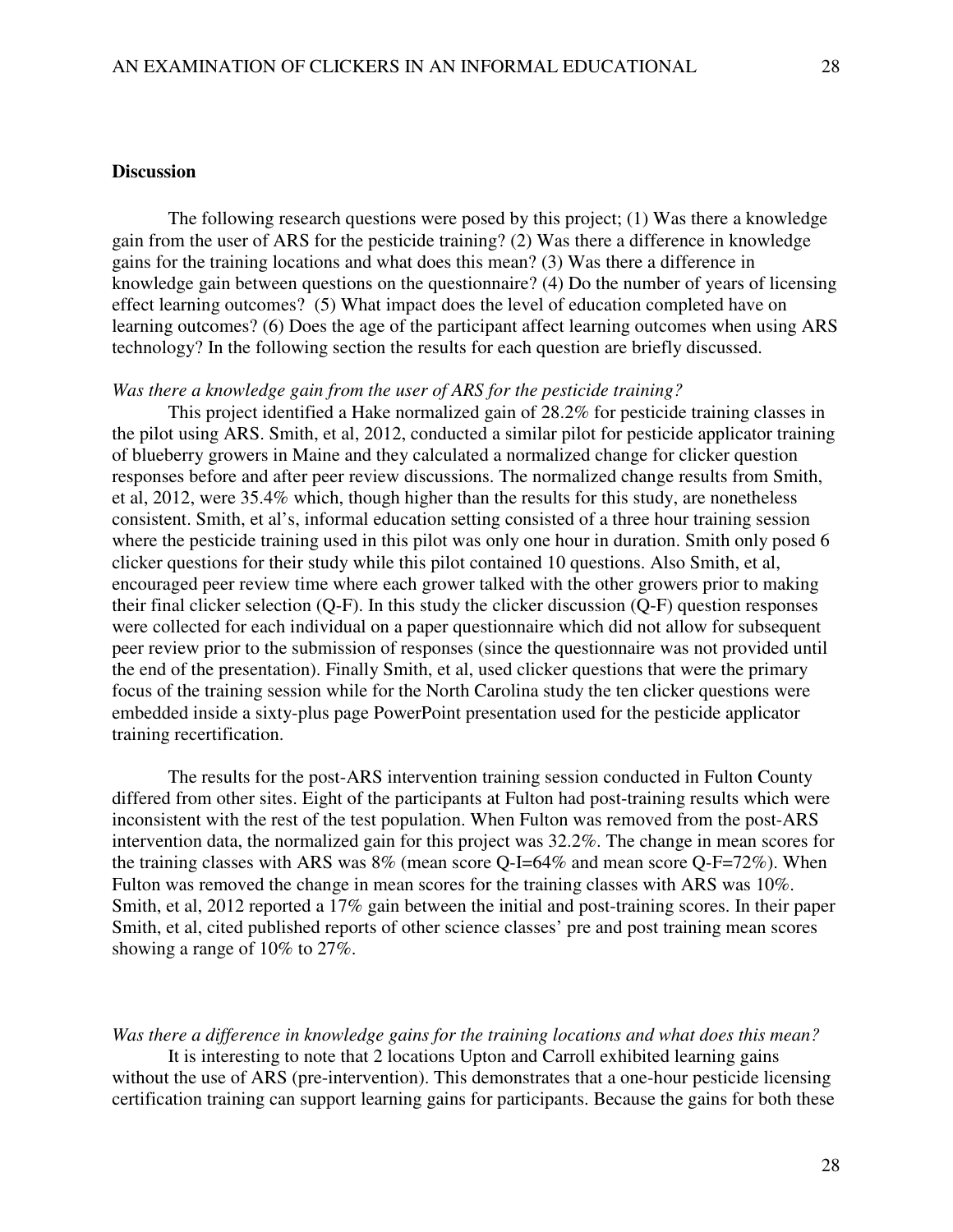## Discussion

The following research questions were posed by this project; (1) Was there a knowledge gain from the user of ARS for the pesticide training? (2) Was there a difference in knowledge gains for the training locations and what does this mean? (3) Was there a difference in knowledge gain between questions on the questionnaire? (4) Do the number of years of licensing effect learning outcomes? (5) What impact does the level of education completed have on learning outcomes? (6) Does the age of the participant affect learning outcomes when using ARS technology? In the following section the results for each question are briefly discussed.

*Was there a knowledge gain from the user of ARS for the pesticide training?*

This project identified a Hake normalized gain of 28.2% for pesticide training classes in the pilot using ARS. Smith, et al, 2012, conducted a similar pilot for pesticide applicator training of blueberry growers in Maine and they calculated a normalized change for clicker question responses before and after peer review discussions. The normalized change results from Smith, et al, 2012, were 35.4% which, though higher than the results for this study, are nonetheless consistent. Smith, et al's, informal education setting consisted of a three hour training session where the pesticide training used in this pilot was only one hour in duration. Smith only posed 6 clicker questions for their study while this pilot contained 10 questions. Also Smith, et al, encouraged peer review time where each grower talked with the other growers prior to making their final clicker selection (Q-F). In this study the clicker discussion (Q-F) question responses were collected for each individual on a paper questionnaire which did not allow for subsequent peer review prior to the submission of responses (since the questionnaire was not provided until the end of the presentation). Finally Smith, et al, used clicker questions that were the primary focus of the training session while for the North Carolina study the ten clicker questions were embedded inside a sixty-plus page PowerPoint presentation used for the pesticide applicator training recertification.

The results for the post-ARS intervention training session conducted in Fulton County differed from other sites. Eight of the participants at Fulton had post-training results which were inconsistent with the rest of the test population. When Fulton was removed from the post-ARS intervention data, the normalized gain for this project was 32.2%. The change in mean scores for the training classes with ARS was 8% (mean score Q-I=64% and mean score Q-F=72%). When Fulton was removed the change in mean scores for the training classes with ARS was 10%. Smith, et al, 2012 reported a 17% gain between the initial and post-training scores. In their paper Smith, et al, cited published reports of other science classes' pre and post training mean scores showing a range of 10% to 27%.

*Was there a difference in knowledge gains for the training locations and what does this mean?*

It is interesting to note that 2 locations Upton and Carroll exhibited learning gains without the use of ARS (pre-intervention). This demonstrates that a one-hour pesticide licensing certification training can support learning gains for participants. Because the gains for both these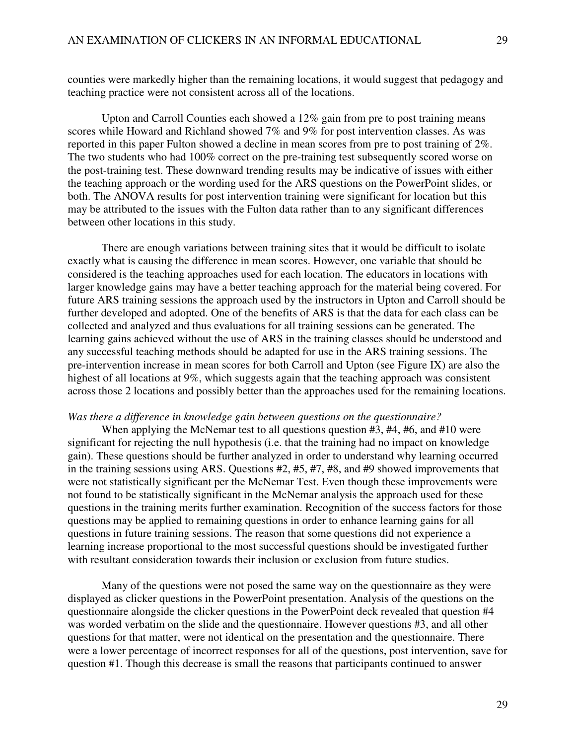counties were markedly higher than the remaining locations, it would suggest that pedagogy and teaching practice were not consistent across all of the locations.

Upton and Carroll Counties each showed a 12% gain from pre to post training means scores while Howard and Richland showed 7% and 9% for post intervention classes. As was reported in this paper Fulton showed a decline in mean scores from pre to post training of 2%. The two students who had 100% correct on the pre-training test subsequently scored worse on the post-training test. These downward trending results may be indicative of issues with either the teaching approach or the wording used for the ARS questions on the PowerPoint slides, or both. The ANOVA results for post intervention training were significant for location but this may be attributed to the issues with the Fulton data rather than to any significant differences between other locations in this study.

There are enough variations between training sites that it would be difficult to isolate exactly what is causing the difference in mean scores. However, one variable that should be considered is the teaching approaches used for each location. The educators in locations with larger knowledge gains may have a better teaching approach for the material being covered. For future ARS training sessions the approach used by the instructors in Upton and Carroll should be further developed and adopted. One of the benefits of ARS is that the data for each class can be collected and analyzed and thus evaluations for all training sessions can be generated. The learning gains achieved without the use of ARS in the training classes should be understood and any successful teaching methods should be adapted for use in the ARS training sessions. The pre-intervention increase in mean scores for both Carroll and Upton (see Figure IX) are also the highest of all locations at 9%, which suggests again that the teaching approach was consistent across those 2 locations and possibly better than the approaches used for the remaining locations.

*Was there a difference in knowledge gain between questions on the questionnaire?*

When applying the McNemar test to all questions question #3, #4, #6, and #10 were significant for rejecting the null hypothesis (i.e. that the training had no impact on knowledge gain). These questions should be further analyzed in order to understand why learning occurred in the training sessions using ARS. Questions #2, #5, #7, #8, and #9 showed improvements that were not statistically significant per the McNemar Test. Even though these improvements were not found to be statistically significant in the McNemar analysis the approach used for these questions in the training merits further examination. Recognition of the success factors for those questions may be applied to remaining questions in order to enhance learning gains for all questions in future training sessions. The reason that some questions did not experience a learning increase proportional to the most successful questions should be investigated further with resultant consideration towards their inclusion or exclusion from future studies.

Many of the questions were not posed the same way on the questionnaire as they were displayed as clicker questions in the PowerPoint presentation. Analysis of the questions on the questionnaire alongside the clicker questions in the PowerPoint deck revealed that question #4 was worded verbatim on the slide and the questionnaire. However questions #3, and all other questions for that matter, were not identical on the presentation and the questionnaire. There were a lower percentage of incorrect responses for all of the questions, post intervention, save for question #1. Though this decrease is small the reasons that participants continued to answer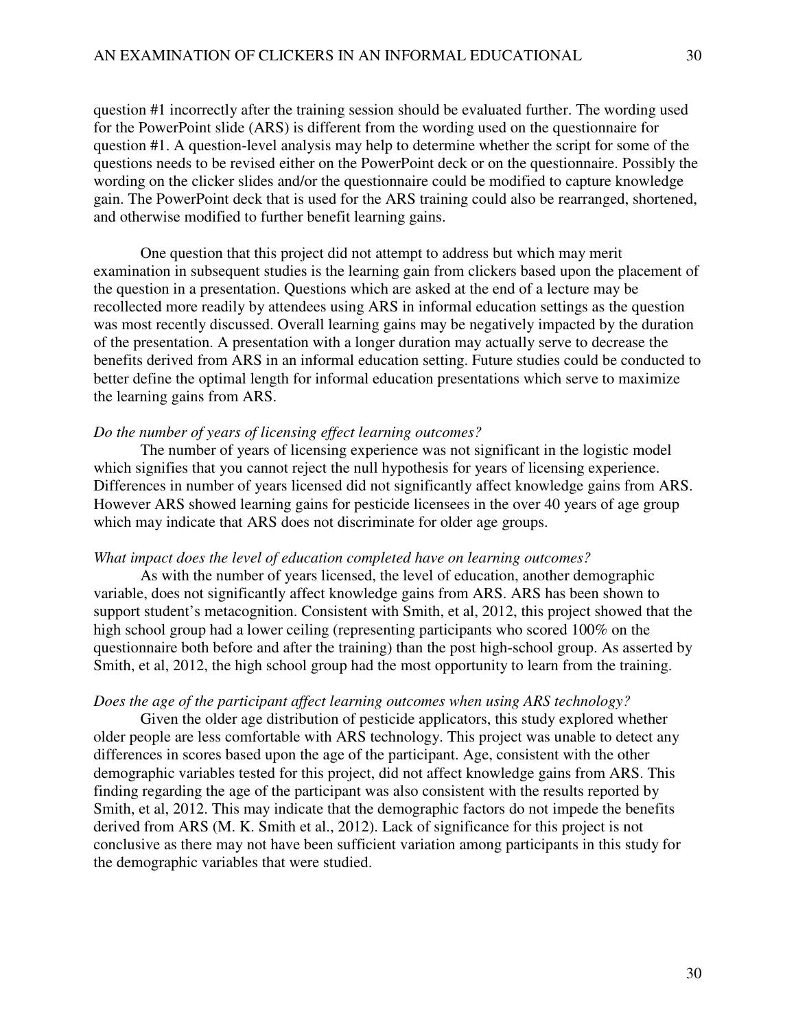question #1 incorrectly after the training session should be evaluated further. The wording used for the PowerPoint slide (ARS) is different from the wording used on the questionnaire for question #1. A question-level analysis may help to determine whether the script for some of the questions needs to be revised either on the PowerPoint deck or on the questionnaire. Possibly the wording on the clicker slides and/or the questionnaire could be modified to capture knowledge gain. The PowerPoint deck that is used for the ARS training could also be rearranged, shortened, and otherwise modified to further benefit learning gains.

One question that this project did not attempt to address but which may merit examination in subsequent studies is the learning gain from clickers based upon the placement of the question in a presentation. Questions which are asked at the end of a lecture may be recollected more readily by attendees using ARS in informal education settings as the question was most recently discussed. Overall learning gains may be negatively impacted by the duration of the presentation. A presentation with a longer duration may actually serve to decrease the benefits derived from ARS in an informal education setting. Future studies could be conducted to better define the optimal length for informal education presentations which serve to maximize the learning gains from ARS.

*Do the number of years of licensing effect learning outcomes?*

The number of years of licensing experience was not significant in the logistic model which signifies that you cannot reject the null hypothesis for years of licensing experience. Differences in number of years licensed did not significantly affect knowledge gains from ARS. However ARS showed learning gains for pesticide licensees in the over 40 years of age group which may indicate that ARS does not discriminate for older age groups.

*What impact does the level of education completed have on learning outcomes?*

As with the number of years licensed, the level of education, another demographic variable, does not significantly affect knowledge gains from ARS. ARS has been shown to support student's metacognition. Consistent with Smith, et al, 2012, this project showed that the high school group had a lower ceiling (representing participants who scored 100% on the questionnaire both before and after the training) than the post high-school group. As asserted by Smith, et al, 2012, the high school group had the most opportunity to learn from the training.

*Does the age of the participant affect learning outcomes when using ARS technology?*

Given the older age distribution of pesticide applicators, this study explored whether older people are less comfortable with ARS technology. This project was unable to detect any differences in scores based upon the age of the participant. Age, consistent with the other demographic variables tested for this project, did not affect knowledge gains from ARS. This finding regarding the age of the participant was also consistent with the results reported by Smith, et al, 2012. This may indicate that the demographic factors do not impede the benefits derived from ARS (M. K. Smith et al., 2012). Lack of significance for this project is not conclusive as there may not have been sufficient variation among participants in this study for the demographic variables that were studied.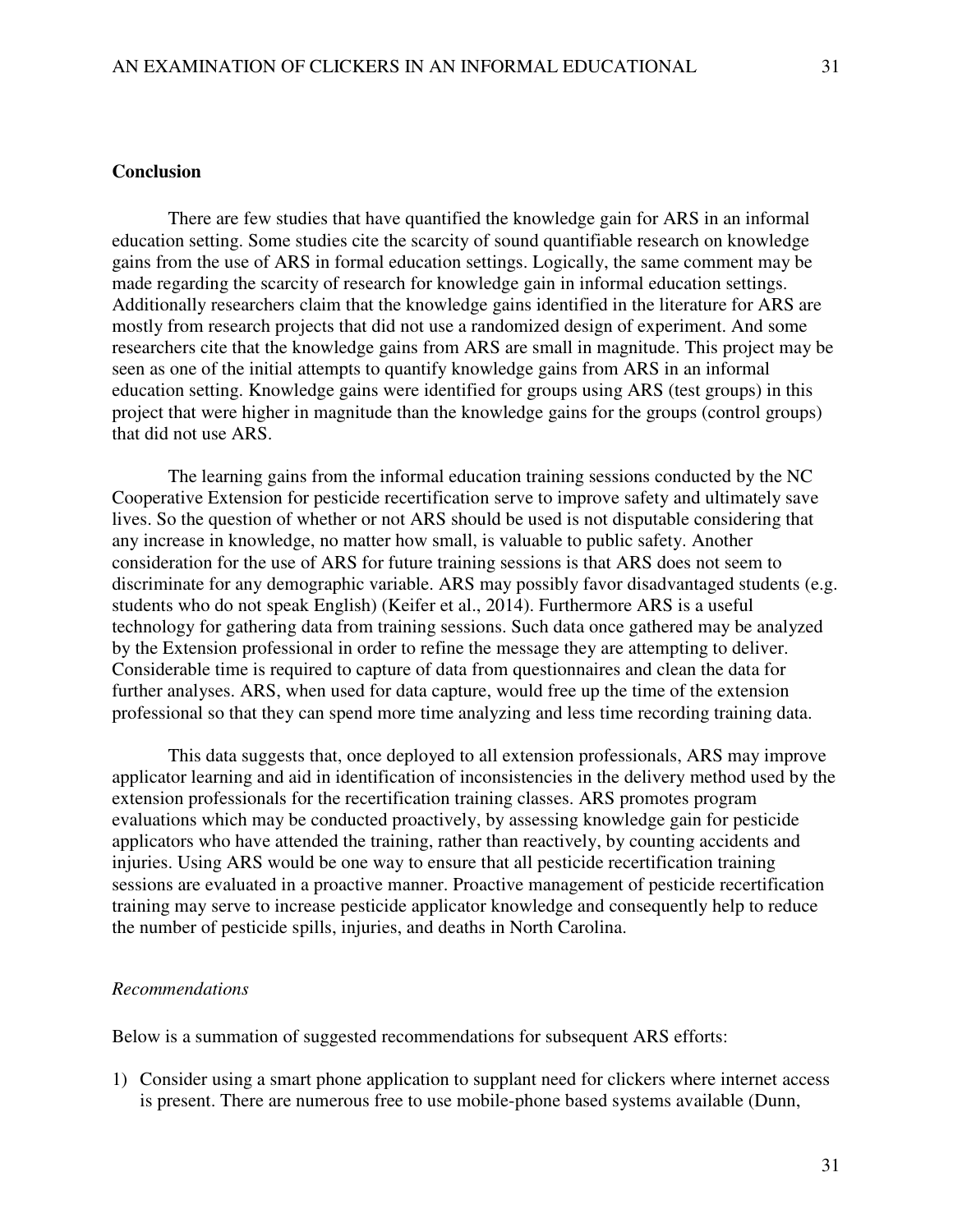## Conclusion

There are few studies that have quantified the knowledge gain for ARS in an informal education setting. Some studies cite the scarcity of sound quantifiable research on knowledge gains from the use of ARS in formal education settings. Logically, the same comment may be made regarding the scarcity of research for knowledge gain in informal education settings. Additionally researchers claim that the knowledge gains identified in the literature for ARS are mostly from research projects that did not use a randomized design of experiment. And some researchers cite that the knowledge gains from ARS are small in magnitude. This project may be seen as one of the initial attempts to quantify knowledge gains from ARS in an informal education setting. Knowledge gains were identified for groups using ARS (test groups) in this project that were higher in magnitude than the knowledge gains for the groups (control groups) that did not use ARS.

The learning gains from the informal education training sessions conducted by the NC Cooperative Extension for pesticide recertification serve to improve safety and ultimately save lives. So the question of whether or not ARS should be used is not disputable considering that any increase in knowledge, no matter how small, is valuable to public safety. Another consideration for the use of ARS for future training sessions is that ARS does not seem to discriminate for any demographic variable. ARS may possibly favor disadvantaged students (e.g. students who do not speak English) (Keifer et al., 2014). Furthermore ARS is a useful technology for gathering data from training sessions. Such data once gathered may be analyzed by the Extension professional in order to refine the message they are attempting to deliver. Considerable time is required to capture of data from questionnaires and clean the data for further analyses. ARS, when used for data capture, would free up the time of the extension professional so that they can spend more time analyzing and less time recording training data.

This data suggests that, once deployed to all extension professionals, ARS may improve applicator learning and aid in identification of inconsistencies in the delivery method used by the extension professionals for the recertification training classes. ARS promotes program evaluations which may be conducted proactively, by assessing knowledge gain for pesticide applicators who have attended the training, rather than reactively, by counting accidents and injuries. Using ARS would be one way to ensure that all pesticide recertification training sessions are evaluated in a proactive manner. Proactive management of pesticide recertification training may serve to increase pesticide applicator knowledge and consequently help to reduce the number of pesticide spills, injuries, and deaths in North Carolina.

### *Recommendations*

Below is a summation of suggested recommendations for subsequent ARS efforts:

1) Consider using a smart phone application to supplant need for clickers where internet access is present. There are numerous free to use mobile-phone based systems available (Dunn,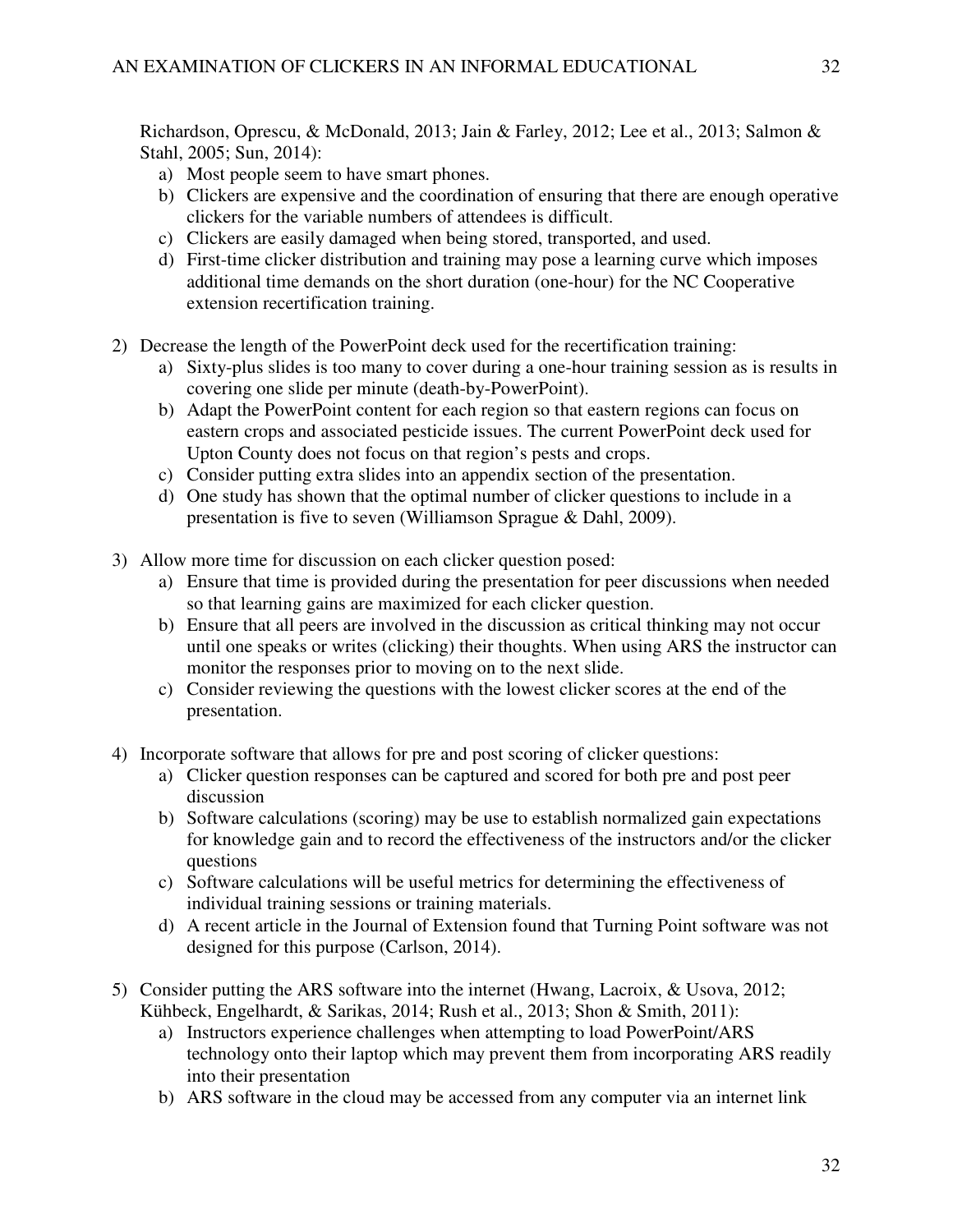Richardson, Oprescu, & McDonald, 2013; Jain & Farley, 2012; Lee et al., 2013; Salmon & Stahl, 2005; Sun, 2014):

a) Most people seem to have smart phones.
b) Clickers are expensive and the coordination of ensuring that there are enough operative clickers for the variable numbers of attendees is difficult.
c) Clickers are easily damaged when being stored, transported, and used.
d) First-time clicker distribution and training may pose a learning curve which imposes additional time demands on the short duration (one-hour) for the NC Cooperative extension recertification training.

2) Decrease the length of the PowerPoint deck used for the recertification training:
   a) Sixty-plus slides is too many to cover during a one-hour training session as is results in covering one slide per minute (death-by-PowerPoint).
   b) Adapt the PowerPoint content for each region so that eastern regions can focus on eastern crops and associated pesticide issues. The current PowerPoint deck used for Upton County does not focus on that region's pests and crops.
   c) Consider putting extra slides into an appendix section of the presentation.
   d) One study has shown that the optimal number of clicker questions to include in a presentation is five to seven (Williamson Sprague & Dahl, 2009).

3) Allow more time for discussion on each clicker question posed:
   a) Ensure that time is provided during the presentation for peer discussions when needed so that learning gains are maximized for each clicker question.
   b) Ensure that all peers are involved in the discussion as critical thinking may not occur until one speaks or writes (clicking) their thoughts. When using ARS the instructor can monitor the responses prior to moving on to the next slide.
   c) Consider reviewing the questions with the lowest clicker scores at the end of the presentation.

4) Incorporate software that allows for pre and post scoring of clicker questions:
   a) Clicker question responses can be captured and scored for both pre and post peer discussion
   b) Software calculations (scoring) may be use to establish normalized gain expectations for knowledge gain and to record the effectiveness of the instructors and/or the clicker questions
   c) Software calculations will be useful metrics for determining the effectiveness of individual training sessions or training materials.
   d) A recent article in the Journal of Extension found that Turning Point software was not designed for this purpose (Carlson, 2014).

5) Consider putting the ARS software into the internet (Hwang, Lacroix, & Usova, 2012; Kühbeck, Engelhardt, & Sarikas, 2014; Rush et al., 2013; Shon & Smith, 2011):
   a) Instructors experience challenges when attempting to load PowerPoint/ARS technology onto their laptop which may prevent them from incorporating ARS readily into their presentation
   b) ARS software in the cloud may be accessed from any computer via an internet link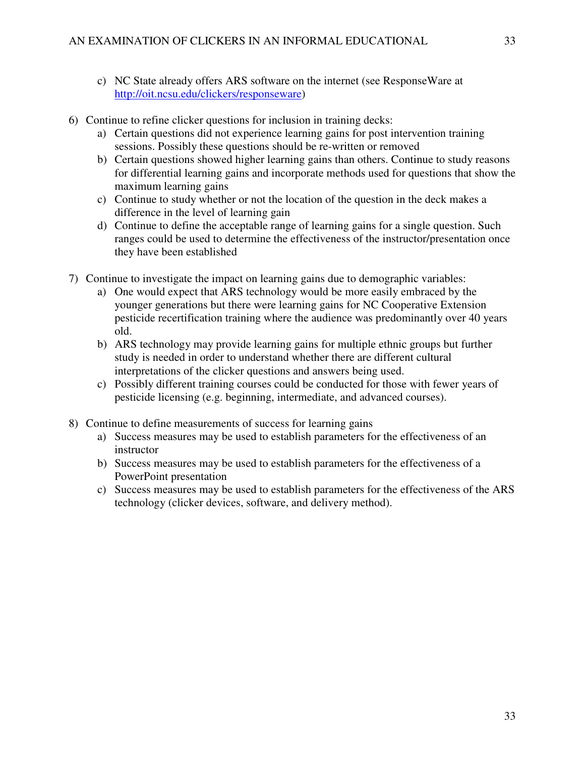c) NC State already offers ARS software on the internet (see ResponseWare at [http://oit.ncsu.edu/clickers/responseware](http://oit.ncsu.edu/clickers/responseware))

6) Continue to refine clicker questions for inclusion in training decks:
   a) Certain questions did not experience learning gains for post intervention training sessions. Possibly these questions should be re-written or removed
   b) Certain questions showed higher learning gains than others. Continue to study reasons for differential learning gains and incorporate methods used for questions that show the maximum learning gains
   c) Continue to study whether or not the location of the question in the deck makes a difference in the level of learning gain
   d) Continue to define the acceptable range of learning gains for a single question. Such ranges could be used to determine the effectiveness of the instructor/presentation once they have been established

7) Continue to investigate the impact on learning gains due to demographic variables:
   a) One would expect that ARS technology would be more easily embraced by the younger generations but there were learning gains for NC Cooperative Extension pesticide recertification training where the audience was predominantly over 40 years old.
   b) ARS technology may provide learning gains for multiple ethnic groups but further study is needed in order to understand whether there are different cultural interpretations of the clicker questions and answers being used.
   c) Possibly different training courses could be conducted for those with fewer years of pesticide licensing (e.g. beginning, intermediate, and advanced courses).

8) Continue to define measurements of success for learning gains
   a) Success measures may be used to establish parameters for the effectiveness of an instructor
   b) Success measures may be used to establish parameters for the effectiveness of a PowerPoint presentation
   c) Success measures may be used to establish parameters for the effectiveness of the ARS technology (clicker devices, software, and delivery method).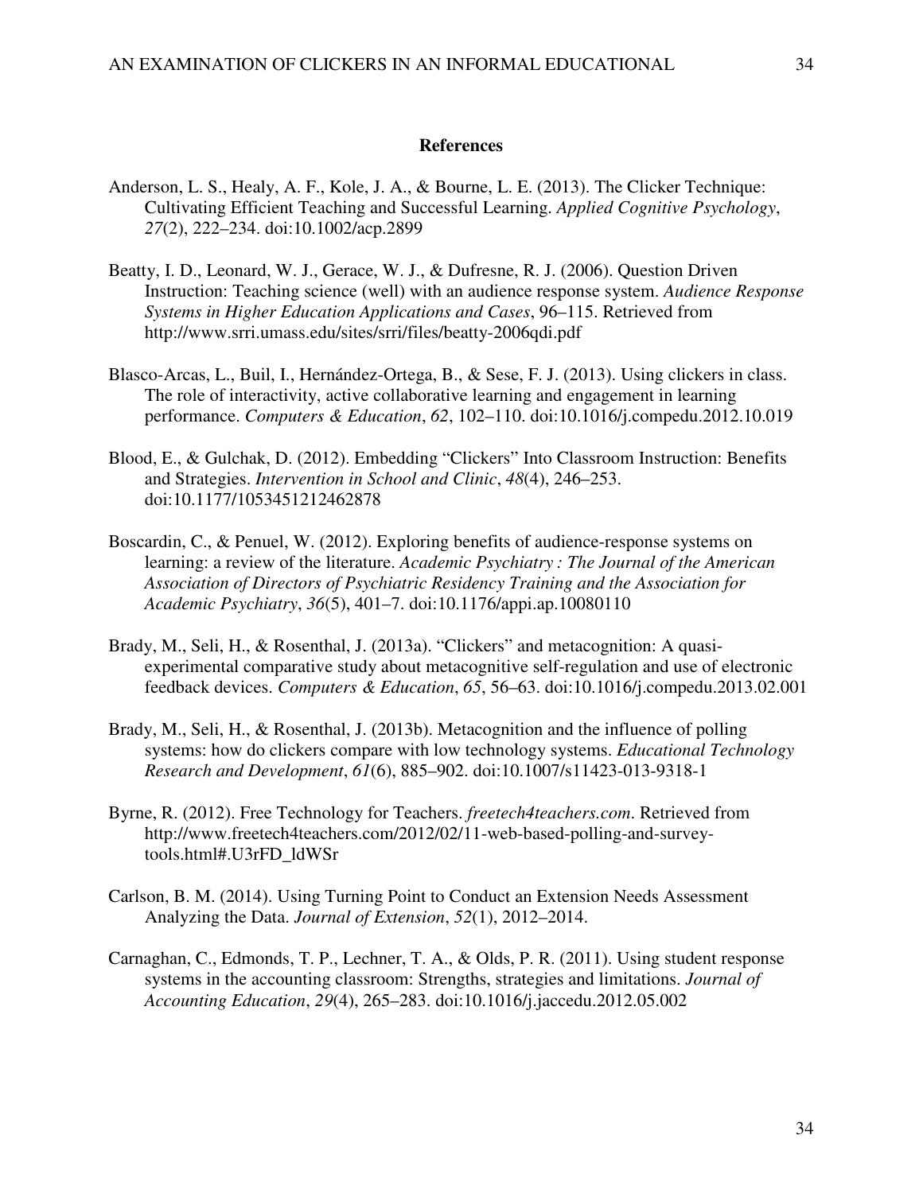## References

Anderson, L. S., Healy, A. F., Kole, J. A., & Bourne, L. E. (2013). The Clicker Technique: Cultivating Efficient Teaching and Successful Learning. *Applied Cognitive Psychology*, *27*(2), 222–234. doi:10.1002/acp.2899

Beatty, I. D., Leonard, W. J., Gerace, W. J., & Dufresne, R. J. (2006). Question Driven Instruction: Teaching science (well) with an audience response system. *Audience Response Systems in Higher Education Applications and Cases*, 96–115. Retrieved from http://www.srri.umass.edu/sites/srri/files/beatty-2006qdi.pdf

Blasco-Arcas, L., Buil, I., Hernández-Ortega, B., & Sese, F. J. (2013). Using clickers in class. The role of interactivity, active collaborative learning and engagement in learning performance. *Computers & Education*, *62*, 102–110. doi:10.1016/j.compedu.2012.10.019

Blood, E., & Gulchak, D. (2012). Embedding "Clickers" Into Classroom Instruction: Benefits and Strategies. *Intervention in School and Clinic*, *48*(4), 246–253. doi:10.1177/1053451212462878

Boscardin, C., & Penuel, W. (2012). Exploring benefits of audience-response systems on learning: a review of the literature. *Academic Psychiatry : The Journal of the American Association of Directors of Psychiatric Residency Training and the Association for Academic Psychiatry*, *36*(5), 401–7. doi:10.1176/appi.ap.10080110

Brady, M., Seli, H., & Rosenthal, J. (2013a). "Clickers" and metacognition: A quasi-experimental comparative study about metacognitive self-regulation and use of electronic feedback devices. *Computers & Education*, *65*, 56–63. doi:10.1016/j.compedu.2013.02.001

Brady, M., Seli, H., & Rosenthal, J. (2013b). Metacognition and the influence of polling systems: how do clickers compare with low technology systems. *Educational Technology Research and Development*, *61*(6), 885–902. doi:10.1007/s11423-013-9318-1

Byrne, R. (2012). Free Technology for Teachers. *freetech4teachers.com*. Retrieved from http://www.freetech4teachers.com/2012/02/11-web-based-polling-and-survey-tools.html#.U3rFD_ldWSr

Carlson, B. M. (2014). Using Turning Point to Conduct an Extension Needs Assessment Analyzing the Data. *Journal of Extension*, *52*(1), 2012–2014.

Carnaghan, C., Edmonds, T. P., Lechner, T. A., & Olds, P. R. (2011). Using student response systems in the accounting classroom: Strengths, strategies and limitations. *Journal of Accounting Education*, *29*(4), 265–283. doi:10.1016/j.jaccedu.2012.05.002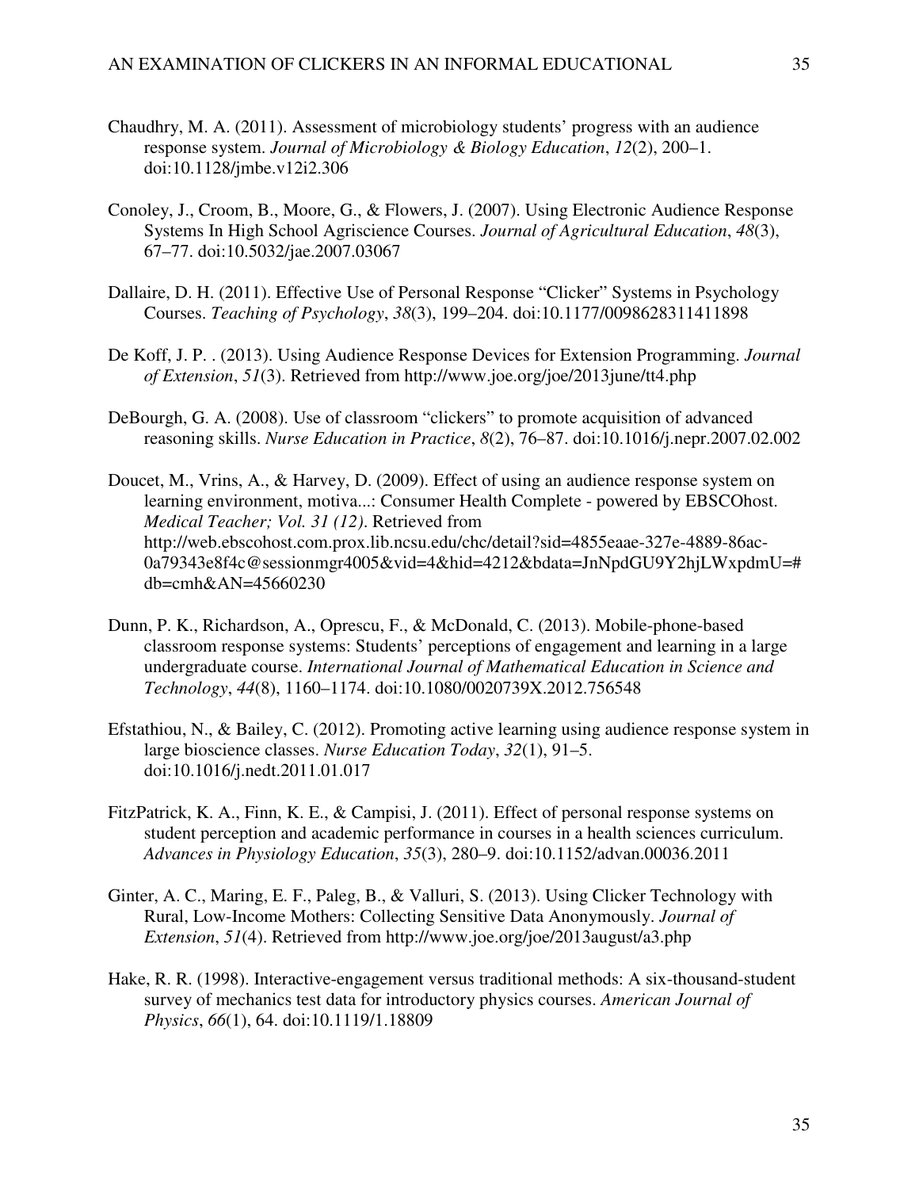Chaudhry, M. A. (2011). Assessment of microbiology students' progress with an audience response system. *Journal of Microbiology & Biology Education*, *12*(2), 200–1. doi:10.1128/jmbe.v12i2.306

Conoley, J., Croom, B., Moore, G., & Flowers, J. (2007). Using Electronic Audience Response Systems In High School Agriscience Courses. *Journal of Agricultural Education*, *48*(3), 67–77. doi:10.5032/jae.2007.03067

Dallaire, D. H. (2011). Effective Use of Personal Response "Clicker" Systems in Psychology Courses. *Teaching of Psychology*, *38*(3), 199–204. doi:10.1177/0098628311411898

De Koff, J. P. . (2013). Using Audience Response Devices for Extension Programming. *Journal of Extension*, *51*(3). Retrieved from http://www.joe.org/joe/2013june/tt4.php

DeBourgh, G. A. (2008). Use of classroom "clickers" to promote acquisition of advanced reasoning skills. *Nurse Education in Practice*, *8*(2), 76–87. doi:10.1016/j.nepr.2007.02.002

Doucet, M., Vrins, A., & Harvey, D. (2009). Effect of using an audience response system on learning environment, motiva...: Consumer Health Complete - powered by EBSCOhost. *Medical Teacher; Vol. 31 (12)*. Retrieved from http://web.ebscohost.com.prox.lib.ncsu.edu/chc/detail?sid=4855eaae-327e-4889-86ac-0a79343e8f4c@sessionmgr4005&vid=4&hid=4212&bdata=JnNpdGU9Y2hjLWxpdmU=#db=cmh&AN=45660230

Dunn, P. K., Richardson, A., Oprescu, F., & McDonald, C. (2013). Mobile-phone-based classroom response systems: Students' perceptions of engagement and learning in a large undergraduate course. *International Journal of Mathematical Education in Science and Technology*, *44*(8), 1160–1174. doi:10.1080/0020739X.2012.756548

Efstathiou, N., & Bailey, C. (2012). Promoting active learning using audience response system in large bioscience classes. *Nurse Education Today*, *32*(1), 91–5. doi:10.1016/j.nedt.2011.01.017

FitzPatrick, K. A., Finn, K. E., & Campisi, J. (2011). Effect of personal response systems on student perception and academic performance in courses in a health sciences curriculum. *Advances in Physiology Education*, *35*(3), 280–9. doi:10.1152/advan.00036.2011

Ginter, A. C., Maring, E. F., Paleg, B., & Valluri, S. (2013). Using Clicker Technology with Rural, Low-Income Mothers: Collecting Sensitive Data Anonymously. *Journal of Extension*, *51*(4). Retrieved from http://www.joe.org/joe/2013august/a3.php

Hake, R. R. (1998). Interactive-engagement versus traditional methods: A six-thousand-student survey of mechanics test data for introductory physics courses. *American Journal of Physics*, *66*(1), 64. doi:10.1119/1.18809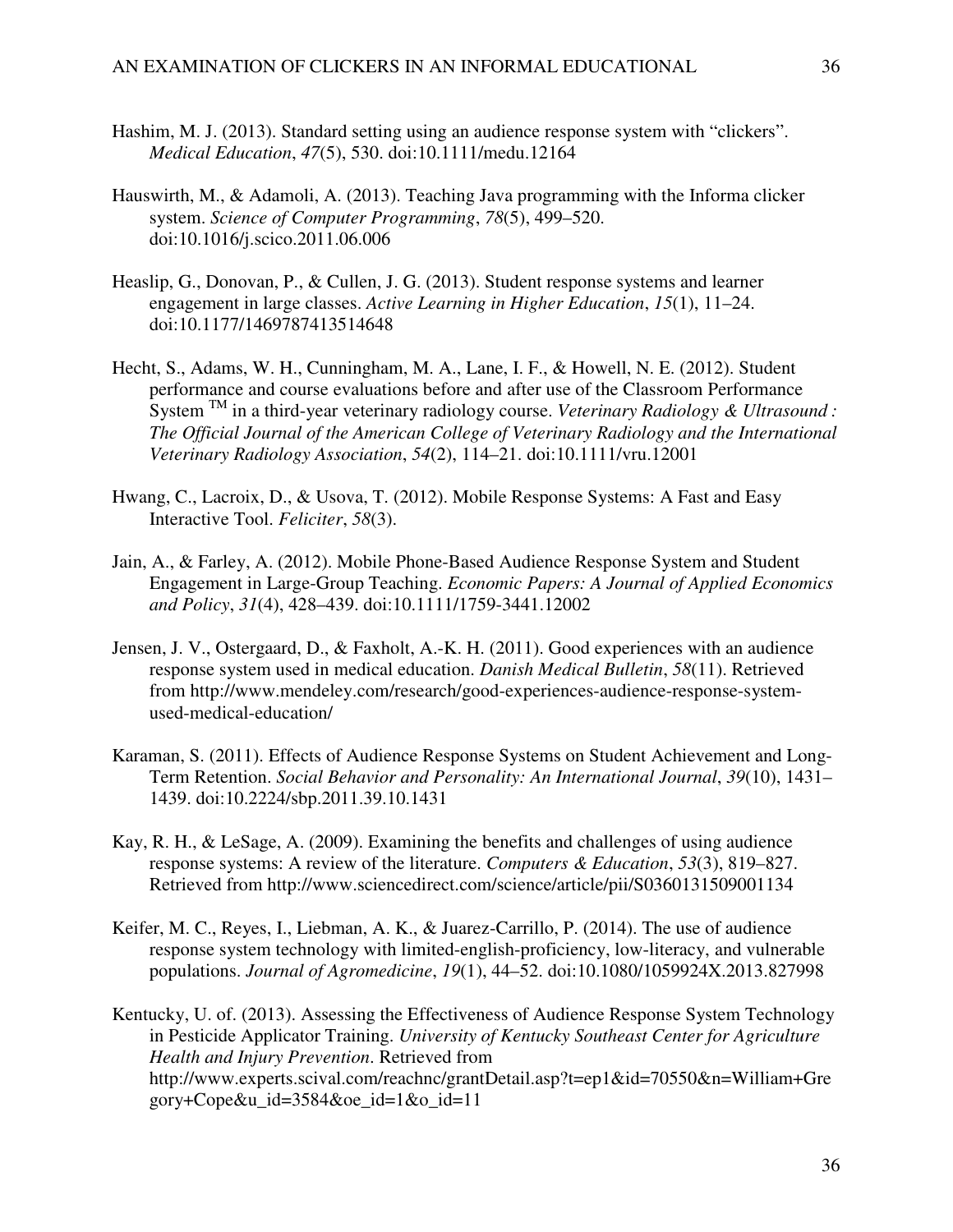Hashim, M. J. (2013). Standard setting using an audience response system with “clickers”. *Medical Education*, *47*(5), 530. doi:10.1111/medu.12164

Hauswirth, M., & Adamoli, A. (2013). Teaching Java programming with the Informa clicker system. *Science of Computer Programming*, *78*(5), 499–520. doi:10.1016/j.scico.2011.06.006

Heaslip, G., Donovan, P., & Cullen, J. G. (2013). Student response systems and learner engagement in large classes. *Active Learning in Higher Education*, *15*(1), 11–24. doi:10.1177/1469787413514648

Hecht, S., Adams, W. H., Cunningham, M. A., Lane, I. F., & Howell, N. E. (2012). Student performance and course evaluations before and after use of the Classroom Performance System ™ in a third-year veterinary radiology course. *Veterinary Radiology & Ultrasound : The Official Journal of the American College of Veterinary Radiology and the International Veterinary Radiology Association*, *54*(2), 114–21. doi:10.1111/vru.12001

Hwang, C., Lacroix, D., & Usova, T. (2012). Mobile Response Systems: A Fast and Easy Interactive Tool. *Feliciter*, *58*(3).

Jain, A., & Farley, A. (2012). Mobile Phone-Based Audience Response System and Student Engagement in Large-Group Teaching. *Economic Papers: A Journal of Applied Economics and Policy*, *31*(4), 428–439. doi:10.1111/1759-3441.12002

Jensen, J. V., Ostergaard, D., & Faxholt, A.-K. H. (2011). Good experiences with an audience response system used in medical education. *Danish Medical Bulletin*, *58*(11). Retrieved from http://www.mendeley.com/research/good-experiences-audience-response-system-used-medical-education/

Karaman, S. (2011). Effects of Audience Response Systems on Student Achievement and Long-Term Retention. *Social Behavior and Personality: An International Journal*, *39*(10), 1431–1439. doi:10.2224/sbp.2011.39.10.1431

Kay, R. H., & LeSage, A. (2009). Examining the benefits and challenges of using audience response systems: A review of the literature. *Computers & Education*, *53*(3), 819–827. Retrieved from http://www.sciencedirect.com/science/article/pii/S0360131509001134

Keifer, M. C., Reyes, I., Liebman, A. K., & Juarez-Carrillo, P. (2014). The use of audience response system technology with limited-english-proficiency, low-literacy, and vulnerable populations. *Journal of Agromedicine*, *19*(1), 44–52. doi:10.1080/1059924X.2013.827998

Kentucky, U. of. (2013). Assessing the Effectiveness of Audience Response System Technology in Pesticide Applicator Training. *University of Kentucky Southeast Center for Agriculture Health and Injury Prevention*. Retrieved from http://www.experts.scival.com/reachnc/grantDetail.asp?t=ep1&id=70550&n=William+Gregory+Cope&u_id=3584&oe_id=1&o_id=11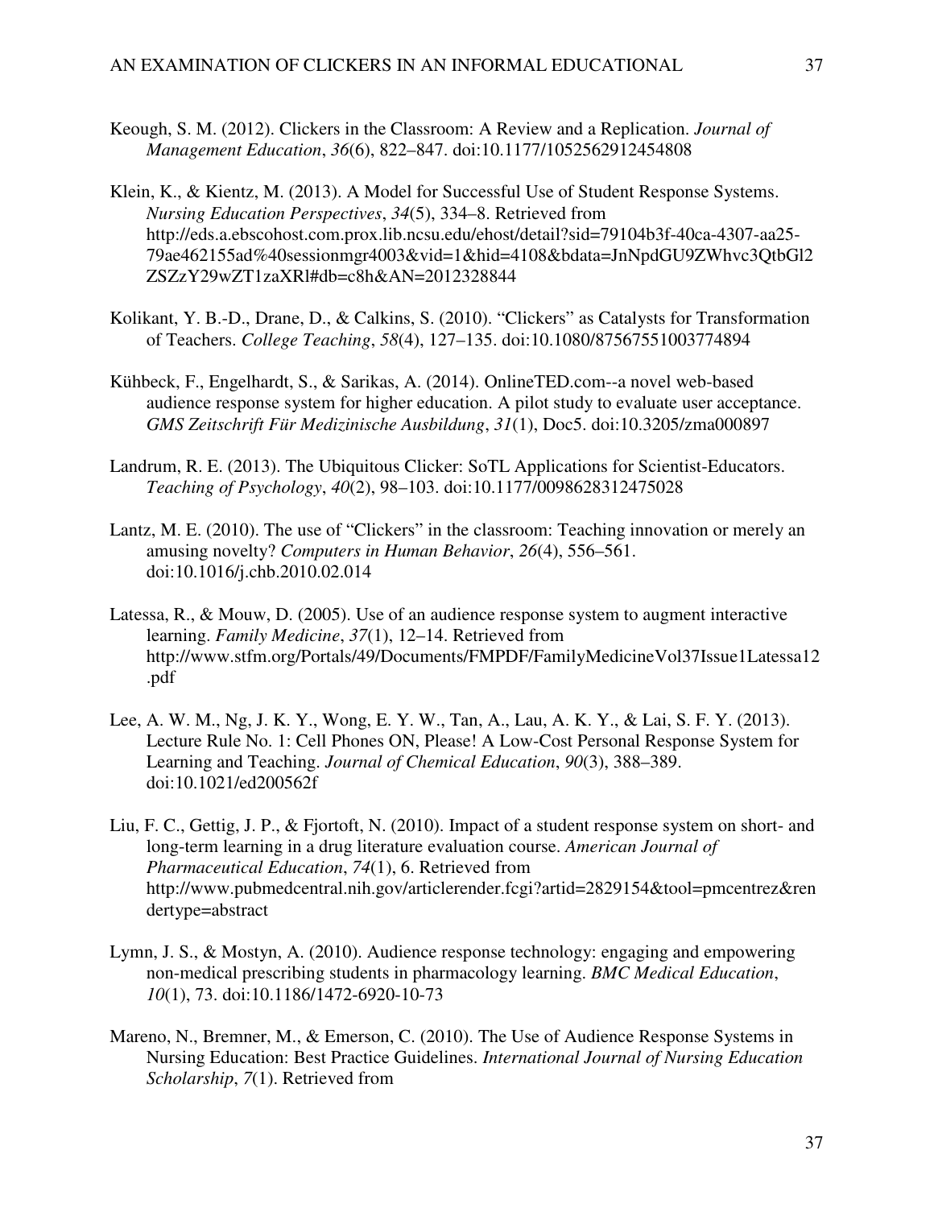Keough, S. M. (2012). Clickers in the Classroom: A Review and a Replication. *Journal of Management Education*, *36*(6), 822–847. doi:10.1177/1052562912454808

Klein, K., & Kientz, M. (2013). A Model for Successful Use of Student Response Systems. *Nursing Education Perspectives*, *34*(5), 334–8. Retrieved from http://eds.a.ebscohost.com.prox.lib.ncsu.edu/ehost/detail?sid=79104b3f-40ca-4307-aa25-79ae462155ad%40sessionmgr4003&vid=1&hid=4108&bdata=JnNpdGU9ZWhvc3QtbGl2ZSZzY29wZT1zaXRl#db=c8h&AN=2012328844

Kolikant, Y. B.-D., Drane, D., & Calkins, S. (2010). "Clickers" as Catalysts for Transformation of Teachers. *College Teaching*, *58*(4), 127–135. doi:10.1080/87567551003774894

Kühbeck, F., Engelhardt, S., & Sarikas, A. (2014). OnlineTED.com--a novel web-based audience response system for higher education. A pilot study to evaluate user acceptance. *GMS Zeitschrift Für Medizinische Ausbildung*, *31*(1), Doc5. doi:10.3205/zma000897

Landrum, R. E. (2013). The Ubiquitous Clicker: SoTL Applications for Scientist-Educators. *Teaching of Psychology*, *40*(2), 98–103. doi:10.1177/0098628312475028

Lantz, M. E. (2010). The use of "Clickers" in the classroom: Teaching innovation or merely an amusing novelty? *Computers in Human Behavior*, *26*(4), 556–561. doi:10.1016/j.chb.2010.02.014

Latessa, R., & Mouw, D. (2005). Use of an audience response system to augment interactive learning. *Family Medicine*, *37*(1), 12–14. Retrieved from http://www.stfm.org/Portals/49/Documents/FMPDF/FamilyMedicineVol37Issue1Latessa12.pdf

Lee, A. W. M., Ng, J. K. Y., Wong, E. Y. W., Tan, A., Lau, A. K. Y., & Lai, S. F. Y. (2013). Lecture Rule No. 1: Cell Phones ON, Please! A Low-Cost Personal Response System for Learning and Teaching. *Journal of Chemical Education*, *90*(3), 388–389. doi:10.1021/ed200562f

Liu, F. C., Gettig, J. P., & Fjortoft, N. (2010). Impact of a student response system on short- and long-term learning in a drug literature evaluation course. *American Journal of Pharmaceutical Education*, *74*(1), 6. Retrieved from http://www.pubmedcentral.nih.gov/articlerender.fcgi?artid=2829154&tool=pmcentrez&rendertype=abstract

Lymn, J. S., & Mostyn, A. (2010). Audience response technology: engaging and empowering non-medical prescribing students in pharmacology learning. *BMC Medical Education*, *10*(1), 73. doi:10.1186/1472-6920-10-73

Mareno, N., Bremner, M., & Emerson, C. (2010). The Use of Audience Response Systems in Nursing Education: Best Practice Guidelines. *International Journal of Nursing Education Scholarship*, *7*(1). Retrieved from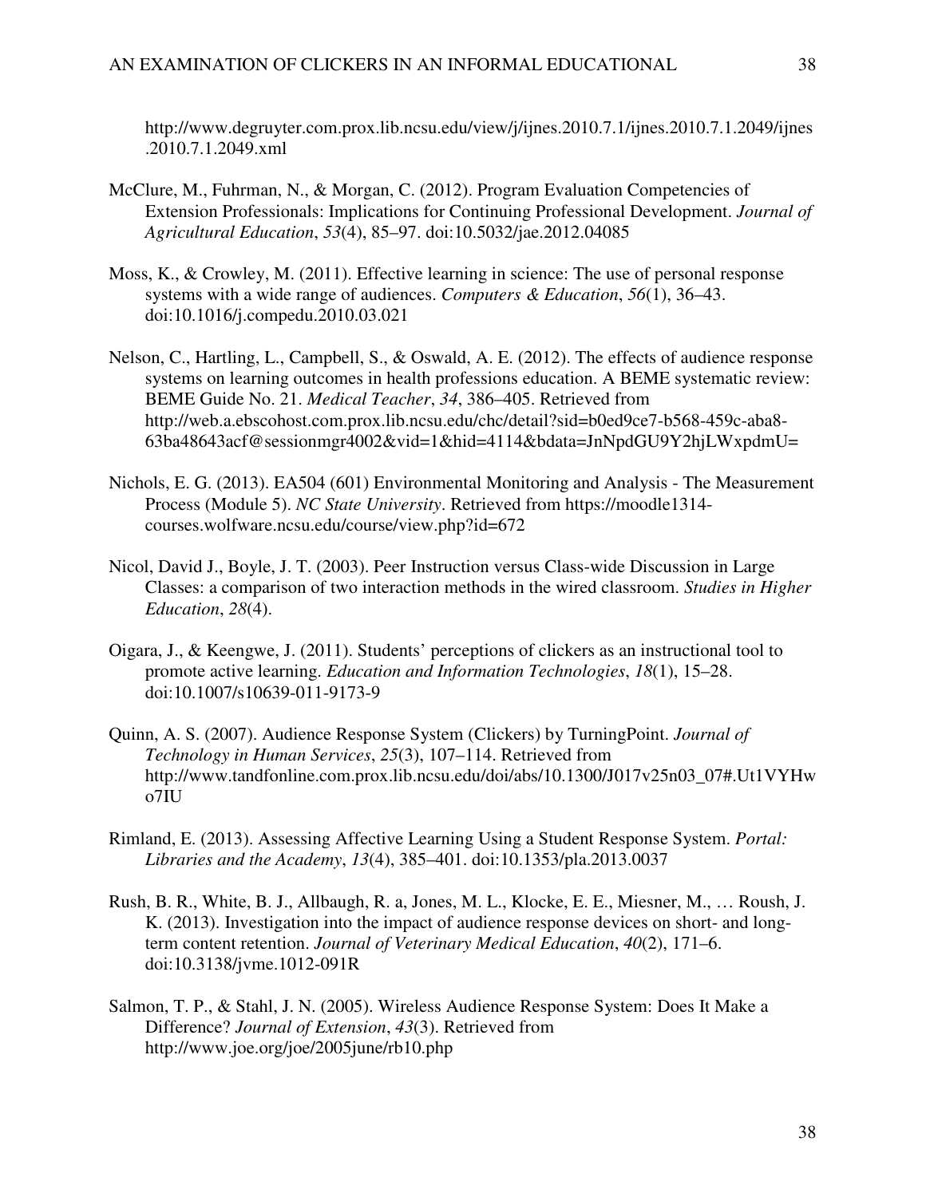http://www.degruyter.com.prox.lib.ncsu.edu/view/j/ijnes.2010.7.1/ijnes.2010.7.1.2049/ijnes.2010.7.1.2049.xml

McClure, M., Fuhrman, N., & Morgan, C. (2012). Program Evaluation Competencies of Extension Professionals: Implications for Continuing Professional Development. *Journal of Agricultural Education*, *53*(4), 85–97. doi:10.5032/jae.2012.04085

Moss, K., & Crowley, M. (2011). Effective learning in science: The use of personal response systems with a wide range of audiences. *Computers & Education*, *56*(1), 36–43. doi:10.1016/j.compedu.2010.03.021

Nelson, C., Hartling, L., Campbell, S., & Oswald, A. E. (2012). The effects of audience response systems on learning outcomes in health professions education. A BEME systematic review: BEME Guide No. 21. *Medical Teacher*, *34*, 386–405. Retrieved from http://web.a.ebscohost.com.prox.lib.ncsu.edu/chc/detail?sid=b0ed9ce7-b568-459c-aba8-63ba48643acf@sessionmgr4002&vid=1&hid=4114&bdata=JnNpdGU9Y2hjLWxpdmU=

Nichols, E. G. (2013). EA504 (601) Environmental Monitoring and Analysis - The Measurement Process (Module 5). *NC State University*. Retrieved from https://moodle1314-courses.wolfware.ncsu.edu/course/view.php?id=672

Nicol, David J., Boyle, J. T. (2003). Peer Instruction versus Class-wide Discussion in Large Classes: a comparison of two interaction methods in the wired classroom. *Studies in Higher Education*, *28*(4).

Oigara, J., & Keengwe, J. (2011). Students' perceptions of clickers as an instructional tool to promote active learning. *Education and Information Technologies*, *18*(1), 15–28. doi:10.1007/s10639-011-9173-9

Quinn, A. S. (2007). Audience Response System (Clickers) by TurningPoint. *Journal of Technology in Human Services*, *25*(3), 107–114. Retrieved from http://www.tandfonline.com.prox.lib.ncsu.edu/doi/abs/10.1300/J017v25n03_07#.Ut1VYHwo7IU

Rimland, E. (2013). Assessing Affective Learning Using a Student Response System. *Portal: Libraries and the Academy*, *13*(4), 385–401. doi:10.1353/pla.2013.0037

Rush, B. R., White, B. J., Allbaugh, R. a, Jones, M. L., Klocke, E. E., Miesner, M., … Roush, J. K. (2013). Investigation into the impact of audience response devices on short- and long-term content retention. *Journal of Veterinary Medical Education*, *40*(2), 171–6. doi:10.3138/jvme.1012-091R

Salmon, T. P., & Stahl, J. N. (2005). Wireless Audience Response System: Does It Make a Difference? *Journal of Extension*, *43*(3). Retrieved from http://www.joe.org/joe/2005june/rb10.php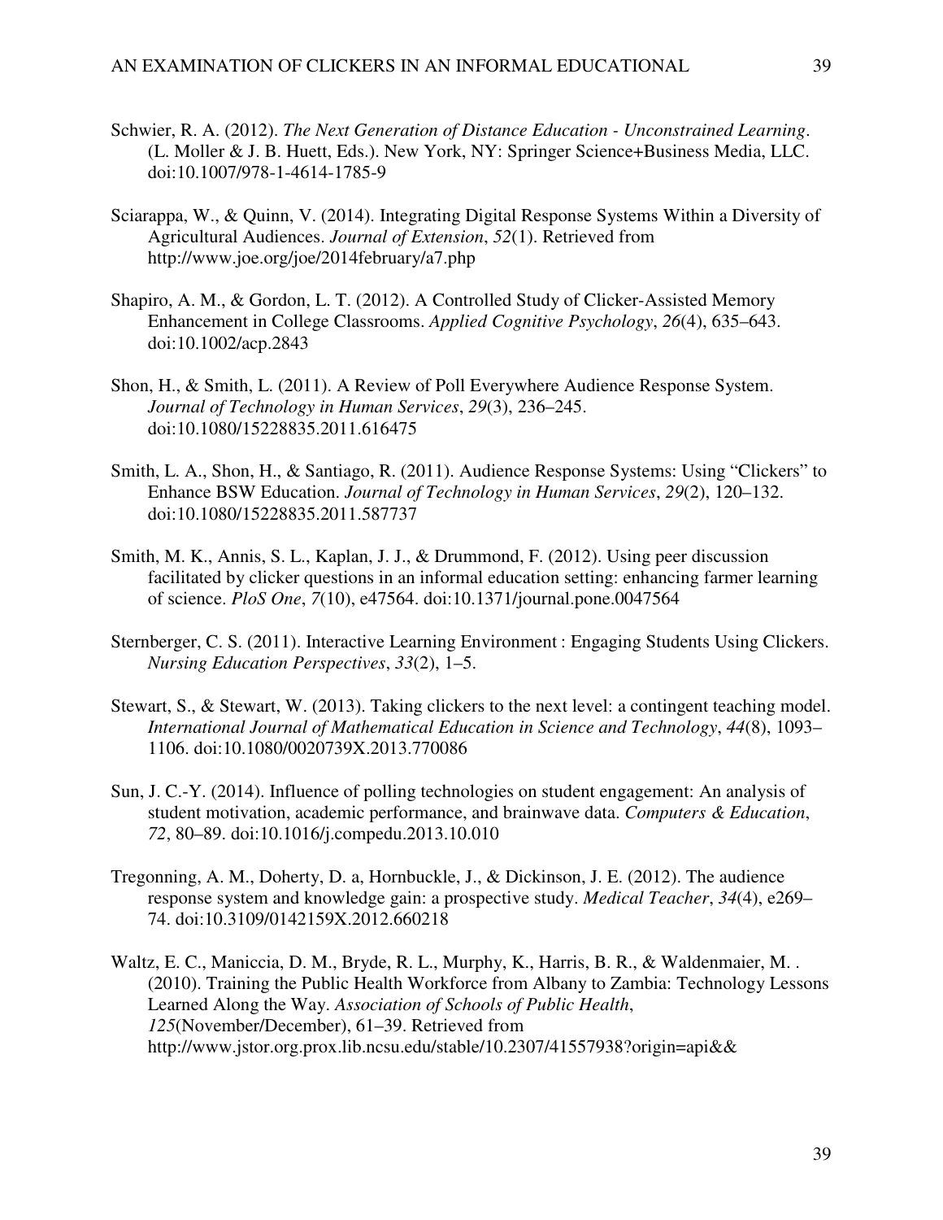Schwier, R. A. (2012). *The Next Generation of Distance Education - Unconstrained Learning*. (L. Moller & J. B. Huett, Eds.). New York, NY: Springer Science+Business Media, LLC. doi:10.1007/978-1-4614-1785-9

Sciarappa, W., & Quinn, V. (2014). Integrating Digital Response Systems Within a Diversity of Agricultural Audiences. *Journal of Extension*, *52*(1). Retrieved from http://www.joe.org/joe/2014february/a7.php

Shapiro, A. M., & Gordon, L. T. (2012). A Controlled Study of Clicker-Assisted Memory Enhancement in College Classrooms. *Applied Cognitive Psychology*, *26*(4), 635–643. doi:10.1002/acp.2843

Shon, H., & Smith, L. (2011). A Review of Poll Everywhere Audience Response System. *Journal of Technology in Human Services*, *29*(3), 236–245. doi:10.1080/15228835.2011.616475

Smith, L. A., Shon, H., & Santiago, R. (2011). Audience Response Systems: Using "Clickers" to Enhance BSW Education. *Journal of Technology in Human Services*, *29*(2), 120–132. doi:10.1080/15228835.2011.587737

Smith, M. K., Annis, S. L., Kaplan, J. J., & Drummond, F. (2012). Using peer discussion facilitated by clicker questions in an informal education setting: enhancing farmer learning of science. *PloS One*, *7*(10), e47564. doi:10.1371/journal.pone.0047564

Sternberger, C. S. (2011). Interactive Learning Environment : Engaging Students Using Clickers. *Nursing Education Perspectives*, *33*(2), 1–5.

Stewart, S., & Stewart, W. (2013). Taking clickers to the next level: a contingent teaching model. *International Journal of Mathematical Education in Science and Technology*, *44*(8), 1093–1106. doi:10.1080/0020739X.2013.770086

Sun, J. C.-Y. (2014). Influence of polling technologies on student engagement: An analysis of student motivation, academic performance, and brainwave data. *Computers & Education*, *72*, 80–89. doi:10.1016/j.compedu.2013.10.010

Tregonning, A. M., Doherty, D. a, Hornbuckle, J., & Dickinson, J. E. (2012). The audience response system and knowledge gain: a prospective study. *Medical Teacher*, *34*(4), e269–74. doi:10.3109/0142159X.2012.660218

Waltz, E. C., Maniccia, D. M., Bryde, R. L., Murphy, K., Harris, B. R., & Waldenmaier, M. . (2010). Training the Public Health Workforce from Albany to Zambia: Technology Lessons Learned Along the Way. *Association of Schools of Public Health*, *125*(November/December), 61–39. Retrieved from http://www.jstor.org.prox.lib.ncsu.edu/stable/10.2307/41557938?origin=api&&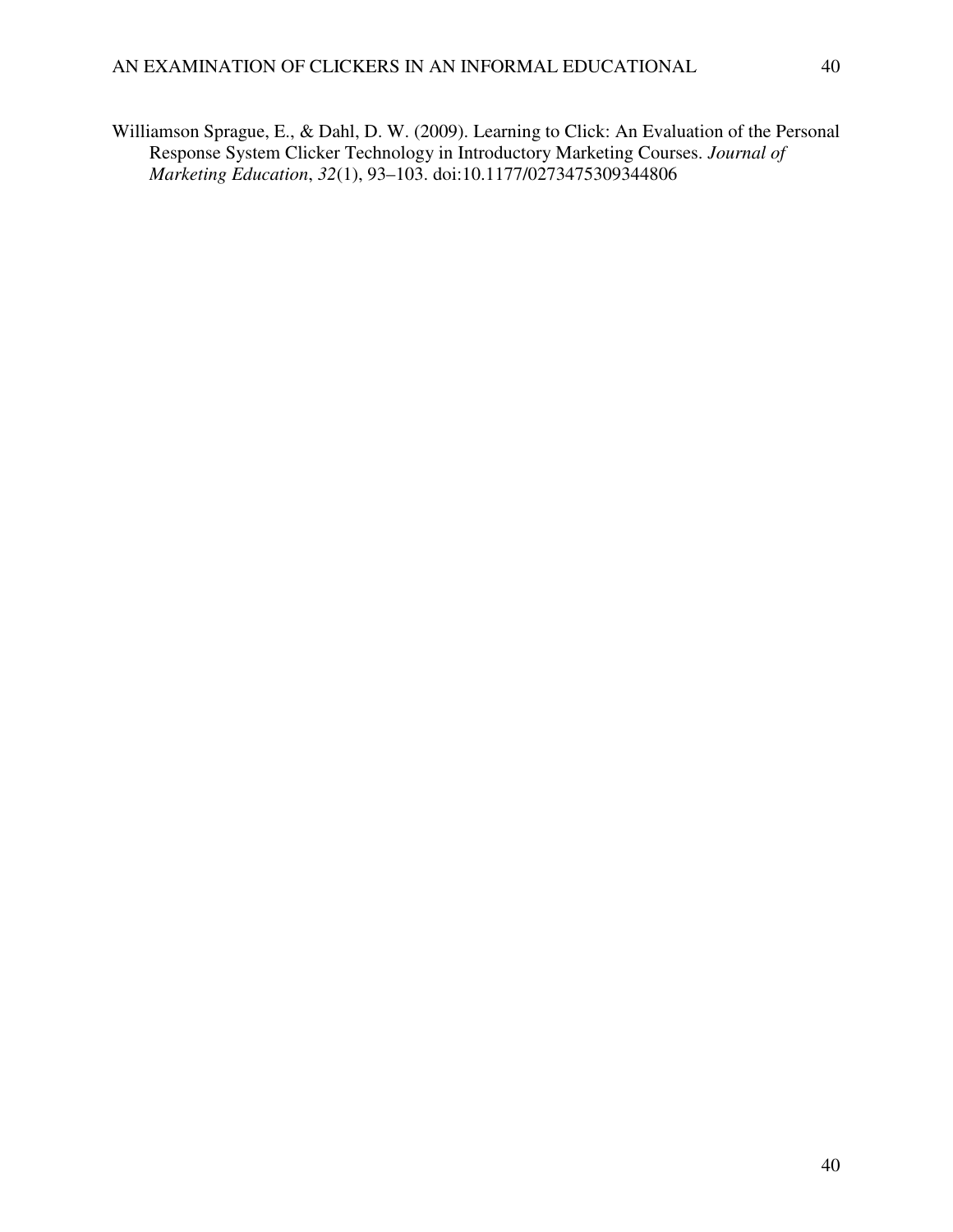Williamson Sprague, E., & Dahl, D. W. (2009). Learning to Click: An Evaluation of the Personal Response System Clicker Technology in Introductory Marketing Courses. *Journal of Marketing Education*, *32*(1), 93–103. doi:10.1177/0273475309344806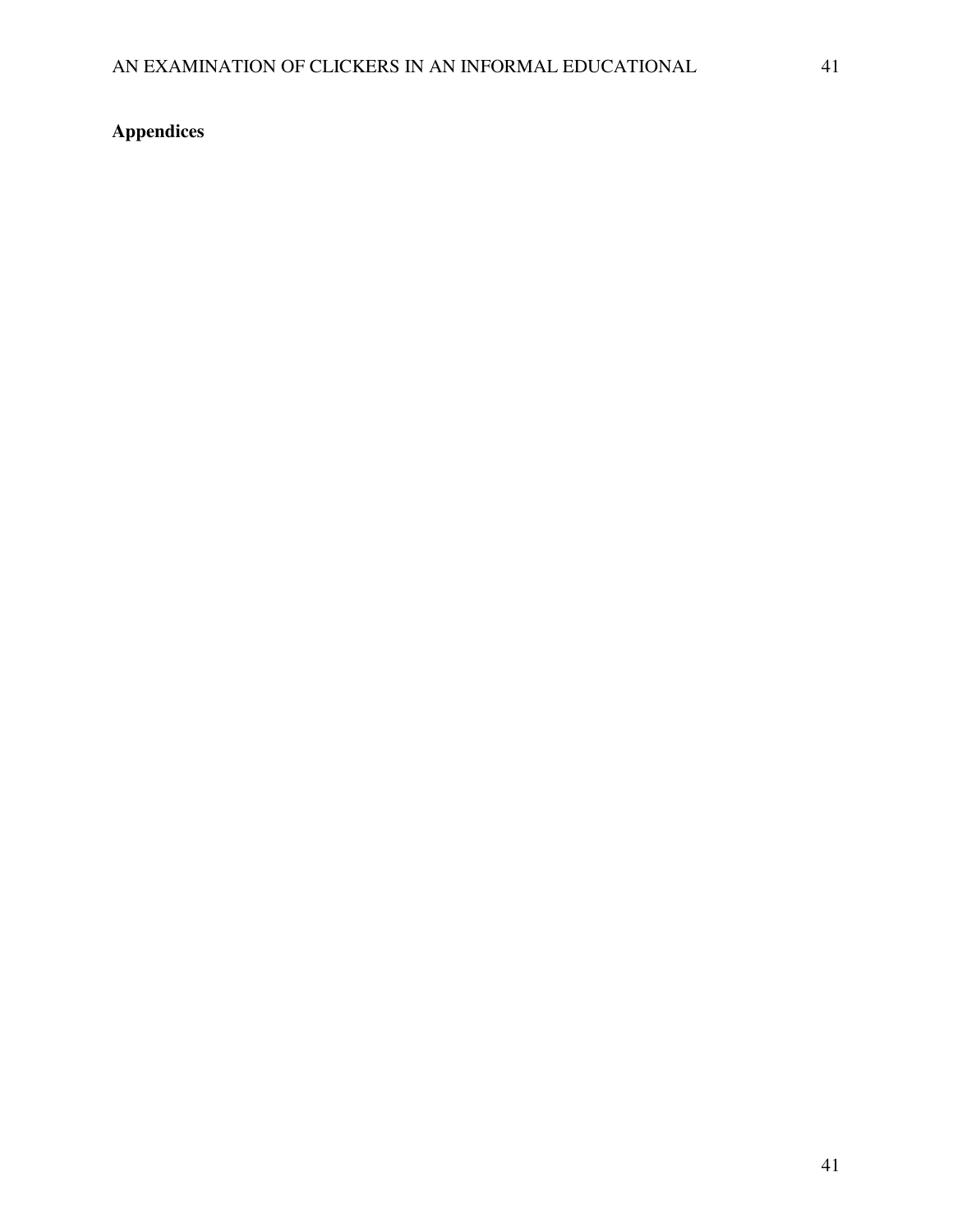**Appendices**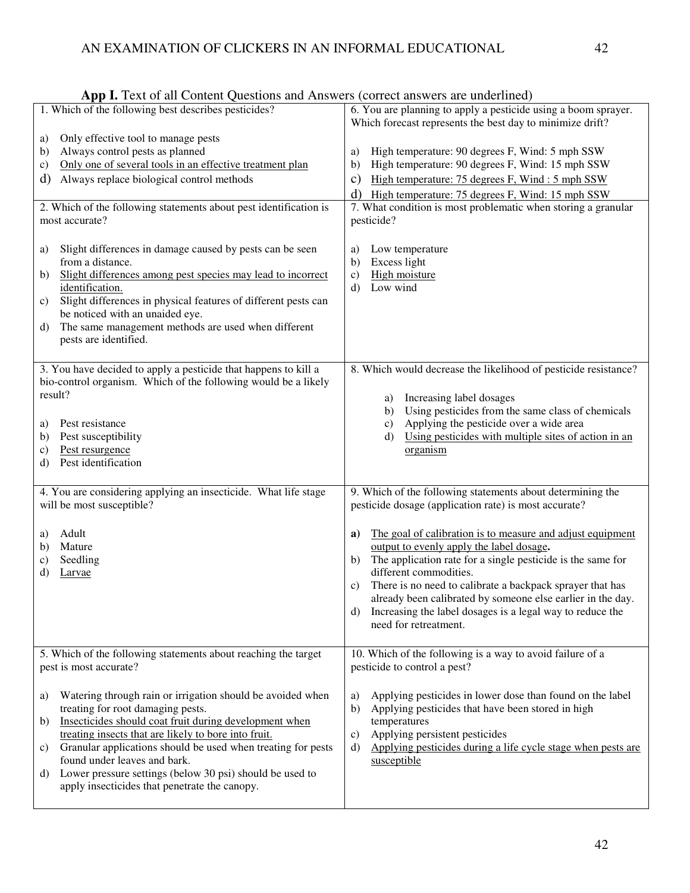**App I.** Text of all Content Questions and Answers (correct answers are underlined)

1. Which of the following best describes pesticides?

a) Only effective tool to manage pests
b) Always control pests as planned
c) <u>Only one of several tools in an effective treatment plan</u>
d) Always replace biological control methods

2. Which of the following statements about pest identification is most accurate?

a) Slight differences in damage caused by pests can be seen from a distance.
b) <u>Slight differences among pest species may lead to incorrect identification.</u>
c) Slight differences in physical features of different pests can be noticed with an unaided eye.
d) The same management methods are used when different pests are identified.

3. You have decided to apply a pesticide that happens to kill a bio-control organism. Which of the following would be a likely result?

a) Pest resistance
b) Pest susceptibility
c) <u>Pest resurgence</u>
d) Pest identification

4. You are considering applying an insecticide. What life stage will be most susceptible?

a) Adult
b) Mature
c) Seedling
d) <u>Larvae</u>

5. Which of the following statements about reaching the target pest is most accurate?

a) Watering through rain or irrigation should be avoided when treating for root damaging pests.
b) <u>Insecticides should coat fruit during development when treating insects that are likely to bore into fruit.</u>
c) Granular applications should be used when treating for pests found under leaves and bark.
d) Lower pressure settings (below 30 psi) should be used to apply insecticides that penetrate the canopy.

6. You are planning to apply a pesticide using a boom sprayer. Which forecast represents the best day to minimize drift?

a) High temperature: 90 degrees F, Wind: 5 mph SSW
b) High temperature: 90 degrees F, Wind: 15 mph SSW
c) <u>High temperature: 75 degrees F, Wind : 5 mph SSW</u>
d) <u>High temperature: 75 degrees F, Wind: 15 mph SSW</u>

7. What condition is most problematic when storing a granular pesticide?

a) Low temperature
b) Excess light
c) <u>High moisture</u>
d) Low wind

8. Which would decrease the likelihood of pesticide resistance?

a) Increasing label dosages
b) Using pesticides from the same class of chemicals
c) Applying the pesticide over a wide area
d) <u>Using pesticides with multiple sites of action in an organism</u>

9. Which of the following statements about determining the pesticide dosage (application rate) is most accurate?

**a)** <u>The goal of calibration is to measure and adjust equipment output to evenly apply the label dosage</u>**.**
b) The application rate for a single pesticide is the same for different commodities.
c) There is no need to calibrate a backpack sprayer that has already been calibrated by someone else earlier in the day.
d) Increasing the label dosages is a legal way to reduce the need for retreatment.

10. Which of the following is a way to avoid failure of a pesticide to control a pest?

a) Applying pesticides in lower dose than found on the label
b) Applying pesticides that have been stored in high temperatures
c) Applying persistent pesticides
d) <u>Applying pesticides during a life cycle stage when pests are susceptible</u>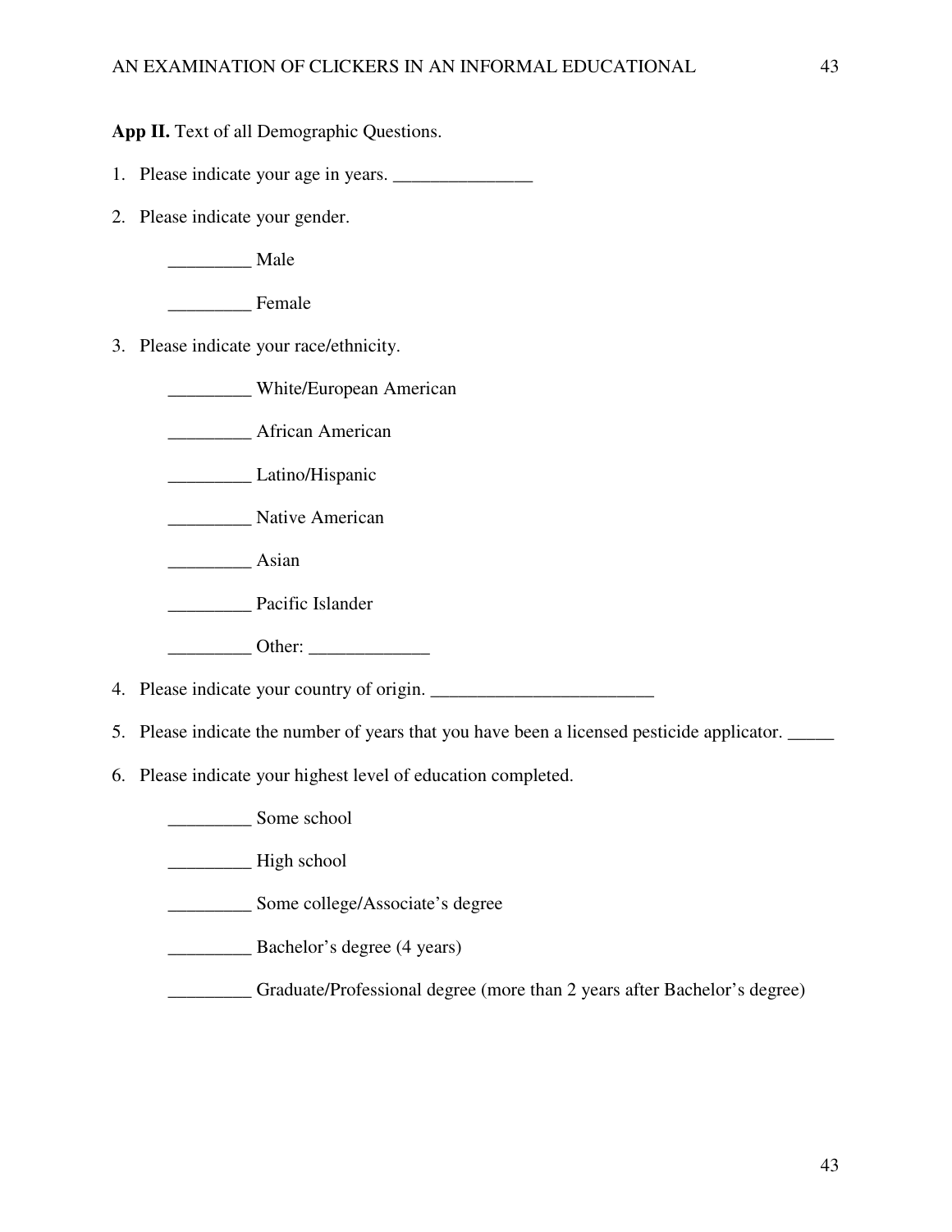**App II.** Text of all Demographic Questions.

1. Please indicate your age in years. _______________

2. Please indicate your gender.

   _________ Male

   _________ Female

3. Please indicate your race/ethnicity.

   _________ White/European American

   _________ African American

   _________ Latino/Hispanic

   _________ Native American

   _________ Asian

   _________ Pacific Islander

   _________ Other: _____________

4. Please indicate your country of origin. ________________________

5. Please indicate the number of years that you have been a licensed pesticide applicator. _____

6. Please indicate your highest level of education completed.

   _________ Some school

   _________ High school

   _________ Some college/Associate's degree

   _________ Bachelor's degree (4 years)

   _________ Graduate/Professional degree (more than 2 years after Bachelor's degree)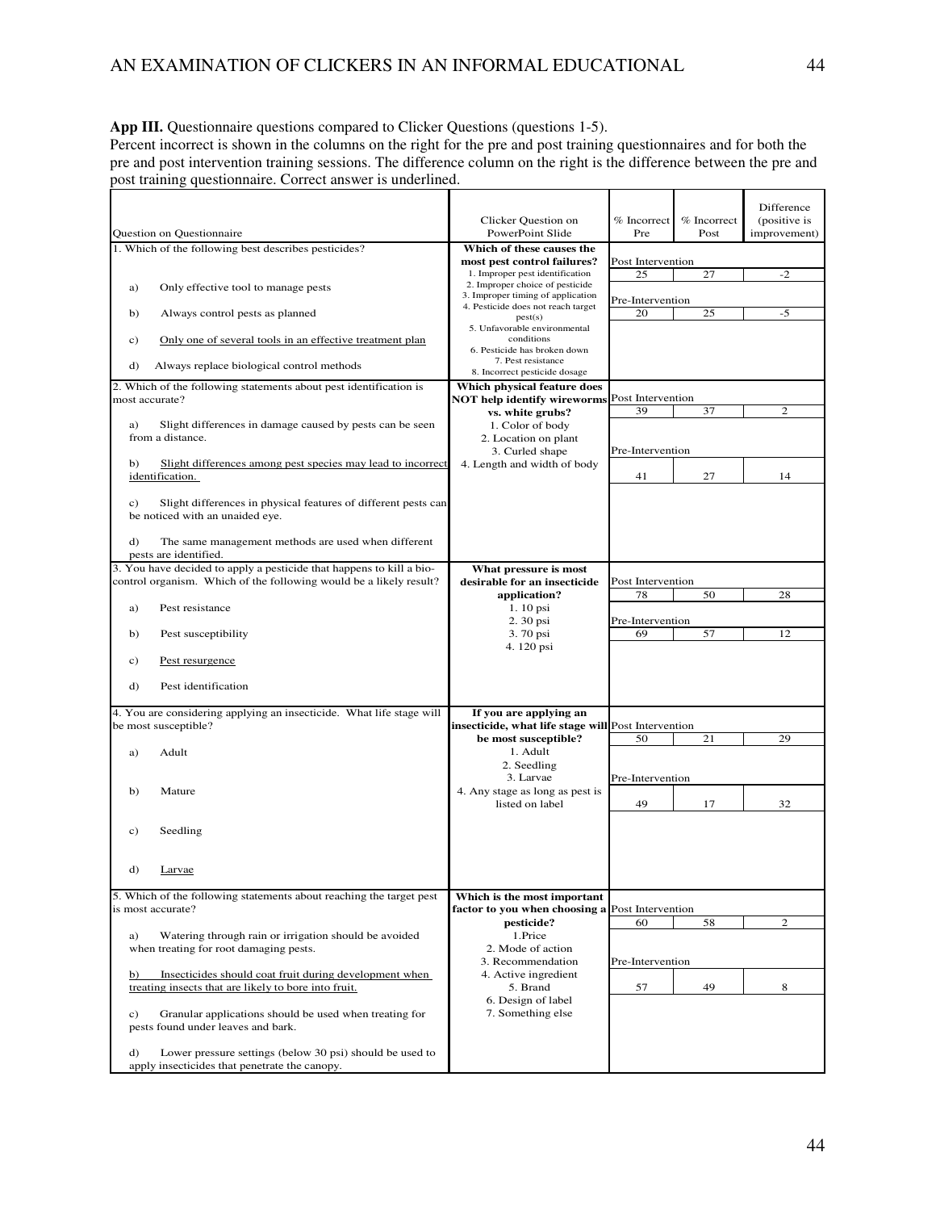**App III.** Questionnaire questions compared to Clicker Questions (questions 1-5).
Percent incorrect is shown in the columns on the right for the pre and post training questionnaires and for both the pre and post intervention training sessions. The difference column on the right is the difference between the pre and post training questionnaire. Correct answer is underlined.

| Question on Questionnaire | Clicker Question on PowerPoint Slide | % Incorrect Pre | % Incorrect Post | Difference (positive is improvement) |
|---|---|---|---|---|
| 1. Which of the following best describes pesticides?<br><br>a) Only effective tool to manage pests<br><br>b) Always control pests as planned<br><br>c) <u>Only one of several tools in an effective treatment plan</u><br><br>d) Always replace biological control methods | **Which of these causes the most pest control failures?**<br>1. Improper pest identification<br>2. Improper choice of pesticide<br>3. Improper timing of application<br>4. Pesticide does not reach target pest(s)<br>5. Unfavorable environmental conditions<br>6. Pesticide has broken down<br>7. Pest resistance<br>8. Incorrect pesticide dosage | Post Intervention<br>25<br><br>Pre-Intervention<br>20 | <br>27<br><br><br>25 | <br>-2<br><br><br>-5 |
| 2. Which of the following statements about pest identification is most accurate?<br><br>a) Slight differences in damage caused by pests can be seen from a distance.<br><br>b) <u>Slight differences among pest species may lead to incorrect identification.</u><br><br>c) Slight differences in physical features of different pests can be noticed with an unaided eye.<br><br>d) The same management methods are used when different pests are identified. | **Which physical feature does NOT help identify wireworms vs. white grubs?**<br>1. Color of body<br>2. Location on plant<br>3. Curled shape<br>4. Length and width of body | Post Intervention<br>39<br><br>Pre-Intervention<br>41 | <br>37<br><br><br>27 | <br>2<br><br><br>14 |
| 3. You have decided to apply a pesticide that happens to kill a bio-control organism. Which of the following would be a likely result?<br><br>a) Pest resistance<br><br>b) Pest susceptibility<br><br>c) <u>Pest resurgence</u><br><br>d) Pest identification | **What pressure is most desirable for an insecticide application?**<br>1. 10 psi<br>2. 30 psi<br>3. 70 psi<br>4. 120 psi | Post Intervention<br>78<br><br>Pre-Intervention<br>69 | <br>50<br><br><br>57 | <br>28<br><br><br>12 |
| 4. You are considering applying an insecticide. What life stage will be most susceptible?<br><br>a) Adult<br><br>b) Mature<br><br>c) Seedling<br><br>d) <u>Larvae</u> | **If you are applying an insecticide, what life stage will be most susceptible?**<br>1. Adult<br>2. Seedling<br>3. Larvae<br>4. Any stage as long as pest is listed on label | Post Intervention<br>50<br><br>Pre-Intervention<br>49 | <br>21<br><br><br>17 | <br>29<br><br><br>32 |
| 5. Which of the following statements about reaching the target pest is most accurate?<br><br>a) Watering through rain or irrigation should be avoided when treating for root damaging pests.<br><br>b) <u>Insecticides should coat fruit during development when treating insects that are likely to bore into fruit.</u><br><br>c) Granular applications should be used when treating for pests found under leaves and bark.<br><br>d) Lower pressure settings (below 30 psi) should be used to apply insecticides that penetrate the canopy. | **Which is the most important factor to you when choosing a pesticide?**<br>1.Price<br>2. Mode of action<br>3. Recommendation<br>4. Active ingredient<br>5. Brand<br>6. Design of label<br>7. Something else | Post Intervention<br>60<br><br>Pre-Intervention<br>57 | <br>58<br><br><br>49 | <br>2<br><br><br>8 |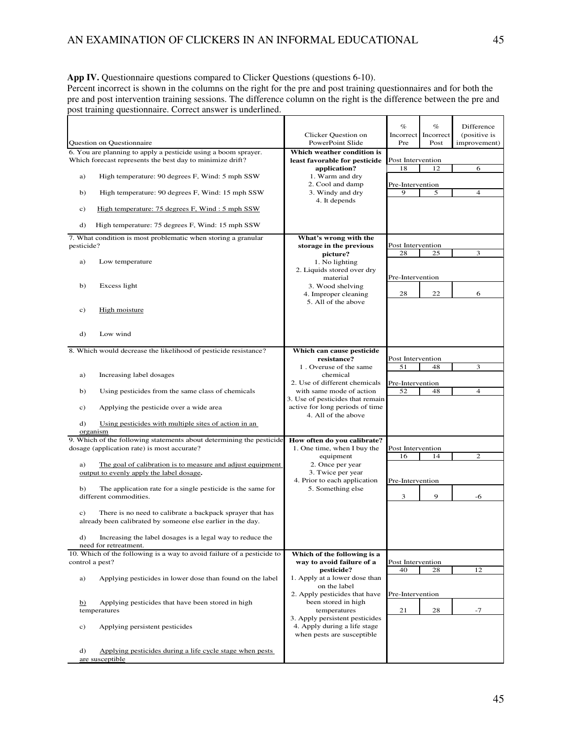**App IV.** Questionnaire questions compared to Clicker Questions (questions 6-10).
Percent incorrect is shown in the columns on the right for the pre and post training questionnaires and for both the pre and post intervention training sessions. The difference column on the right is the difference between the pre and post training questionnaire. Correct answer is underlined.

| Question on Questionnaire | Clicker Question on PowerPoint Slide | % Incorrect Pre | % Incorrect Post | Difference (positive is improvement) |
|---|---|---|---|---|
| 6. You are planning to apply a pesticide using a boom sprayer. Which forecast represents the best day to minimize drift?<br>a) High temperature: 90 degrees F, Wind: 5 mph SSW<br>b) High temperature: 90 degrees F, Wind: 15 mph SSW<br>c) <u>High temperature: 75 degrees F, Wind : 5 mph SSW</u><br>d) High temperature: 75 degrees F, Wind: 15 mph SSW | **Which weather condition is least favorable for pesticide application?**<br>1. Warm and dry<br>2. Cool and damp<br>3. Windy and dry<br>4. It depends | Post Intervention | | |
| | | 18 | 12 | 6 |
| | | Pre-Intervention | | |
| | | 9 | 5 | 4 |
| 7. What condition is most problematic when storing a granular pesticide?<br>a) Low temperature<br>b) Excess light<br>c) <u>High moisture</u><br>d) Low wind | **What's wrong with the storage in the previous picture?**<br>1. No lighting<br>2. Liquids stored over dry material<br>3. Wood shelving<br>4. Improper cleaning<br>5. All of the above | Post Intervention | | |
| | | 28 | 25 | 3 |
| | | Pre-Intervention | | |
| | | 28 | 22 | 6 |
| 8. Which would decrease the likelihood of pesticide resistance?<br>a) Increasing label dosages<br>b) Using pesticides from the same class of chemicals<br>c) Applying the pesticide over a wide area<br>d) <u>Using pesticides with multiple sites of action in an organism</u> | **Which can cause pesticide resistance?**<br>1 . Overuse of the same chemical<br>2. Use of different chemicals with same mode of action<br>3. Use of pesticides that remain active for long periods of time<br>4. All of the above | Post Intervention | | |
| | | 51 | 48 | 3 |
| | | Pre-Intervention | | |
| | | 52 | 48 | 4 |
| 9. Which of the following statements about determining the pesticide dosage (application rate) is most accurate?<br>a) <u>The goal of calibration is to measure and adjust equipment output to evenly apply the label dosage.</u><br>b) The application rate for a single pesticide is the same for different commodities.<br>c) There is no need to calibrate a backpack sprayer that has already been calibrated by someone else earlier in the day.<br>d) Increasing the label dosages is a legal way to reduce the need for retreatment. | **How often do you calibrate?**<br>1. One time, when I buy the equipment<br>2. Once per year<br>3. Twice per year<br>4. Prior to each application<br>5. Something else | Post Intervention | | |
| | | 16 | 14 | 2 |
| | | Pre-Intervention | | |
| | | 3 | 9 | -6 |
| 10. Which of the following is a way to avoid failure of a pesticide to control a pest?<br>a) Applying pesticides in lower dose than found on the label<br>b) Applying pesticides that have been stored in high temperatures<br>c) Applying persistent pesticides<br>d) <u>Applying pesticides during a life cycle stage when pests are susceptible</u> | **Which of the following is a way to avoid failure of a pesticide?**<br>1. Apply at a lower dose than on the label<br>2. Apply pesticides that have been stored in high temperatures<br>3. Apply persistent pesticides<br>4. Apply during a life stage when pests are susceptible | Post Intervention | | |
| | | 40 | 28 | 12 |
| | | Pre-Intervention | | |
| | | 21 | 28 | -7 |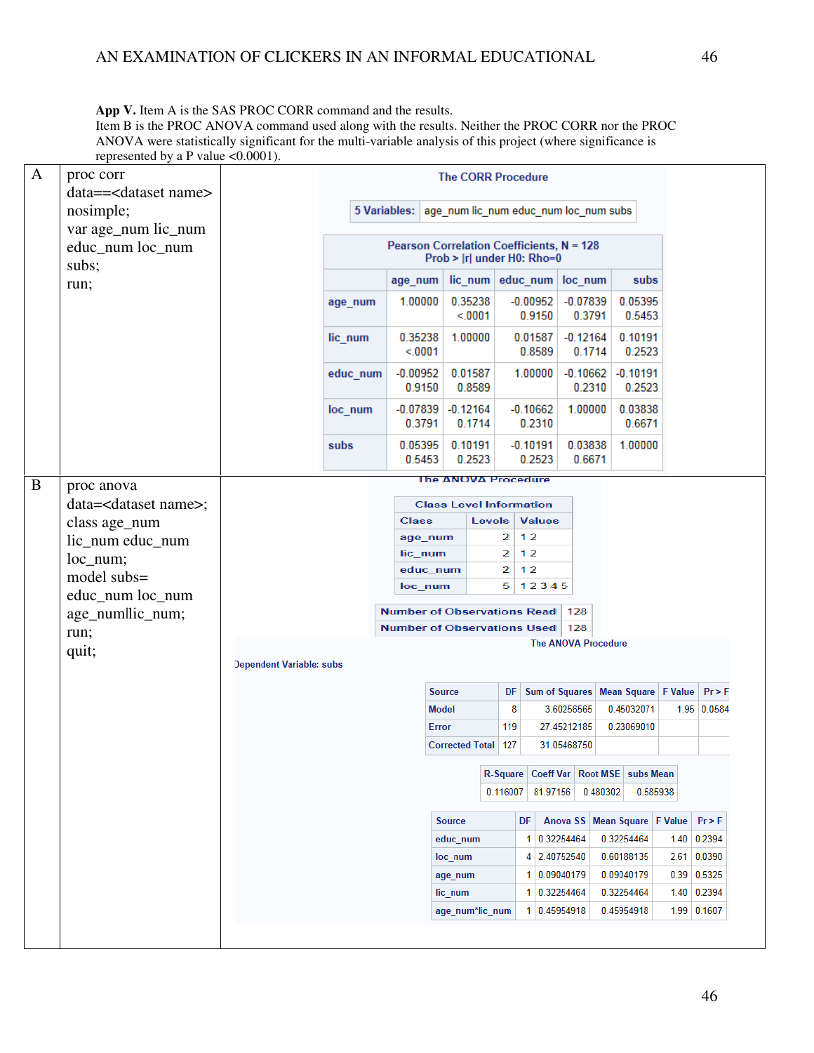**App V.** Item A is the SAS PROC CORR command and the results.
Item B is the PROC ANOVA command used along with the results. Neither the PROC CORR nor the PROC ANOVA were statistically significant for the multi-variable analysis of this project (where significance is represented by a P value <0.0001).

**A**

```
proc corr
data==<dataset name>
nosimple;
var age_num lic_num
educ_num loc_num
subs;
run;
```

The CORR Procedure

5 Variables: age_num lic_num educ_num loc_num subs

Pearson Correlation Coefficients, N = 128
Prob > |r| under H0: Rho=0

| | age_num | lic_num | educ_num | loc_num | subs |
|---|---|---|---|---|---|
| age_num | 1.00000 | 0.35238 <.0001 | -0.00952 0.9150 | -0.07839 0.3791 | 0.05395 0.5453 |
| lic_num | 0.35238 <.0001 | 1.00000 | 0.01587 0.8589 | -0.12164 0.1714 | 0.10191 0.2523 |
| educ_num | -0.00952 0.9150 | 0.01587 0.8589 | 1.00000 | -0.10662 0.2310 | -0.10191 0.2523 |
| loc_num | -0.07839 0.3791 | -0.12164 0.1714 | -0.10662 0.2310 | 1.00000 | 0.03838 0.6671 |
| subs | 0.05395 0.5453 | 0.10191 0.2523 | -0.10191 0.2523 | 0.03838 0.6671 | 1.00000 |

**B**

```
proc anova
data=<dataset name>;
class age_num
lic_num educ_num
loc_num;
model subs=
educ_num loc_num
age_num|lic_num;
run;
quit;
```

The ANOVA Procedure

Class Level Information

| Class | Levels | Values |
|---|---|---|
| age_num | 2 | 1 2 |
| lic_num | 2 | 1 2 |
| educ_num | 2 | 1 2 |
| loc_num | 5 | 1 2 3 4 5 |

| | |
|---|---|
| Number of Observations Read | 128 |
| Number of Observations Used | 128 |

The ANOVA Procedure

Dependent Variable: subs

| Source | DF | Sum of Squares | Mean Square | F Value | Pr > F |
|---|---|---|---|---|---|
| Model | 8 | 3.60256565 | 0.45032071 | 1.95 | 0.0584 |
| Error | 119 | 27.45212185 | 0.23069010 | | |
| Corrected Total | 127 | 31.05468750 | | | |

| R-Square | Coeff Var | Root MSE | subs Mean |
|---|---|---|---|
| 0.116007 | 81.97156 | 0.480302 | 0.585938 |

| Source | DF | Anova SS | Mean Square | F Value | Pr > F |
|---|---|---|---|---|---|
| educ_num | 1 | 0.32254464 | 0.32254464 | 1.40 | 0.2394 |
| loc_num | 4 | 2.40752540 | 0.60188135 | 2.61 | 0.0390 |
| age_num | 1 | 0.09040179 | 0.09040179 | 0.39 | 0.5325 |
| lic_num | 1 | 0.32254464 | 0.32254464 | 1.40 | 0.2394 |
| age_num*lic_num | 1 | 0.45954918 | 0.45954918 | 1.99 | 0.1607 |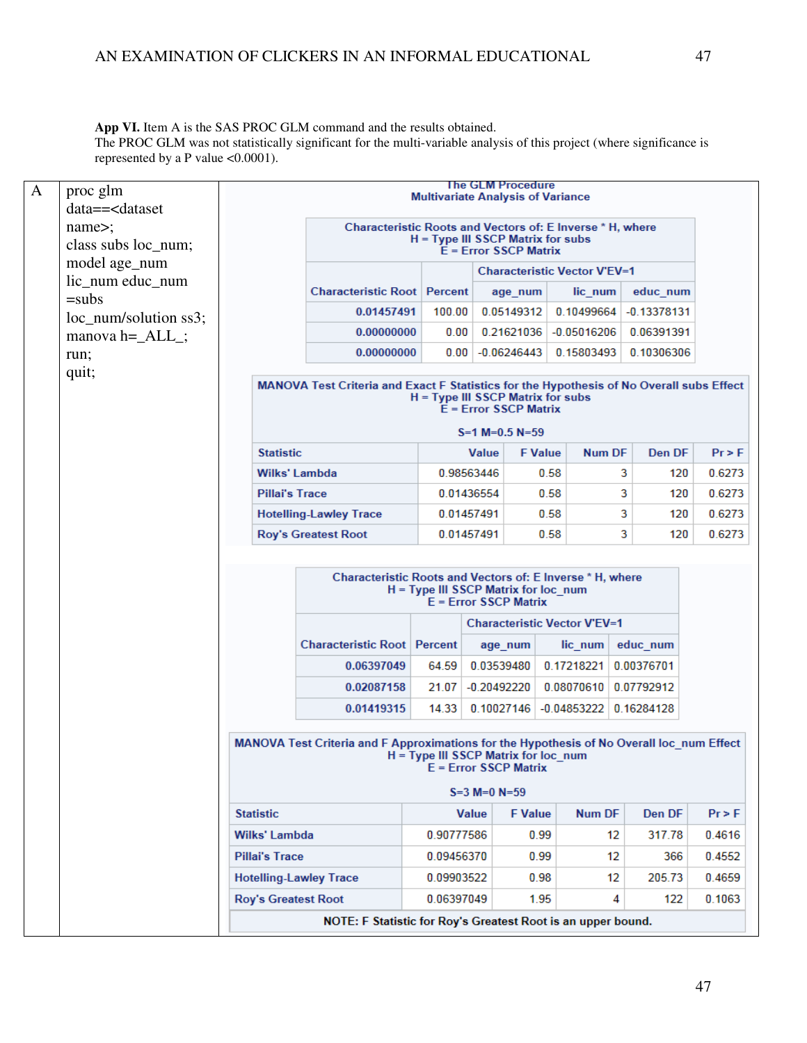**App VI.** Item A is the SAS PROC GLM command and the results obtained.
The PROC GLM was not statistically significant for the multi-variable analysis of this project (where significance is represented by a P value <0.0001).

**A**

```
proc glm
data==<dataset
name>;
class subs loc_num;
model age_num
lic_num educ_num
=subs
loc_num/solution ss3;
manova h=_ALL_;
run;
quit;
```

**The GLM Procedure**
**Multivariate Analysis of Variance**

**Characteristic Roots and Vectors of: E Inverse * H, where**
**H = Type III SSCP Matrix for subs**
**E = Error SSCP Matrix**

| Characteristic Root | Percent | Characteristic Vector V'EV=1 | | |
|---|---|---|---|---|
| | | age_num | lic_num | educ_num |
| 0.01457491 | 100.00 | 0.05149312 | 0.10499664 | -0.13378131 |
| 0.00000000 | 0.00 | 0.21621036 | -0.05016206 | 0.06391391 |
| 0.00000000 | 0.00 | -0.06246443 | 0.15803493 | 0.10306306 |

**MANOVA Test Criteria and Exact F Statistics for the Hypothesis of No Overall subs Effect**
**H = Type III SSCP Matrix for subs**
**E = Error SSCP Matrix**

**S=1 M=0.5 N=59**

| Statistic | Value | F Value | Num DF | Den DF | Pr > F |
|---|---|---|---|---|---|
| Wilks' Lambda | 0.98563446 | 0.58 | 3 | 120 | 0.6273 |
| Pillai's Trace | 0.01436554 | 0.58 | 3 | 120 | 0.6273 |
| Hotelling-Lawley Trace | 0.01457491 | 0.58 | 3 | 120 | 0.6273 |
| Roy's Greatest Root | 0.01457491 | 0.58 | 3 | 120 | 0.6273 |

**Characteristic Roots and Vectors of: E Inverse * H, where**
**H = Type III SSCP Matrix for loc_num**
**E = Error SSCP Matrix**

| Characteristic Root | Percent | Characteristic Vector V'EV=1 | | |
|---|---|---|---|---|
| | | age_num | lic_num | educ_num |
| 0.06397049 | 64.59 | 0.03539480 | 0.17218221 | 0.00376701 |
| 0.02087158 | 21.07 | -0.20492220 | 0.08070610 | 0.07792912 |
| 0.01419315 | 14.33 | 0.10027146 | -0.04853222 | 0.16284128 |

**MANOVA Test Criteria and F Approximations for the Hypothesis of No Overall loc_num Effect**
**H = Type III SSCP Matrix for loc_num**
**E = Error SSCP Matrix**

**S=3 M=0 N=59**

| Statistic | Value | F Value | Num DF | Den DF | Pr > F |
|---|---|---|---|---|---|
| Wilks' Lambda | 0.90777586 | 0.99 | 12 | 317.78 | 0.4616 |
| Pillai's Trace | 0.09456370 | 0.99 | 12 | 366 | 0.4552 |
| Hotelling-Lawley Trace | 0.09903522 | 0.98 | 12 | 205.73 | 0.4659 |
| Roy's Greatest Root | 0.06397049 | 1.95 | 4 | 122 | 0.1063 |

**NOTE: F Statistic for Roy's Greatest Root is an upper bound.**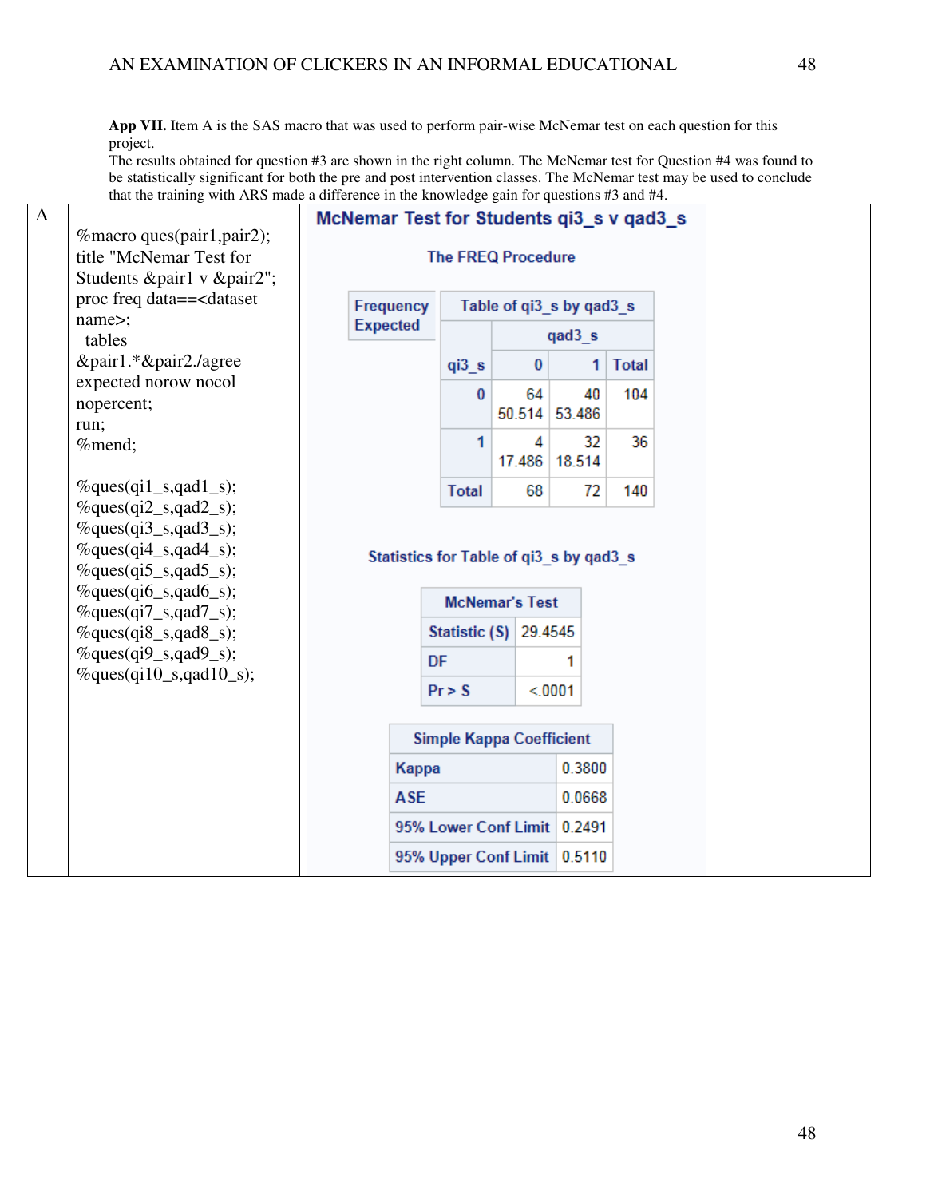**App VII.** Item A is the SAS macro that was used to perform pair-wise McNemar test on each question for this project.
The results obtained for question #3 are shown in the right column. The McNemar test for Question #4 was found to be statistically significant for both the pre and post intervention classes. The McNemar test may be used to conclude that the training with ARS made a difference in the knowledge gain for questions #3 and #4.

A

```
%macro ques(pair1,pair2);
title "McNemar Test for Students &pair1 v &pair2";
proc freq data==<dataset name>;
  tables &pair1.*&pair2./agree expected norow nocol nopercent;
run;
%mend;

%ques(qi1_s,qad1_s);
%ques(qi2_s,qad2_s);
%ques(qi3_s,qad3_s);
%ques(qi4_s,qad4_s);
%ques(qi5_s,qad5_s);
%ques(qi6_s,qad6_s);
%ques(qi7_s,qad7_s);
%ques(qi8_s,qad8_s);
%ques(qi9_s,qad9_s);
%ques(qi10_s,qad10_s);
```

**McNemar Test for Students qi3_s v qad3_s**

The FREQ Procedure

| Frequency / Expected | Table of qi3_s by qad3_s | | |
|---|---|---|---|
| | qad3_s | | |
| qi3_s | 0 | 1 | Total |
| 0 | 64<br>50.514 | 40<br>53.486 | 104 |
| 1 | 4<br>17.486 | 32<br>18.514 | 36 |
| Total | 68 | 72 | 140 |

Statistics for Table of qi3_s by qad3_s

| McNemar's Test | |
|---|---|
| Statistic (S) | 29.4545 |
| DF | 1 |
| Pr > S | <.0001 |

| Simple Kappa Coefficient | |
|---|---|
| Kappa | 0.3800 |
| ASE | 0.0668 |
| 95% Lower Conf Limit | 0.2491 |
| 95% Upper Conf Limit | 0.5110 |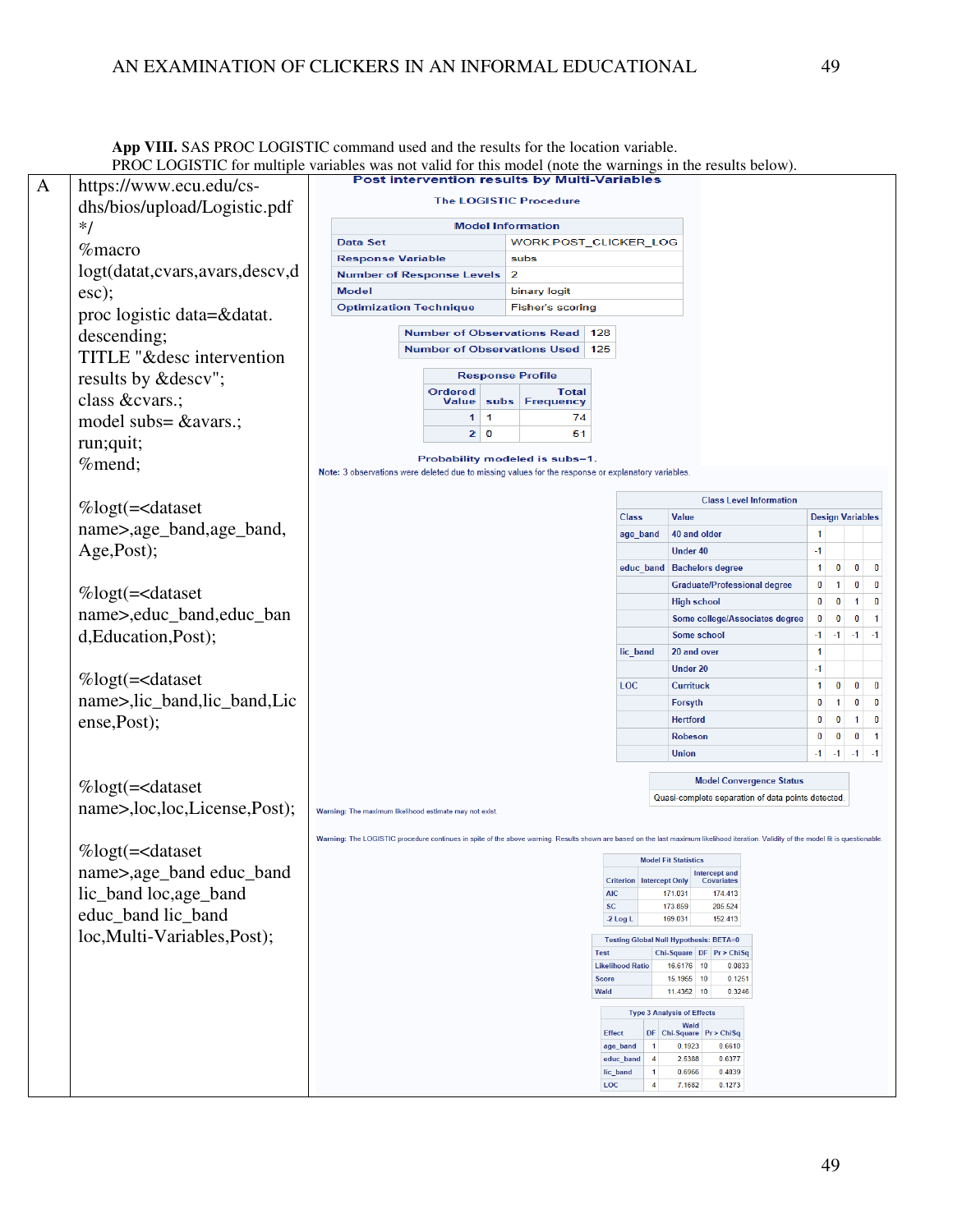**App VIII.** SAS PROC LOGISTIC command used and the results for the location variable.
PROC LOGISTIC for multiple variables was not valid for this model (note the warnings in the results below).

A

```
https://www.ecu.edu/cs-dhs/bios/upload/Logistic.pdf
*/
%macro logt(datat,cvars,avars,descv,desc);
proc logistic data=&datat. descending;
TITLE "&desc intervention results by &descv";
class &cvars.;
model subs= &avars.;
run;quit;
%mend;

%logt(=<dataset name>,age_band,age_band,Age,Post);

%logt(=<dataset name>,educ_band,educ_band,Education,Post);

%logt(=<dataset name>,lic_band,lic_band,License,Post);

%logt(=<dataset name>,loc,loc,License,Post);

%logt(=<dataset name>,age_band educ_band lic_band loc,age_band educ_band lic_band loc,Multi-Variables,Post);
```

**Post intervention results by Multi-Variables**

The LOGISTIC Procedure

| Model Information | |
|---|---|
| Data Set | WORK.POST_CLICKER_LOG |
| Response Variable | subs |
| Number of Response Levels | 2 |
| Model | binary logit |
| Optimization Technique | Fisher's scoring |

| | |
|---|---|
| Number of Observations Read | 128 |
| Number of Observations Used | 125 |

| Response Profile | | |
|---|---|---|
| Ordered Value | subs | Total Frequency |
| 1 | 1 | 74 |
| 2 | 0 | 51 |

Probability modeled is subs=1.

Note: 3 observations were deleted due to missing values for the response or explanatory variables.

| Class Level Information | | | | | |
|---|---|---|---|---|---|
| Class | Value | Design Variables | | | |
| age_band | 40 and older | 1 | | | |
| | Under 40 | -1 | | | |
| educ_band | Bachelors degree | 1 | 0 | 0 | 0 |
| | Graduate/Professional degree | 0 | 1 | 0 | 0 |
| | High school | 0 | 0 | 1 | 0 |
| | Some college/Associates degree | 0 | 0 | 0 | 1 |
| | Some school | -1 | -1 | -1 | -1 |
| lic_band | 20 and over | 1 | | | |
| | Under 20 | -1 | | | |
| LOC | Currituck | 1 | 0 | 0 | 0 |
| | Forsyth | 0 | 1 | 0 | 0 |
| | Hertford | 0 | 0 | 1 | 0 |
| | Robeson | 0 | 0 | 0 | 1 |
| | Union | -1 | -1 | -1 | -1 |

| Model Convergence Status |
|---|
| Quasi-complete separation of data points detected. |

Warning: The maximum likelihood estimate may not exist.

Warning: The LOGISTIC procedure continues in spite of the above warning. Results shown are based on the last maximum likelihood iteration. Validity of the model fit is questionable.

| Model Fit Statistics | | |
|---|---|---|
| Criterion | Intercept Only | Intercept and Covariates |
| AIC | 171.031 | 174.413 |
| SC | 173.859 | 205.524 |
| -2 Log L | 169.031 | 152.413 |

| Testing Global Null Hypothesis: BETA=0 | | | |
|---|---|---|---|
| Test | Chi-Square | DF | Pr > ChiSq |
| Likelihood Ratio | 16.6176 | 10 | 0.0833 |
| Score | 15.1955 | 10 | 0.1251 |
| Wald | 11.4362 | 10 | 0.3246 |

| Type 3 Analysis of Effects | | | |
|---|---|---|---|
| Effect | DF | Wald Chi-Square | Pr > ChiSq |
| age_band | 1 | 0.1923 | 0.6610 |
| educ_band | 4 | 2.5388 | 0.6377 |
| lic_band | 1 | 0.6966 | 0.4039 |
| LOC | 4 | 7.1682 | 0.1273 |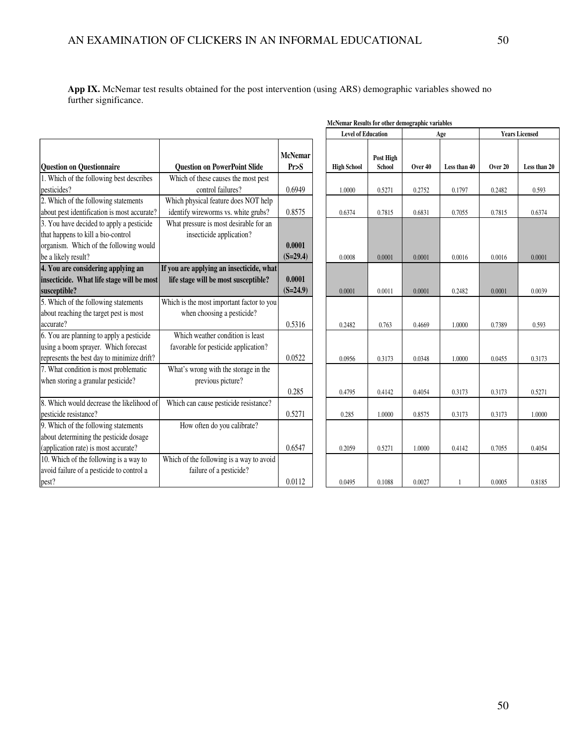**App IX.** McNemar test results obtained for the post intervention (using ARS) demographic variables showed no further significance.

| | | | McNemar Results for other demographic variables | | | | | |
|---|---|---|---|---|---|---|---|---|
| | | | Level of Education | | Age | | Years Licensed | |
| **Question on Questionnaire** | **Question on PowerPoint Slide** | **McNemar Pr>S** | **High School** | **Post High School** | **Over 40** | **Less than 40** | **Over 20** | **Less than 20** |
| 1. Which of the following best describes pesticides? | Which of these causes the most pest control failures? | 0.6949 | 1.0000 | 0.5271 | 0.2752 | 0.1797 | 0.2482 | 0.593 |
| 2. Which of the following statements about pest identification is most accurate? | Which physical feature does NOT help identify wireworms vs. white grubs? | 0.8575 | 0.6374 | 0.7815 | 0.6831 | 0.7055 | 0.7815 | 0.6374 |
| 3. You have decided to apply a pesticide that happens to kill a bio-control organism. Which of the following would be a likely result? | What pressure is most desirable for an insecticide application? | **0.0001 (S=29.4)** | 0.0008 | 0.0001 | 0.0001 | 0.0016 | 0.0016 | 0.0001 |
| **4. You are considering applying an insecticide. What life stage will be most susceptible?** | **If you are applying an insecticide, what life stage will be most susceptible?** | **0.0001 (S=24.9)** | 0.0001 | 0.0011 | 0.0001 | 0.2482 | 0.0001 | 0.0039 |
| 5. Which of the following statements about reaching the target pest is most accurate? | Which is the most important factor to you when choosing a pesticide? | 0.5316 | 0.2482 | 0.763 | 0.4669 | 1.0000 | 0.7389 | 0.593 |
| 6. You are planning to apply a pesticide using a boom sprayer. Which forecast represents the best day to minimize drift? | Which weather condition is least favorable for pesticide application? | 0.0522 | 0.0956 | 0.3173 | 0.0348 | 1.0000 | 0.0455 | 0.3173 |
| 7. What condition is most problematic when storing a granular pesticide? | What's wrong with the storage in the previous picture? | 0.285 | 0.4795 | 0.4142 | 0.4054 | 0.3173 | 0.3173 | 0.5271 |
| 8. Which would decrease the likelihood of pesticide resistance? | Which can cause pesticide resistance? | 0.5271 | 0.285 | 1.0000 | 0.8575 | 0.3173 | 0.3173 | 1.0000 |
| 9. Which of the following statements about determining the pesticide dosage (application rate) is most accurate? | How often do you calibrate? | 0.6547 | 0.2059 | 0.5271 | 1.0000 | 0.4142 | 0.7055 | 0.4054 |
| 10. Which of the following is a way to avoid failure of a pesticide to control a pest? | Which of the following is a way to avoid failure of a pesticide? | 0.0112 | 0.0495 | 0.1088 | 0.0027 | 1 | 0.0005 | 0.8185 |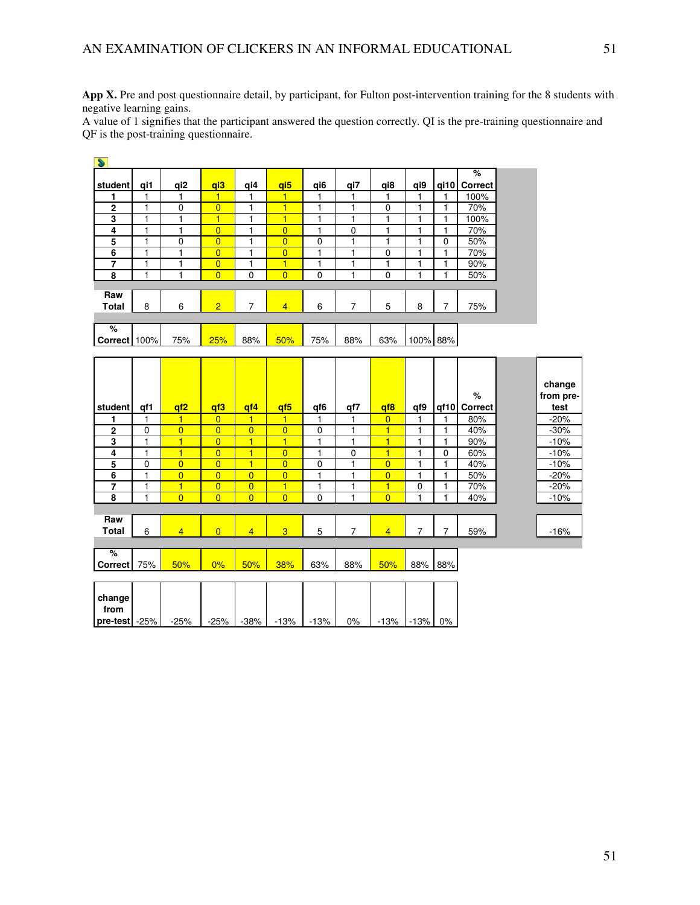**App X.** Pre and post questionnaire detail, by participant, for Fulton post-intervention training for the 8 students with negative learning gains.

A value of 1 signifies that the participant answered the question correctly. QI is the pre-training questionnaire and QF is the post-training questionnaire.

| student | qi1 | qi2 | qi3 | qi4 | qi5 | qi6 | qi7 | qi8 | qi9 | qi10 | % Correct |
|---|---|---|---|---|---|---|---|---|---|---|---|
| 1 | 1 | 1 | 1 | 1 | 1 | 1 | 1 | 1 | 1 | 1 | 100% |
| 2 | 1 | 0 | 0 | 1 | 1 | 1 | 1 | 0 | 1 | 1 | 70% |
| 3 | 1 | 1 | 1 | 1 | 1 | 1 | 1 | 1 | 1 | 1 | 100% |
| 4 | 1 | 1 | 0 | 1 | 0 | 1 | 0 | 1 | 1 | 1 | 70% |
| 5 | 1 | 0 | 0 | 1 | 0 | 0 | 1 | 1 | 1 | 0 | 50% |
| 6 | 1 | 1 | 0 | 1 | 0 | 1 | 1 | 0 | 1 | 1 | 70% |
| 7 | 1 | 1 | 0 | 1 | 1 | 1 | 1 | 1 | 1 | 1 | 90% |
| 8 | 1 | 1 | 0 | 0 | 0 | 0 | 1 | 0 | 1 | 1 | 50% |
| Raw Total | 8 | 6 | 2 | 7 | 4 | 6 | 7 | 5 | 8 | 7 | 75% |
| % Correct | 100% | 75% | 25% | 88% | 50% | 75% | 88% | 63% | 100% | 88% | |

| student | qf1 | qf2 | qf3 | qf4 | qf5 | qf6 | qf7 | qf8 | qf9 | qf10 | % Correct | change from pre-test |
|---|---|---|---|---|---|---|---|---|---|---|---|---|
| 1 | 1 | 1 | 0 | 1 | 1 | 1 | 1 | 0 | 1 | 1 | 80% | -20% |
| 2 | 0 | 0 | 0 | 0 | 0 | 0 | 1 | 1 | 1 | 1 | 40% | -30% |
| 3 | 1 | 1 | 0 | 1 | 1 | 1 | 1 | 1 | 1 | 1 | 90% | -10% |
| 4 | 1 | 1 | 0 | 1 | 0 | 1 | 0 | 1 | 1 | 0 | 60% | -10% |
| 5 | 0 | 0 | 0 | 1 | 0 | 0 | 1 | 0 | 1 | 1 | 40% | -10% |
| 6 | 1 | 0 | 0 | 0 | 0 | 1 | 1 | 0 | 1 | 1 | 50% | -20% |
| 7 | 1 | 1 | 0 | 0 | 1 | 1 | 1 | 1 | 0 | 1 | 70% | -20% |
| 8 | 1 | 0 | 0 | 0 | 0 | 0 | 1 | 0 | 1 | 1 | 40% | -10% |
| Raw Total | 6 | 4 | 0 | 4 | 3 | 5 | 7 | 4 | 7 | 7 | 59% | -16% |
| % Correct | 75% | 50% | 0% | 50% | 38% | 63% | 88% | 50% | 88% | 88% | | |
| change from pre-test | -25% | -25% | -25% | -38% | -13% | -13% | 0% | -13% | -13% | 0% | | |